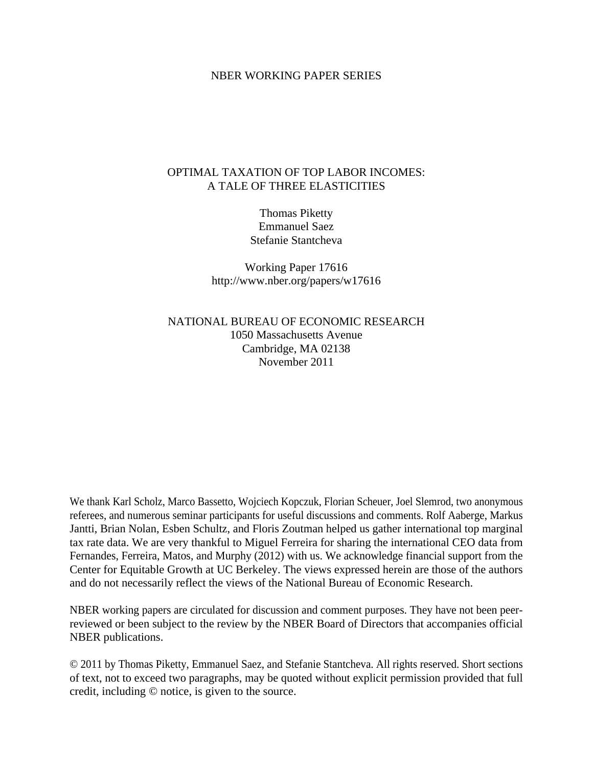NBER WORKING PAPER SERIES

# OPTIMAL TAXATION OF TOP LABOR INCOMES: A TALE OF THREE ELASTICITIES

Thomas Piketty
Emmanuel Saez
Stefanie Stantcheva

Working Paper 17616
http://www.nber.org/papers/w17616

NATIONAL BUREAU OF ECONOMIC RESEARCH
1050 Massachusetts Avenue
Cambridge, MA 02138
November 2011

We thank Karl Scholz, Marco Bassetto, Wojciech Kopczuk, Florian Scheuer, Joel Slemrod, two anonymous referees, and numerous seminar participants for useful discussions and comments. Rolf Aaberge, Markus Jantti, Brian Nolan, Esben Schultz, and Floris Zoutman helped us gather international top marginal tax rate data. We are very thankful to Miguel Ferreira for sharing the international CEO data from Fernandes, Ferreira, Matos, and Murphy (2012) with us. We acknowledge financial support from the Center for Equitable Growth at UC Berkeley. The views expressed herein are those of the authors and do not necessarily reflect the views of the National Bureau of Economic Research.

NBER working papers are circulated for discussion and comment purposes. They have not been peer-reviewed or been subject to the review by the NBER Board of Directors that accompanies official NBER publications.

© 2011 by Thomas Piketty, Emmanuel Saez, and Stefanie Stantcheva. All rights reserved. Short sections of text, not to exceed two paragraphs, may be quoted without explicit permission provided that full credit, including © notice, is given to the source.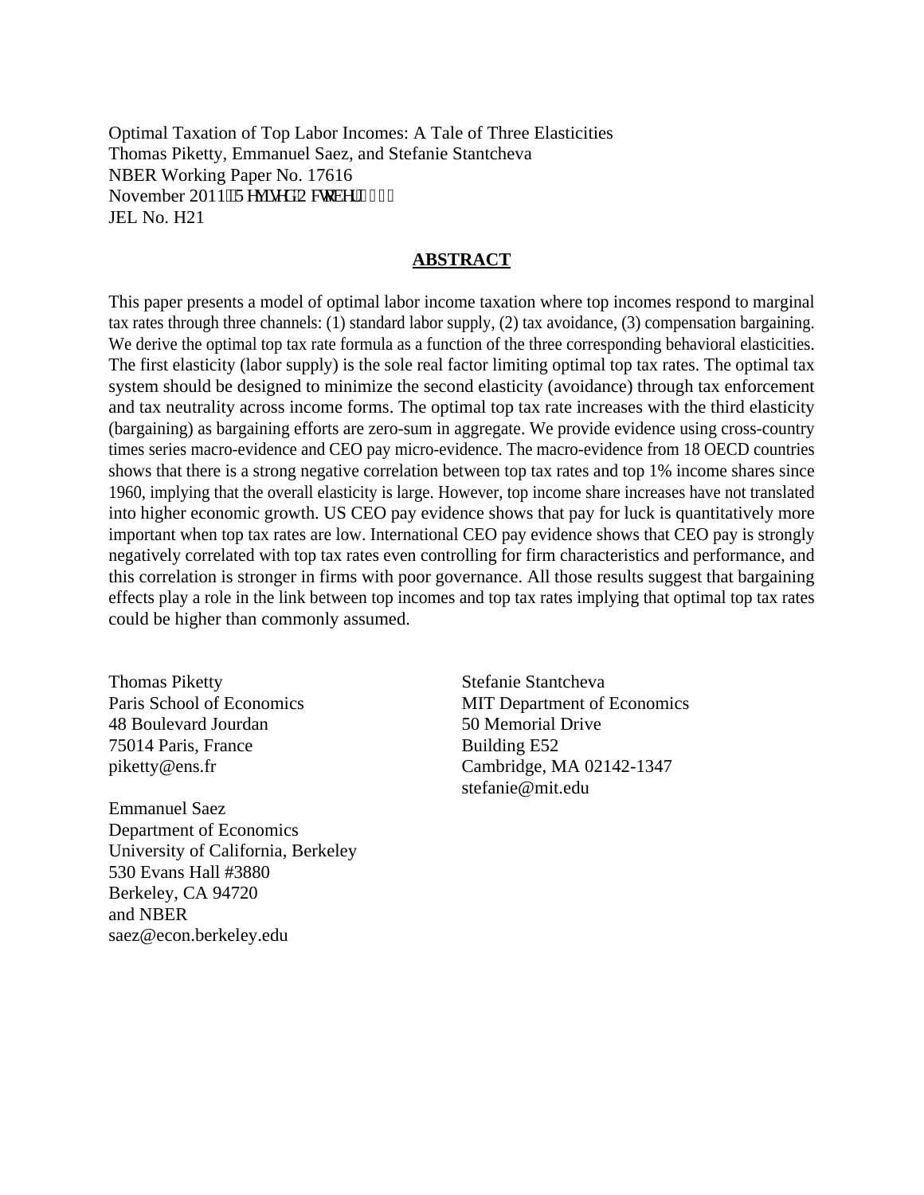Optimal Taxation of Top Labor Incomes: A Tale of Three Elasticities
Thomas Piketty, Emmanuel Saez, and Stefanie Stantcheva
NBER Working Paper No. 17616
November 2011, Revised October 2012
JEL No. H21

## ABSTRACT

This paper presents a model of optimal labor income taxation where top incomes respond to marginal tax rates through three channels: (1) standard labor supply, (2) tax avoidance, (3) compensation bargaining. We derive the optimal top tax rate formula as a function of the three corresponding behavioral elasticities. The first elasticity (labor supply) is the sole real factor limiting optimal top tax rates. The optimal tax system should be designed to minimize the second elasticity (avoidance) through tax enforcement and tax neutrality across income forms. The optimal top tax rate increases with the third elasticity (bargaining) as bargaining efforts are zero-sum in aggregate. We provide evidence using cross-country times series macro-evidence and CEO pay micro-evidence. The macro-evidence from 18 OECD countries shows that there is a strong negative correlation between top tax rates and top 1% income shares since 1960, implying that the overall elasticity is large. However, top income share increases have not translated into higher economic growth. US CEO pay evidence shows that pay for luck is quantitatively more important when top tax rates are low. International CEO pay evidence shows that CEO pay is strongly negatively correlated with top tax rates even controlling for firm characteristics and performance, and this correlation is stronger in firms with poor governance. All those results suggest that bargaining effects play a role in the link between top incomes and top tax rates implying that optimal top tax rates could be higher than commonly assumed.

Thomas Piketty
Paris School of Economics
48 Boulevard Jourdan
75014 Paris, France
piketty@ens.fr

Emmanuel Saez
Department of Economics
University of California, Berkeley
530 Evans Hall #3880
Berkeley, CA 94720
and NBER
saez@econ.berkeley.edu

Stefanie Stantcheva
MIT Department of Economics
50 Memorial Drive
Building E52
Cambridge, MA 02142-1347
stefanie@mit.edu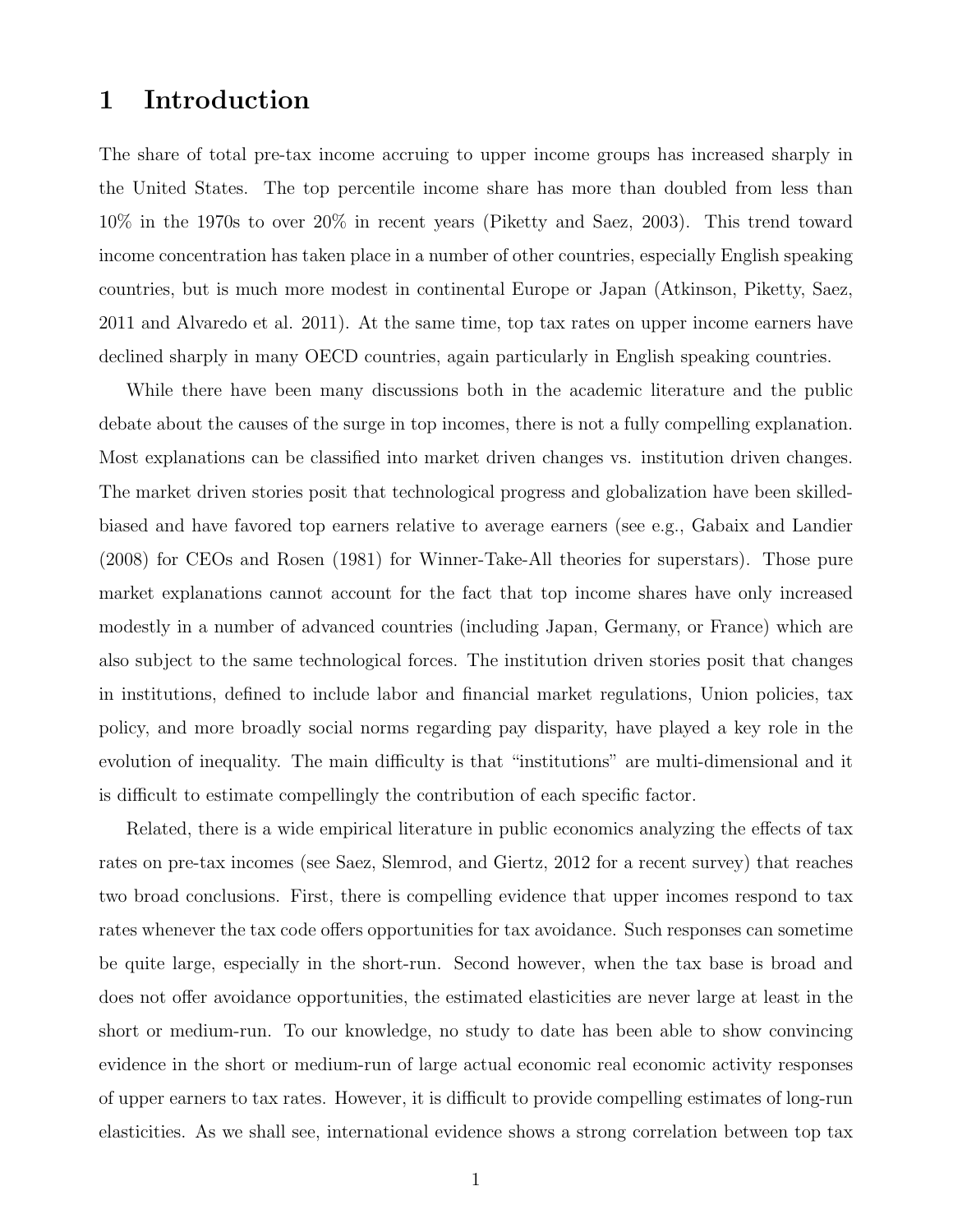# 1 Introduction

The share of total pre-tax income accruing to upper income groups has increased sharply in the United States. The top percentile income share has more than doubled from less than 10% in the 1970s to over 20% in recent years (Piketty and Saez, 2003). This trend toward income concentration has taken place in a number of other countries, especially English speaking countries, but is much more modest in continental Europe or Japan (Atkinson, Piketty, Saez, 2011 and Alvaredo et al. 2011). At the same time, top tax rates on upper income earners have declined sharply in many OECD countries, again particularly in English speaking countries.

While there have been many discussions both in the academic literature and the public debate about the causes of the surge in top incomes, there is not a fully compelling explanation. Most explanations can be classified into market driven changes vs. institution driven changes. The market driven stories posit that technological progress and globalization have been skilled-biased and have favored top earners relative to average earners (see e.g., Gabaix and Landier (2008) for CEOs and Rosen (1981) for Winner-Take-All theories for superstars). Those pure market explanations cannot account for the fact that top income shares have only increased modestly in a number of advanced countries (including Japan, Germany, or France) which are also subject to the same technological forces. The institution driven stories posit that changes in institutions, defined to include labor and financial market regulations, Union policies, tax policy, and more broadly social norms regarding pay disparity, have played a key role in the evolution of inequality. The main difficulty is that "institutions" are multi-dimensional and it is difficult to estimate compellingly the contribution of each specific factor.

Related, there is a wide empirical literature in public economics analyzing the effects of tax rates on pre-tax incomes (see Saez, Slemrod, and Giertz, 2012 for a recent survey) that reaches two broad conclusions. First, there is compelling evidence that upper incomes respond to tax rates whenever the tax code offers opportunities for tax avoidance. Such responses can sometime be quite large, especially in the short-run. Second however, when the tax base is broad and does not offer avoidance opportunities, the estimated elasticities are never large at least in the short or medium-run. To our knowledge, no study to date has been able to show convincing evidence in the short or medium-run of large actual economic real economic activity responses of upper earners to tax rates. However, it is difficult to provide compelling estimates of long-run elasticities. As we shall see, international evidence shows a strong correlation between top tax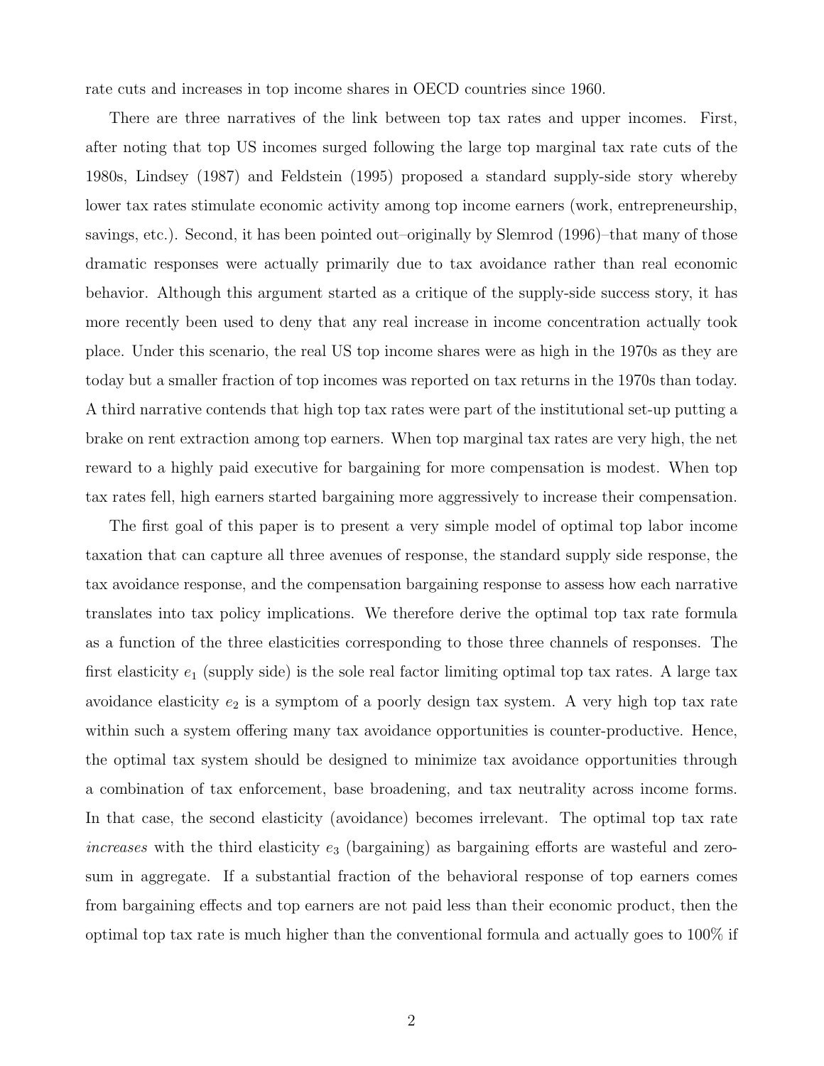rate cuts and increases in top income shares in OECD countries since 1960.

There are three narratives of the link between top tax rates and upper incomes. First, after noting that top US incomes surged following the large top marginal tax rate cuts of the 1980s, Lindsey (1987) and Feldstein (1995) proposed a standard supply-side story whereby lower tax rates stimulate economic activity among top income earners (work, entrepreneurship, savings, etc.). Second, it has been pointed out–originally by Slemrod (1996)–that many of those dramatic responses were actually primarily due to tax avoidance rather than real economic behavior. Although this argument started as a critique of the supply-side success story, it has more recently been used to deny that any real increase in income concentration actually took place. Under this scenario, the real US top income shares were as high in the 1970s as they are today but a smaller fraction of top incomes was reported on tax returns in the 1970s than today. A third narrative contends that high top tax rates were part of the institutional set-up putting a brake on rent extraction among top earners. When top marginal tax rates are very high, the net reward to a highly paid executive for bargaining for more compensation is modest. When top tax rates fell, high earners started bargaining more aggressively to increase their compensation.

The first goal of this paper is to present a very simple model of optimal top labor income taxation that can capture all three avenues of response, the standard supply side response, the tax avoidance response, and the compensation bargaining response to assess how each narrative translates into tax policy implications. We therefore derive the optimal top tax rate formula as a function of the three elasticities corresponding to those three channels of responses. The first elasticity $e_1$ (supply side) is the sole real factor limiting optimal top tax rates. A large tax avoidance elasticity $e_2$ is a symptom of a poorly design tax system. A very high top tax rate within such a system offering many tax avoidance opportunities is counter-productive. Hence, the optimal tax system should be designed to minimize tax avoidance opportunities through a combination of tax enforcement, base broadening, and tax neutrality across income forms. In that case, the second elasticity (avoidance) becomes irrelevant. The optimal top tax rate *increases* with the third elasticity $e_3$ (bargaining) as bargaining efforts are wasteful and zero-sum in aggregate. If a substantial fraction of the behavioral response of top earners comes from bargaining effects and top earners are not paid less than their economic product, then the optimal top tax rate is much higher than the conventional formula and actually goes to 100% if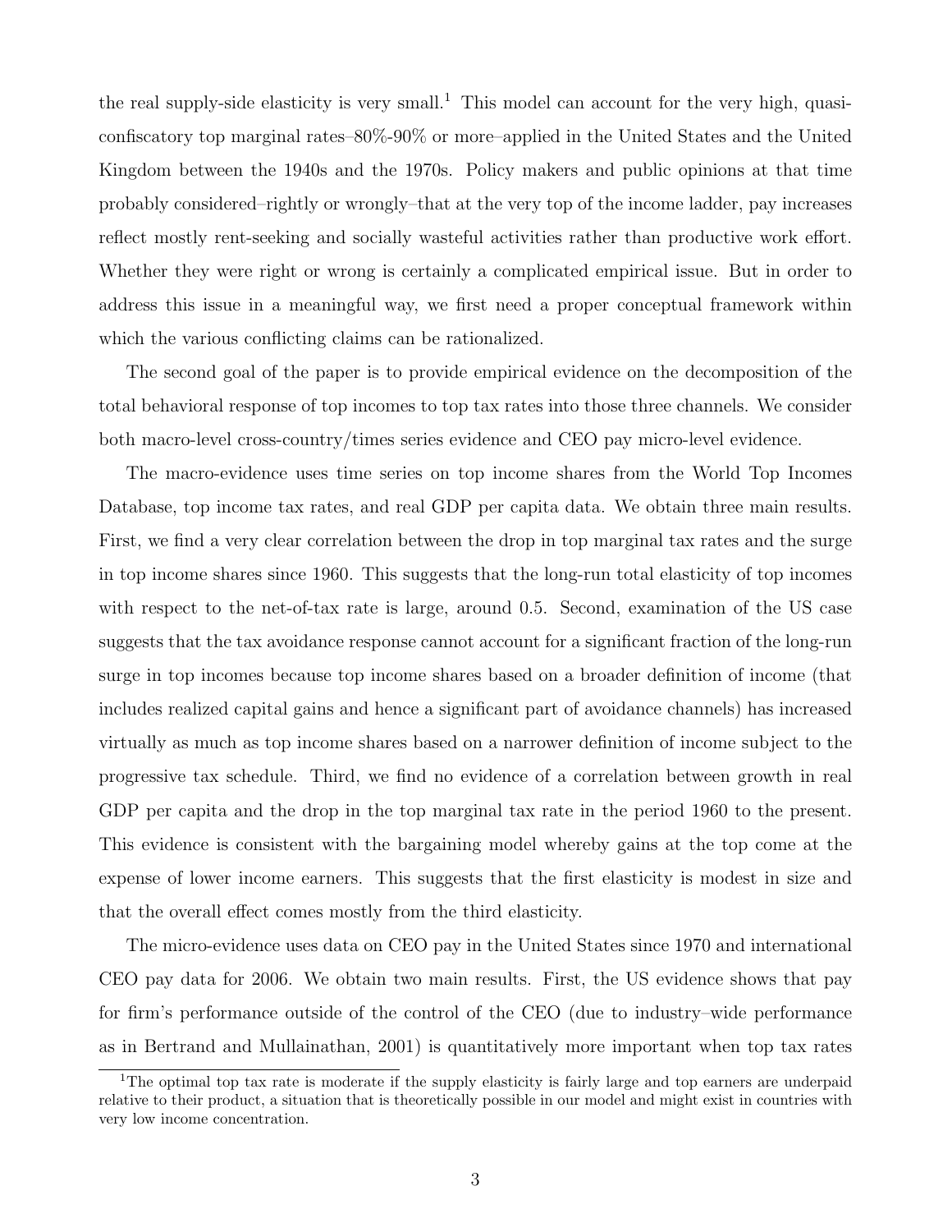the real supply-side elasticity is very small.[1] This model can account for the very high, quasi-confiscatory top marginal rates–80%-90% or more–applied in the United States and the United Kingdom between the 1940s and the 1970s. Policy makers and public opinions at that time probably considered–rightly or wrongly–that at the very top of the income ladder, pay increases reflect mostly rent-seeking and socially wasteful activities rather than productive work effort. Whether they were right or wrong is certainly a complicated empirical issue. But in order to address this issue in a meaningful way, we first need a proper conceptual framework within which the various conflicting claims can be rationalized.

The second goal of the paper is to provide empirical evidence on the decomposition of the total behavioral response of top incomes to top tax rates into those three channels. We consider both macro-level cross-country/times series evidence and CEO pay micro-level evidence.

The macro-evidence uses time series on top income shares from the World Top Incomes Database, top income tax rates, and real GDP per capita data. We obtain three main results. First, we find a very clear correlation between the drop in top marginal tax rates and the surge in top income shares since 1960. This suggests that the long-run total elasticity of top incomes with respect to the net-of-tax rate is large, around 0.5. Second, examination of the US case suggests that the tax avoidance response cannot account for a significant fraction of the long-run surge in top incomes because top income shares based on a broader definition of income (that includes realized capital gains and hence a significant part of avoidance channels) has increased virtually as much as top income shares based on a narrower definition of income subject to the progressive tax schedule. Third, we find no evidence of a correlation between growth in real GDP per capita and the drop in the top marginal tax rate in the period 1960 to the present. This evidence is consistent with the bargaining model whereby gains at the top come at the expense of lower income earners. This suggests that the first elasticity is modest in size and that the overall effect comes mostly from the third elasticity.

The micro-evidence uses data on CEO pay in the United States since 1970 and international CEO pay data for 2006. We obtain two main results. First, the US evidence shows that pay for firm's performance outside of the control of the CEO (due to industry–wide performance as in Bertrand and Mullainathan, 2001) is quantitatively more important when top tax rates

[1] The optimal top tax rate is moderate if the supply elasticity is fairly large and top earners are underpaid relative to their product, a situation that is theoretically possible in our model and might exist in countries with very low income concentration.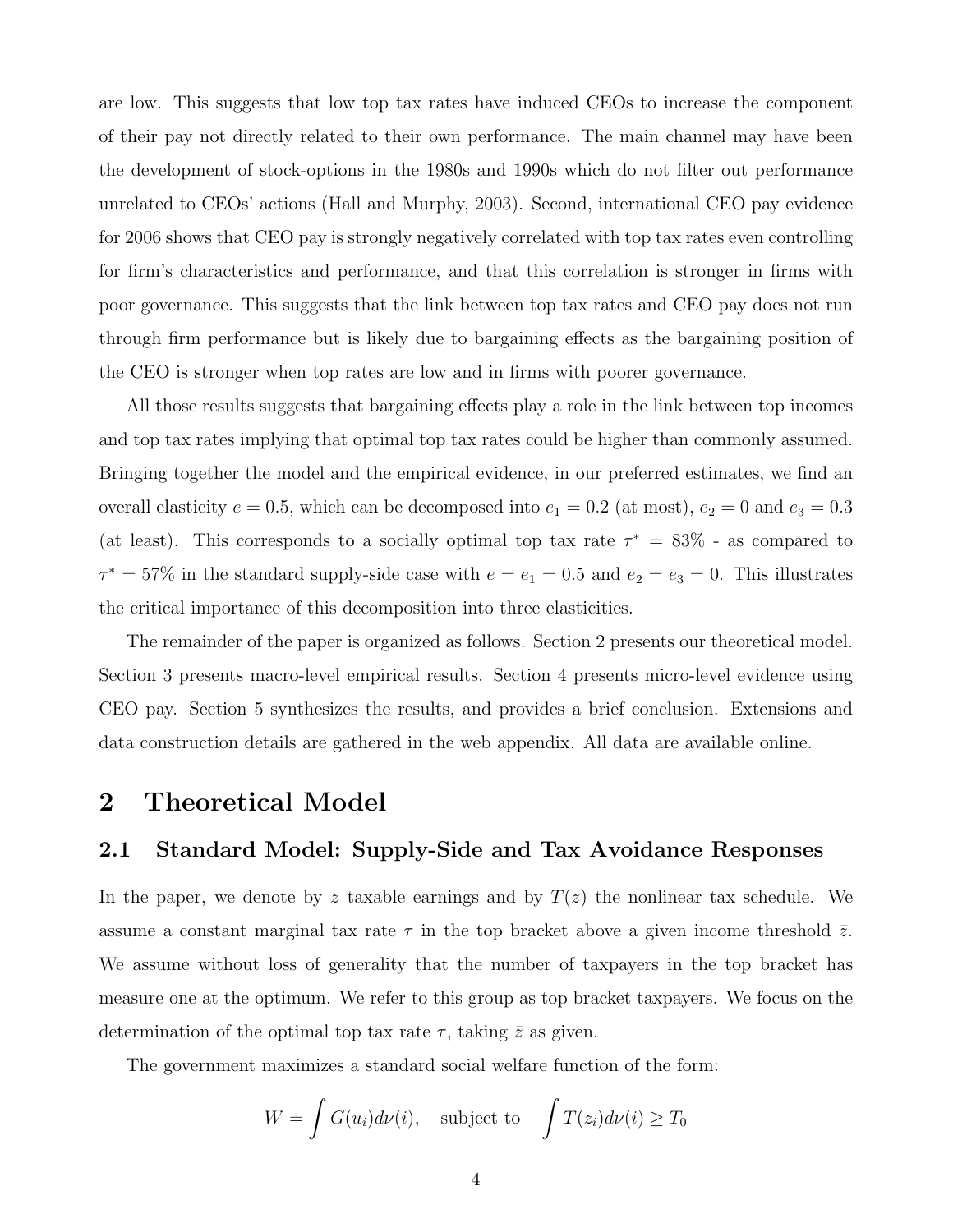are low. This suggests that low top tax rates have induced CEOs to increase the component of their pay not directly related to their own performance. The main channel may have been the development of stock-options in the 1980s and 1990s which do not filter out performance unrelated to CEOs' actions (Hall and Murphy, 2003). Second, international CEO pay evidence for 2006 shows that CEO pay is strongly negatively correlated with top tax rates even controlling for firm's characteristics and performance, and that this correlation is stronger in firms with poor governance. This suggests that the link between top tax rates and CEO pay does not run through firm performance but is likely due to bargaining effects as the bargaining position of the CEO is stronger when top rates are low and in firms with poorer governance.

All those results suggests that bargaining effects play a role in the link between top incomes and top tax rates implying that optimal top tax rates could be higher than commonly assumed. Bringing together the model and the empirical evidence, in our preferred estimates, we find an overall elasticity $e = 0.5$, which can be decomposed into $e_1 = 0.2$ (at most), $e_2 = 0$ and $e_3 = 0.3$ (at least). This corresponds to a socially optimal top tax rate $\tau^* = 83\%$ - as compared to $\tau^* = 57\%$ in the standard supply-side case with $e = e_1 = 0.5$ and $e_2 = e_3 = 0$. This illustrates the critical importance of this decomposition into three elasticities.

The remainder of the paper is organized as follows. Section 2 presents our theoretical model. Section 3 presents macro-level empirical results. Section 4 presents micro-level evidence using CEO pay. Section 5 synthesizes the results, and provides a brief conclusion. Extensions and data construction details are gathered in the web appendix. All data are available online.

# 2 Theoretical Model

## 2.1 Standard Model: Supply-Side and Tax Avoidance Responses

In the paper, we denote by $z$ taxable earnings and by $T(z)$ the nonlinear tax schedule. We assume a constant marginal tax rate $\tau$ in the top bracket above a given income threshold $\bar{z}$. We assume without loss of generality that the number of taxpayers in the top bracket has measure one at the optimum. We refer to this group as top bracket taxpayers. We focus on the determination of the optimal top tax rate $\tau$, taking $\bar{z}$ as given.

The government maximizes a standard social welfare function of the form:

$$W = \int G(u_i)d\nu(i), \quad \text{subject to} \quad \int T(z_i)d\nu(i) \geq T_0$$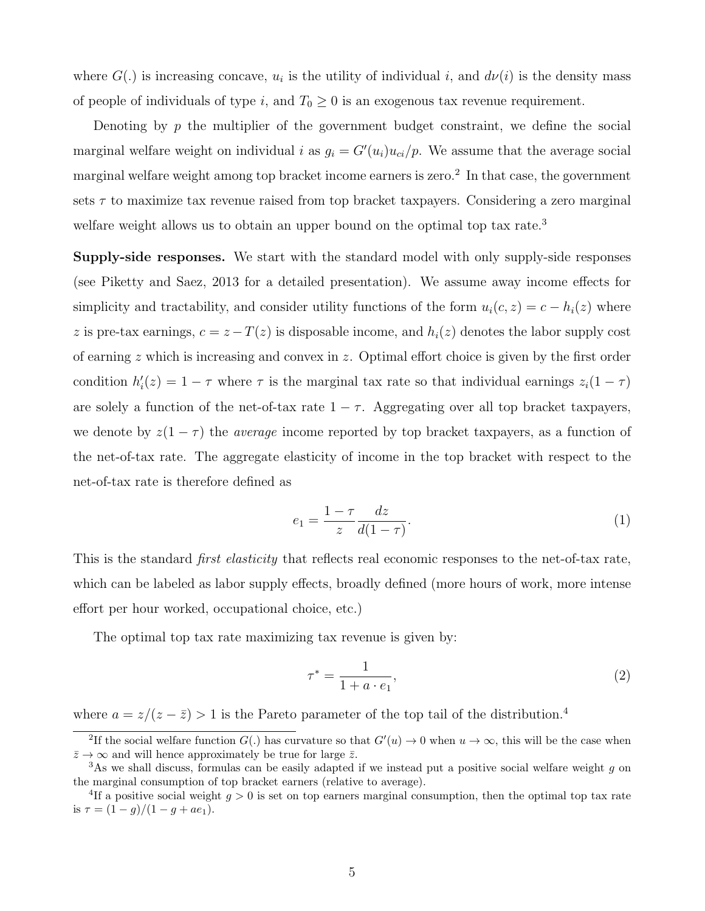where $G(.)$ is increasing concave, $u_i$ is the utility of individual $i$, and $d\nu(i)$ is the density mass of people of individuals of type $i$, and $T_0 \geq 0$ is an exogenous tax revenue requirement.

Denoting by $p$ the multiplier of the government budget constraint, we define the social marginal welfare weight on individual $i$ as $g_i = G'(u_i)u_{ci}/p$. We assume that the average social marginal welfare weight among top bracket income earners is zero.[2] In that case, the government sets $\tau$ to maximize tax revenue raised from top bracket taxpayers. Considering a zero marginal welfare weight allows us to obtain an upper bound on the optimal top tax rate.[3]

**Supply-side responses.** We start with the standard model with only supply-side responses (see Piketty and Saez, 2013 for a detailed presentation). We assume away income effects for simplicity and tractability, and consider utility functions of the form $u_i(c, z) = c - h_i(z)$ where $z$ is pre-tax earnings, $c = z - T(z)$ is disposable income, and $h_i(z)$ denotes the labor supply cost of earning $z$ which is increasing and convex in $z$. Optimal effort choice is given by the first order condition $h_i'(z) = 1 - \tau$ where $\tau$ is the marginal tax rate so that individual earnings $z_i(1 - \tau)$ are solely a function of the net-of-tax rate $1 - \tau$. Aggregating over all top bracket taxpayers, we denote by $z(1 - \tau)$ the *average* income reported by top bracket taxpayers, as a function of the net-of-tax rate. The aggregate elasticity of income in the top bracket with respect to the net-of-tax rate is therefore defined as

$$e_1 = \frac{1 - \tau}{z} \frac{dz}{d(1 - \tau)}. \tag{1}$$

This is the standard *first elasticity* that reflects real economic responses to the net-of-tax rate, which can be labeled as labor supply effects, broadly defined (more hours of work, more intense effort per hour worked, occupational choice, etc.)

The optimal top tax rate maximizing tax revenue is given by:

$$\tau^* = \frac{1}{1 + a \cdot e_1}, \tag{2}$$

where $a = z/(z - \bar{z}) > 1$ is the Pareto parameter of the top tail of the distribution.[4]

[2] If the social welfare function $G(.)$ has curvature so that $G'(u) \to 0$ when $u \to \infty$, this will be the case when $\bar{z} \to \infty$ and will hence approximately be true for large $\bar{z}$.

[3] As we shall discuss, formulas can be easily adapted if we instead put a positive social welfare weight $g$ on the marginal consumption of top bracket earners (relative to average).

[4] If a positive social weight $g > 0$ is set on top earners marginal consumption, then the optimal top tax rate is $\tau = (1 - g)/(1 - g + ae_1)$.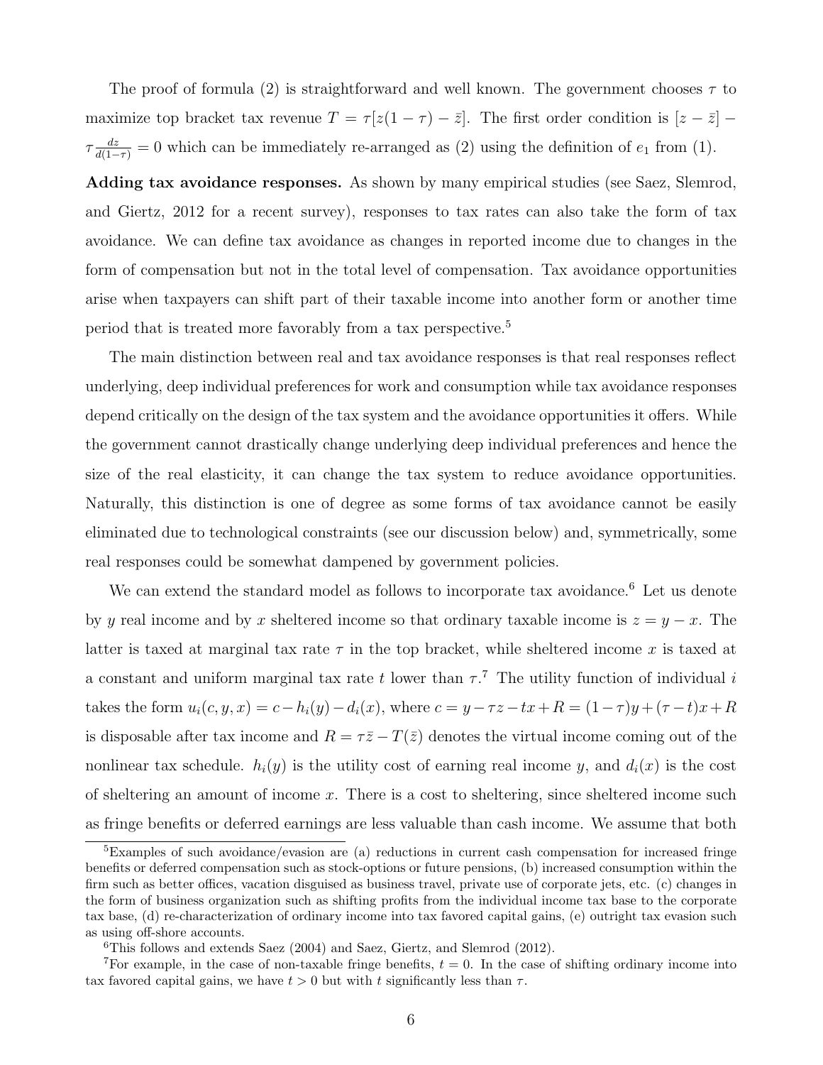The proof of formula (2) is straightforward and well known. The government chooses $\tau$ to maximize top bracket tax revenue $T = \tau[z(1-\tau) - \bar{z}]$. The first order condition is $[z - \bar{z}] - \tau \frac{dz}{d(1-\tau)} = 0$ which can be immediately re-arranged as (2) using the definition of $e_1$ from (1).

**Adding tax avoidance responses.** As shown by many empirical studies (see Saez, Slemrod, and Giertz, 2012 for a recent survey), responses to tax rates can also take the form of tax avoidance. We can define tax avoidance as changes in reported income due to changes in the form of compensation but not in the total level of compensation. Tax avoidance opportunities arise when taxpayers can shift part of their taxable income into another form or another time period that is treated more favorably from a tax perspective.[5]

The main distinction between real and tax avoidance responses is that real responses reflect underlying, deep individual preferences for work and consumption while tax avoidance responses depend critically on the design of the tax system and the avoidance opportunities it offers. While the government cannot drastically change underlying deep individual preferences and hence the size of the real elasticity, it can change the tax system to reduce avoidance opportunities. Naturally, this distinction is one of degree as some forms of tax avoidance cannot be easily eliminated due to technological constraints (see our discussion below) and, symmetrically, some real responses could be somewhat dampened by government policies.

We can extend the standard model as follows to incorporate tax avoidance.[6] Let us denote by $y$ real income and by $x$ sheltered income so that ordinary taxable income is $z = y - x$. The latter is taxed at marginal tax rate $\tau$ in the top bracket, while sheltered income $x$ is taxed at a constant and uniform marginal tax rate $t$ lower than $\tau$.[7] The utility function of individual $i$ takes the form $u_i(c, y, x) = c - h_i(y) - d_i(x)$, where $c = y - \tau z - tx + R = (1-\tau)y + (\tau - t)x + R$ is disposable after tax income and $R = \tau \bar{z} - T(\bar{z})$ denotes the virtual income coming out of the nonlinear tax schedule. $h_i(y)$ is the utility cost of earning real income $y$, and $d_i(x)$ is the cost of sheltering an amount of income $x$. There is a cost to sheltering, since sheltered income such as fringe benefits or deferred earnings are less valuable than cash income. We assume that both

---

[5] Examples of such avoidance/evasion are (a) reductions in current cash compensation for increased fringe benefits or deferred compensation such as stock-options or future pensions, (b) increased consumption within the firm such as better offices, vacation disguised as business travel, private use of corporate jets, etc. (c) changes in the form of business organization such as shifting profits from the individual income tax base to the corporate tax base, (d) re-characterization of ordinary income into tax favored capital gains, (e) outright tax evasion such as using off-shore accounts.

[6] This follows and extends Saez (2004) and Saez, Giertz, and Slemrod (2012).

[7] For example, in the case of non-taxable fringe benefits, $t = 0$. In the case of shifting ordinary income into tax favored capital gains, we have $t > 0$ but with $t$ significantly less than $\tau$.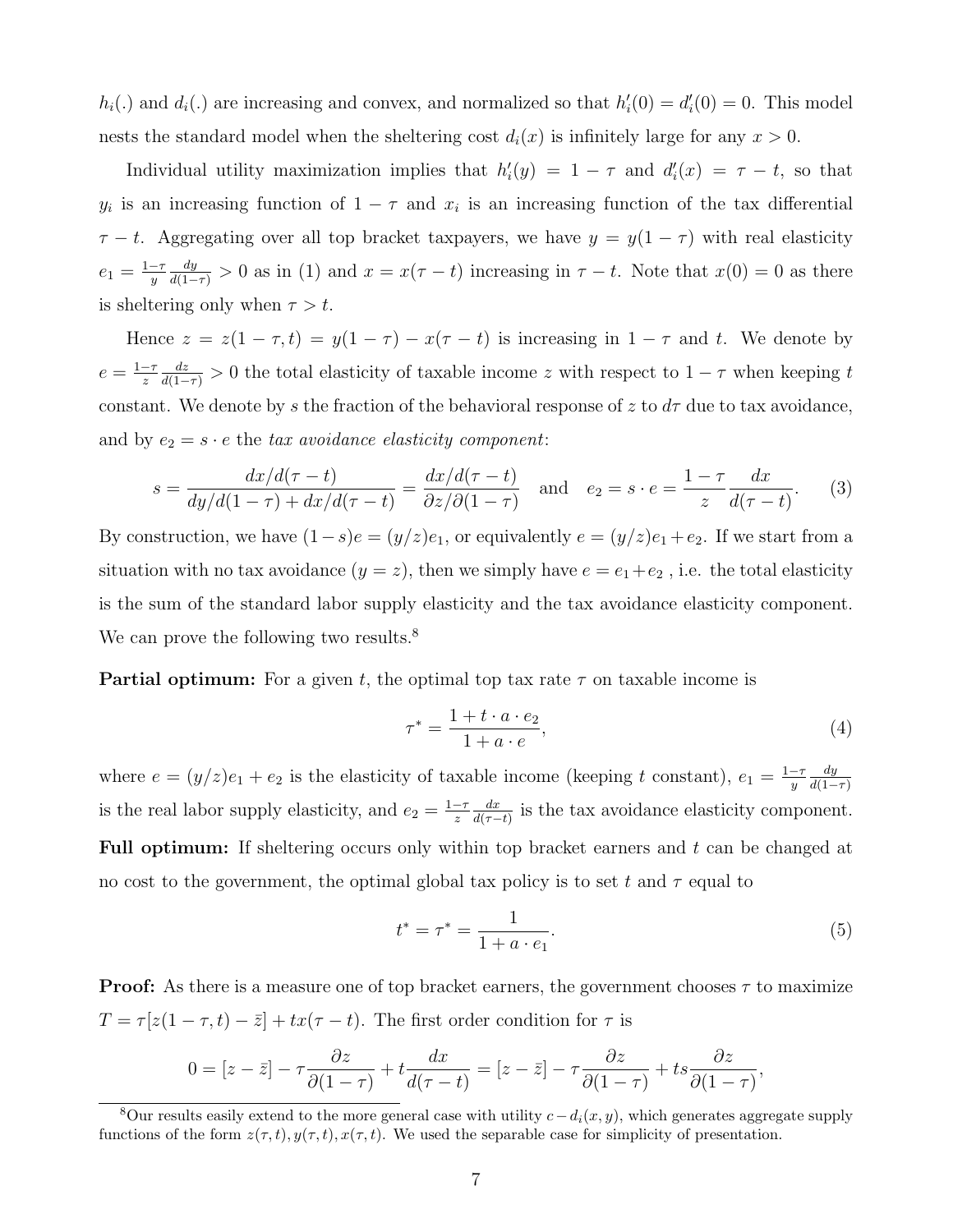$h_i(.)$ and $d_i(.)$ are increasing and convex, and normalized so that $h_i'(0) = d_i'(0) = 0$. This model nests the standard model when the sheltering cost $d_i(x)$ is infinitely large for any $x > 0$.

Individual utility maximization implies that $h_i'(y) = 1 - \tau$ and $d_i'(x) = \tau - t$, so that $y_i$ is an increasing function of $1 - \tau$ and $x_i$ is an increasing function of the tax differential $\tau - t$. Aggregating over all top bracket taxpayers, we have $y = y(1 - \tau)$ with real elasticity $e_1 = \frac{1-\tau}{y}\frac{dy}{d(1-\tau)} > 0$ as in (1) and $x = x(\tau - t)$ increasing in $\tau - t$. Note that $x(0) = 0$ as there is sheltering only when $\tau > t$.

Hence $z = z(1 - \tau, t) = y(1 - \tau) - x(\tau - t)$ is increasing in $1 - \tau$ and $t$. We denote by $e = \frac{1-\tau}{z}\frac{dz}{d(1-\tau)} > 0$ the total elasticity of taxable income $z$ with respect to $1 - \tau$ when keeping $t$ constant. We denote by $s$ the fraction of the behavioral response of $z$ to $d\tau$ due to tax avoidance, and by $e_2 = s \cdot e$ the *tax avoidance elasticity component*:

$$s = \frac{dx/d(\tau - t)}{dy/d(1-\tau) + dx/d(\tau - t)} = \frac{dx/d(\tau - t)}{\partial z/\partial(1-\tau)} \quad \text{and} \quad e_2 = s \cdot e = \frac{1-\tau}{z}\frac{dx}{d(\tau - t)}. \tag{3}$$

By construction, we have $(1-s)e = (y/z)e_1$, or equivalently $e = (y/z)e_1 + e_2$. If we start from a situation with no tax avoidance ($y = z$), then we simply have $e = e_1 + e_2$ , i.e. the total elasticity is the sum of the standard labor supply elasticity and the tax avoidance elasticity component. We can prove the following two results.[8]

**Partial optimum:** For a given $t$, the optimal top tax rate $\tau$ on taxable income is

$$\tau^* = \frac{1 + t \cdot a \cdot e_2}{1 + a \cdot e}, \tag{4}$$

where $e = (y/z)e_1 + e_2$ is the elasticity of taxable income (keeping $t$ constant), $e_1 = \frac{1-\tau}{y}\frac{dy}{d(1-\tau)}$ is the real labor supply elasticity, and $e_2 = \frac{1-\tau}{z}\frac{dx}{d(\tau-t)}$ is the tax avoidance elasticity component.

**Full optimum:** If sheltering occurs only within top bracket earners and $t$ can be changed at no cost to the government, the optimal global tax policy is to set $t$ and $\tau$ equal to

$$t^* = \tau^* = \frac{1}{1 + a \cdot e_1}. \tag{5}$$

**Proof:** As there is a measure one of top bracket earners, the government chooses $\tau$ to maximize $T = \tau[z(1 - \tau, t) - \bar{z}] + tx(\tau - t)$. The first order condition for $\tau$ is

$$0 = [z - \bar{z}] - \tau\frac{\partial z}{\partial(1-\tau)} + t\frac{dx}{d(\tau - t)} = [z - \bar{z}] - \tau\frac{\partial z}{\partial(1-\tau)} + ts\frac{\partial z}{\partial(1-\tau)},$$

[8] Our results easily extend to the more general case with utility $c - d_i(x, y)$, which generates aggregate supply functions of the form $z(\tau, t), y(\tau, t), x(\tau, t)$. We used the separable case for simplicity of presentation.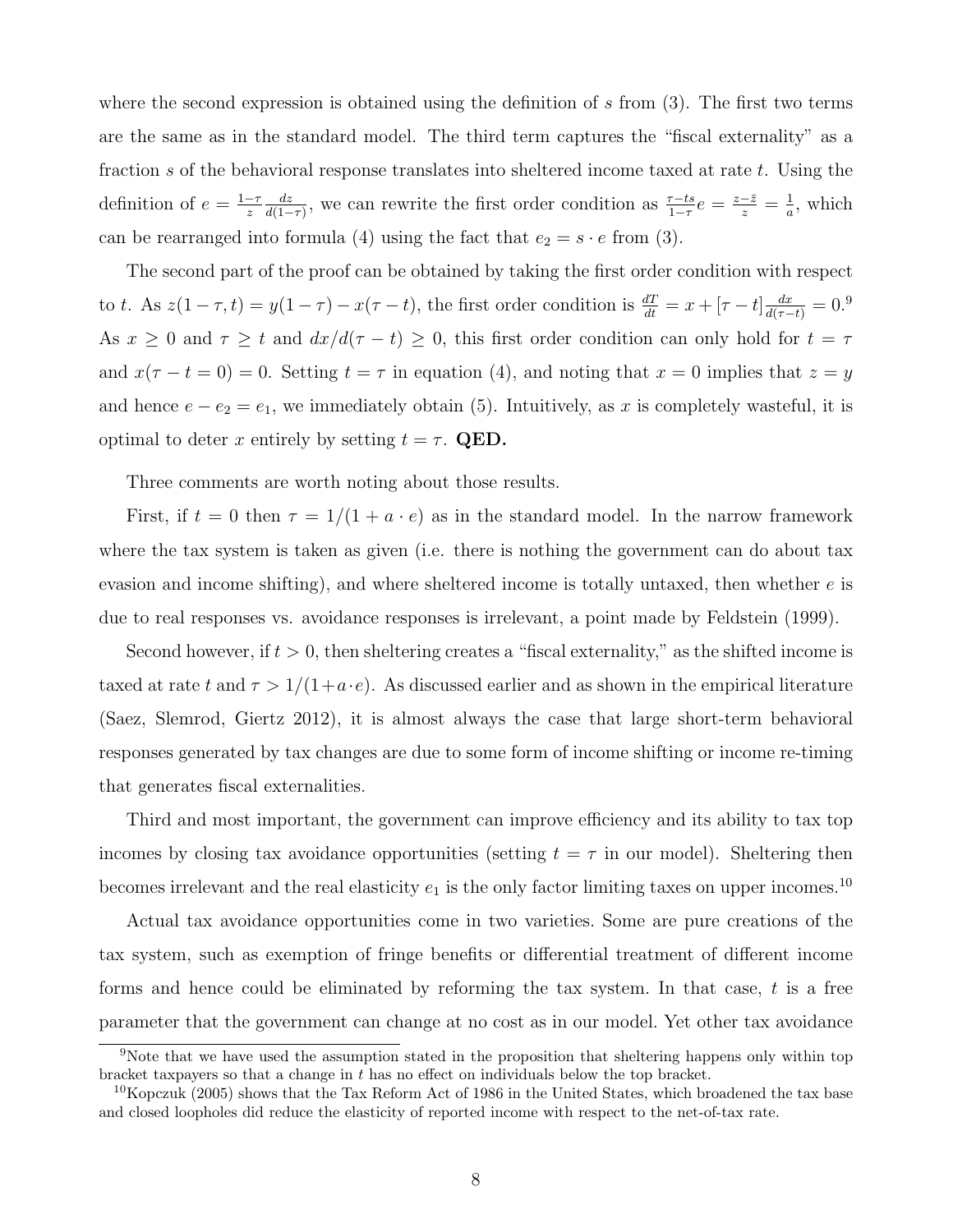where the second expression is obtained using the definition of $s$ from (3). The first two terms are the same as in the standard model. The third term captures the "fiscal externality" as a fraction $s$ of the behavioral response translates into sheltered income taxed at rate $t$. Using the definition of $e = \frac{1-\tau}{z}\frac{dz}{d(1-\tau)}$, we can rewrite the first order condition as $\frac{\tau - ts}{1-\tau}e = \frac{z-\bar{z}}{z} = \frac{1}{a}$, which can be rearranged into formula (4) using the fact that $e_2 = s \cdot e$ from (3).

The second part of the proof can be obtained by taking the first order condition with respect to $t$. As $z(1-\tau, t) = y(1-\tau) - x(\tau - t)$, the first order condition is $\frac{dT}{dt} = x + [\tau - t]\frac{dx}{d(\tau - t)} = 0$.[9] As $x \geq 0$ and $\tau \geq t$ and $dx/d(\tau - t) \geq 0$, this first order condition can only hold for $t = \tau$ and $x(\tau - t = 0) = 0$. Setting $t = \tau$ in equation (4), and noting that $x = 0$ implies that $z = y$ and hence $e - e_2 = e_1$, we immediately obtain (5). Intuitively, as $x$ is completely wasteful, it is optimal to deter $x$ entirely by setting $t = \tau$. **QED.**

Three comments are worth noting about those results.

First, if $t = 0$ then $\tau = 1/(1 + a \cdot e)$ as in the standard model. In the narrow framework where the tax system is taken as given (i.e. there is nothing the government can do about tax evasion and income shifting), and where sheltered income is totally untaxed, then whether $e$ is due to real responses vs. avoidance responses is irrelevant, a point made by Feldstein (1999).

Second however, if $t > 0$, then sheltering creates a "fiscal externality," as the shifted income is taxed at rate $t$ and $\tau > 1/(1+a \cdot e)$. As discussed earlier and as shown in the empirical literature (Saez, Slemrod, Giertz 2012), it is almost always the case that large short-term behavioral responses generated by tax changes are due to some form of income shifting or income re-timing that generates fiscal externalities.

Third and most important, the government can improve efficiency and its ability to tax top incomes by closing tax avoidance opportunities (setting $t = \tau$ in our model). Sheltering then becomes irrelevant and the real elasticity $e_1$ is the only factor limiting taxes on upper incomes.[10]

Actual tax avoidance opportunities come in two varieties. Some are pure creations of the tax system, such as exemption of fringe benefits or differential treatment of different income forms and hence could be eliminated by reforming the tax system. In that case, $t$ is a free parameter that the government can change at no cost as in our model. Yet other tax avoidance

[9] Note that we have used the assumption stated in the proposition that sheltering happens only within top bracket taxpayers so that a change in $t$ has no effect on individuals below the top bracket.

[10] Kopczuk (2005) shows that the Tax Reform Act of 1986 in the United States, which broadened the tax base and closed loopholes did reduce the elasticity of reported income with respect to the net-of-tax rate.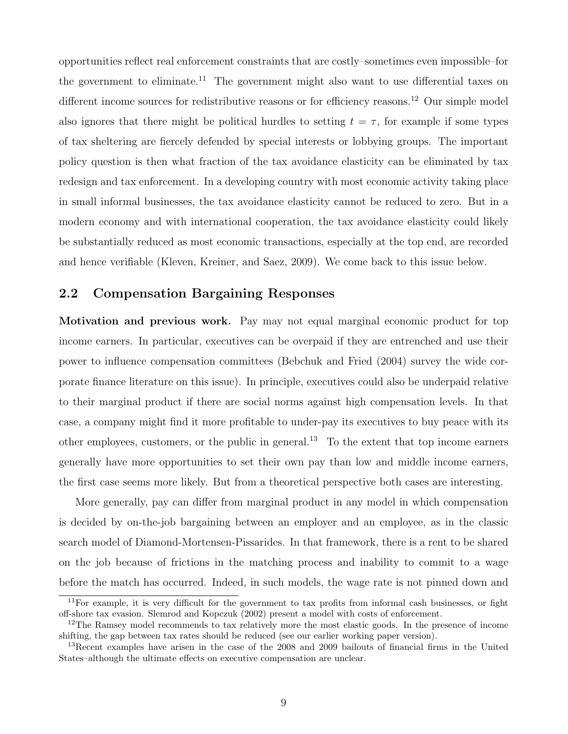opportunities reflect real enforcement constraints that are costly–sometimes even impossible–for the government to eliminate.[11] The government might also want to use differential taxes on different income sources for redistributive reasons or for efficiency reasons.[12] Our simple model also ignores that there might be political hurdles to setting $t = \tau$, for example if some types of tax sheltering are fiercely defended by special interests or lobbying groups. The important policy question is then what fraction of the tax avoidance elasticity can be eliminated by tax redesign and tax enforcement. In a developing country with most economic activity taking place in small informal businesses, the tax avoidance elasticity cannot be reduced to zero. But in a modern economy and with international cooperation, the tax avoidance elasticity could likely be substantially reduced as most economic transactions, especially at the top end, are recorded and hence verifiable (Kleven, Kreiner, and Saez, 2009). We come back to this issue below.

## 2.2 Compensation Bargaining Responses

**Motivation and previous work.** Pay may not equal marginal economic product for top income earners. In particular, executives can be overpaid if they are entrenched and use their power to influence compensation committees (Bebchuk and Fried (2004) survey the wide corporate finance literature on this issue). In principle, executives could also be underpaid relative to their marginal product if there are social norms against high compensation levels. In that case, a company might find it more profitable to under-pay its executives to buy peace with its other employees, customers, or the public in general.[13] To the extent that top income earners generally have more opportunities to set their own pay than low and middle income earners, the first case seems more likely. But from a theoretical perspective both cases are interesting.

More generally, pay can differ from marginal product in any model in which compensation is decided by on-the-job bargaining between an employer and an employee, as in the classic search model of Diamond-Mortensen-Pissarides. In that framework, there is a rent to be shared on the job because of frictions in the matching process and inability to commit to a wage before the match has occurred. Indeed, in such models, the wage rate is not pinned down and

[11] For example, it is very difficult for the government to tax profits from informal cash businesses, or fight off-shore tax evasion. Slemrod and Kopczuk (2002) present a model with costs of enforcement.

[12] The Ramsey model recommends to tax relatively more the most elastic goods. In the presence of income shifting, the gap between tax rates should be reduced (see our earlier working paper version).

[13] Recent examples have arisen in the case of the 2008 and 2009 bailouts of financial firms in the United States–although the ultimate effects on executive compensation are unclear.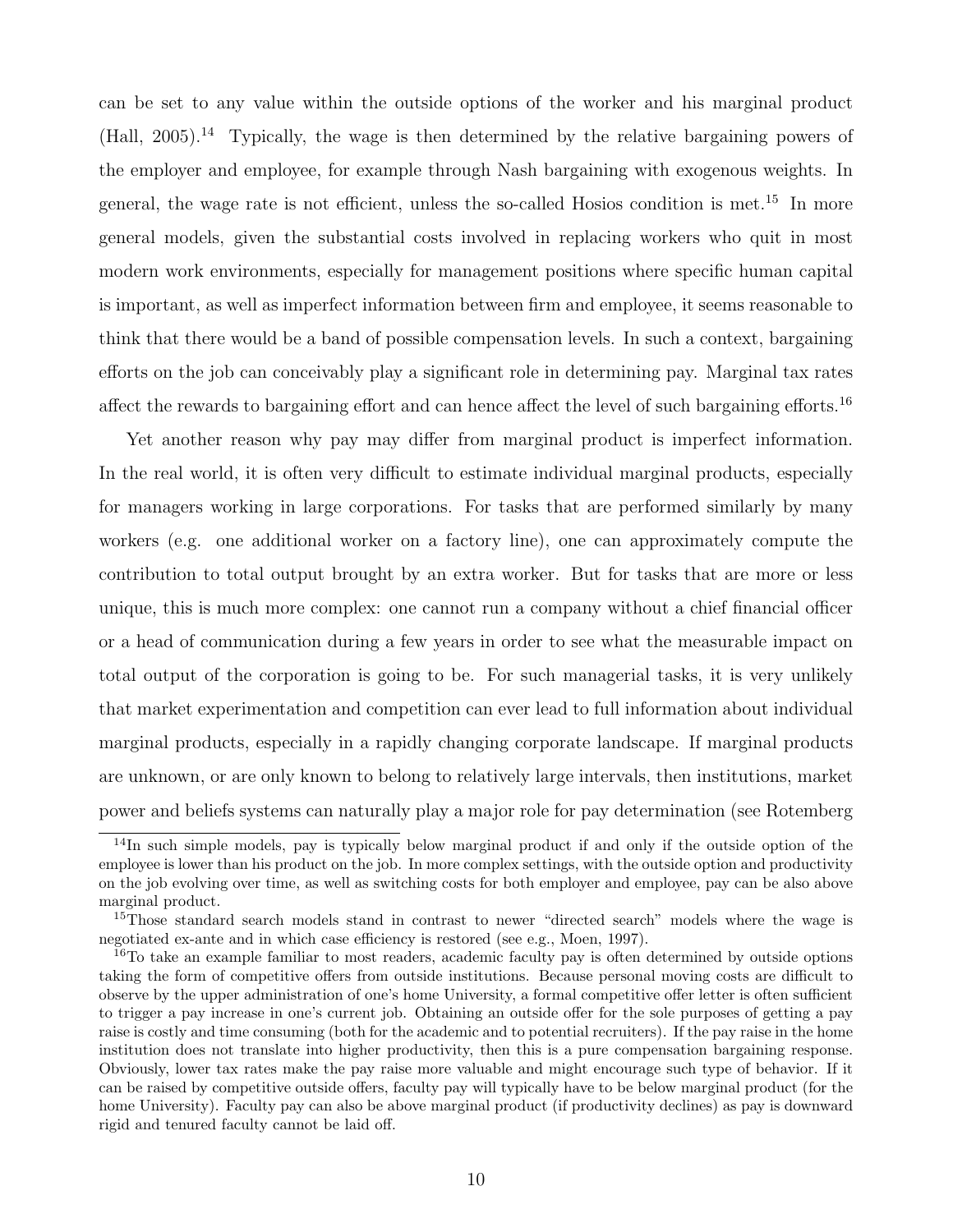can be set to any value within the outside options of the worker and his marginal product (Hall, 2005).[14] Typically, the wage is then determined by the relative bargaining powers of the employer and employee, for example through Nash bargaining with exogenous weights. In general, the wage rate is not efficient, unless the so-called Hosios condition is met.[15] In more general models, given the substantial costs involved in replacing workers who quit in most modern work environments, especially for management positions where specific human capital is important, as well as imperfect information between firm and employee, it seems reasonable to think that there would be a band of possible compensation levels. In such a context, bargaining efforts on the job can conceivably play a significant role in determining pay. Marginal tax rates affect the rewards to bargaining effort and can hence affect the level of such bargaining efforts.[16]

Yet another reason why pay may differ from marginal product is imperfect information. In the real world, it is often very difficult to estimate individual marginal products, especially for managers working in large corporations. For tasks that are performed similarly by many workers (e.g. one additional worker on a factory line), one can approximately compute the contribution to total output brought by an extra worker. But for tasks that are more or less unique, this is much more complex: one cannot run a company without a chief financial officer or a head of communication during a few years in order to see what the measurable impact on total output of the corporation is going to be. For such managerial tasks, it is very unlikely that market experimentation and competition can ever lead to full information about individual marginal products, especially in a rapidly changing corporate landscape. If marginal products are unknown, or are only known to belong to relatively large intervals, then institutions, market power and beliefs systems can naturally play a major role for pay determination (see Rotemberg

---

[14] In such simple models, pay is typically below marginal product if and only if the outside option of the employee is lower than his product on the job. In more complex settings, with the outside option and productivity on the job evolving over time, as well as switching costs for both employer and employee, pay can be also above marginal product.

[15] Those standard search models stand in contrast to newer "directed search" models where the wage is negotiated ex-ante and in which case efficiency is restored (see e.g., Moen, 1997).

[16] To take an example familiar to most readers, academic faculty pay is often determined by outside options taking the form of competitive offers from outside institutions. Because personal moving costs are difficult to observe by the upper administration of one's home University, a formal competitive offer letter is often sufficient to trigger a pay increase in one's current job. Obtaining an outside offer for the sole purposes of getting a pay raise is costly and time consuming (both for the academic and to potential recruiters). If the pay raise in the home institution does not translate into higher productivity, then this is a pure compensation bargaining response. Obviously, lower tax rates make the pay raise more valuable and might encourage such type of behavior. If it can be raised by competitive outside offers, faculty pay will typically have to be below marginal product (for the home University). Faculty pay can also be above marginal product (if productivity declines) as pay is downward rigid and tenured faculty cannot be laid off.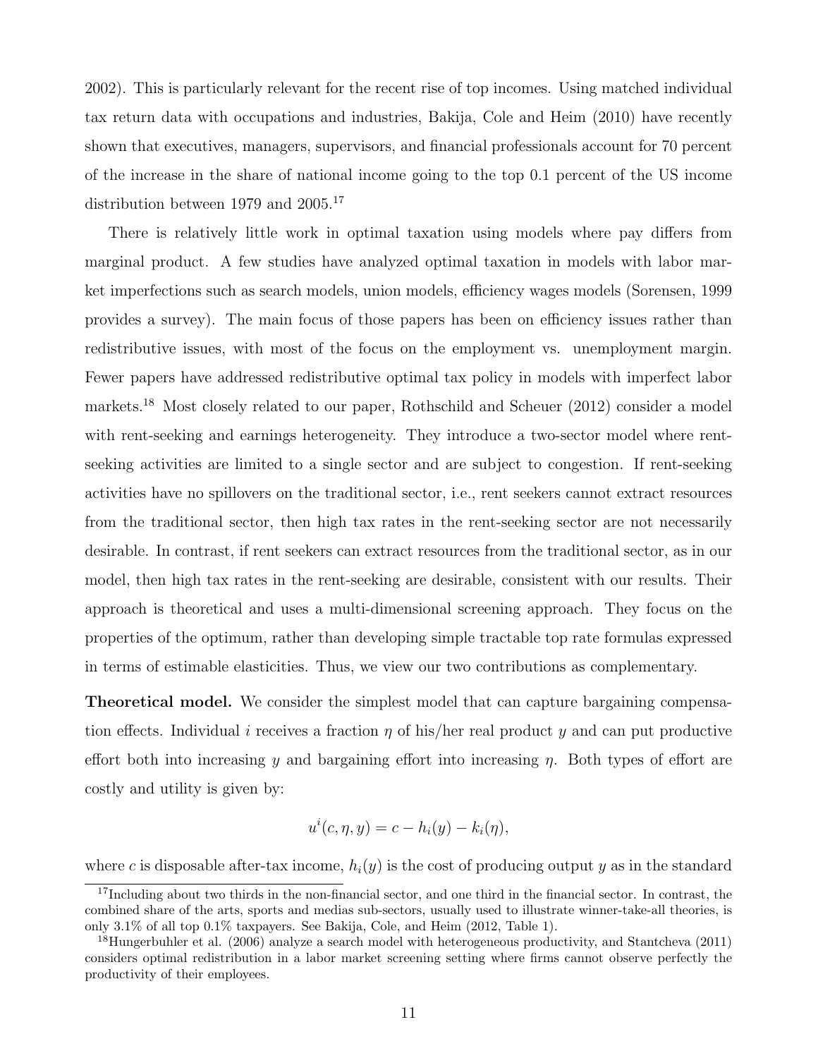2002). This is particularly relevant for the recent rise of top incomes. Using matched individual tax return data with occupations and industries, Bakija, Cole and Heim (2010) have recently shown that executives, managers, supervisors, and financial professionals account for 70 percent of the increase in the share of national income going to the top 0.1 percent of the US income distribution between 1979 and 2005.[17]

There is relatively little work in optimal taxation using models where pay differs from marginal product. A few studies have analyzed optimal taxation in models with labor market imperfections such as search models, union models, efficiency wages models (Sorensen, 1999 provides a survey). The main focus of those papers has been on efficiency issues rather than redistributive issues, with most of the focus on the employment vs. unemployment margin. Fewer papers have addressed redistributive optimal tax policy in models with imperfect labor markets.[18] Most closely related to our paper, Rothschild and Scheuer (2012) consider a model with rent-seeking and earnings heterogeneity. They introduce a two-sector model where rent-seeking activities are limited to a single sector and are subject to congestion. If rent-seeking activities have no spillovers on the traditional sector, i.e., rent seekers cannot extract resources from the traditional sector, then high tax rates in the rent-seeking sector are not necessarily desirable. In contrast, if rent seekers can extract resources from the traditional sector, as in our model, then high tax rates in the rent-seeking are desirable, consistent with our results. Their approach is theoretical and uses a multi-dimensional screening approach. They focus on the properties of the optimum, rather than developing simple tractable top rate formulas expressed in terms of estimable elasticities. Thus, we view our two contributions as complementary.

**Theoretical model.** We consider the simplest model that can capture bargaining compensation effects. Individual $i$ receives a fraction $\eta$ of his/her real product $y$ and can put productive effort both into increasing $y$ and bargaining effort into increasing $\eta$. Both types of effort are costly and utility is given by:

$$u^i(c, \eta, y) = c - h_i(y) - k_i(\eta),$$

where $c$ is disposable after-tax income, $h_i(y)$ is the cost of producing output $y$ as in the standard

[17] Including about two thirds in the non-financial sector, and one third in the financial sector. In contrast, the combined share of the arts, sports and medias sub-sectors, usually used to illustrate winner-take-all theories, is only 3.1% of all top 0.1% taxpayers. See Bakija, Cole, and Heim (2012, Table 1).

[18] Hungerbuhler et al. (2006) analyze a search model with heterogeneous productivity, and Stantcheva (2011) considers optimal redistribution in a labor market screening setting where firms cannot observe perfectly the productivity of their employees.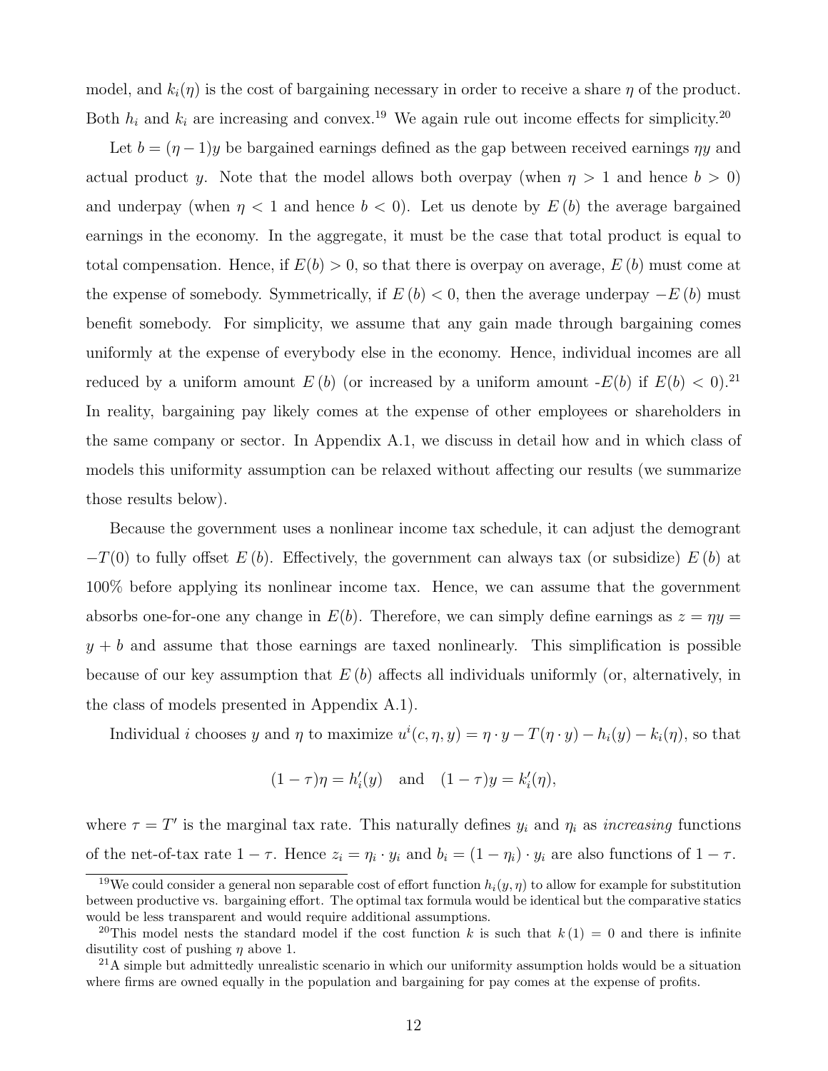model, and $k_i(\eta)$ is the cost of bargaining necessary in order to receive a share $\eta$ of the product. Both $h_i$ and $k_i$ are increasing and convex.[19] We again rule out income effects for simplicity.[20]

Let $b = (\eta - 1)y$ be bargained earnings defined as the gap between received earnings $\eta y$ and actual product $y$. Note that the model allows both overpay (when $\eta > 1$ and hence $b > 0$) and underpay (when $\eta < 1$ and hence $b < 0$). Let us denote by $E(b)$ the average bargained earnings in the economy. In the aggregate, it must be the case that total product is equal to total compensation. Hence, if $E(b) > 0$, so that there is overpay on average, $E(b)$ must come at the expense of somebody. Symmetrically, if $E(b) < 0$, then the average underpay $-E(b)$ must benefit somebody. For simplicity, we assume that any gain made through bargaining comes uniformly at the expense of everybody else in the economy. Hence, individual incomes are all reduced by a uniform amount $E(b)$ (or increased by a uniform amount $-E(b)$ if $E(b) < 0$).[21] In reality, bargaining pay likely comes at the expense of other employees or shareholders in the same company or sector. In Appendix A.1, we discuss in detail how and in which class of models this uniformity assumption can be relaxed without affecting our results (we summarize those results below).

Because the government uses a nonlinear income tax schedule, it can adjust the demogrant $-T(0)$ to fully offset $E(b)$. Effectively, the government can always tax (or subsidize) $E(b)$ at 100% before applying its nonlinear income tax. Hence, we can assume that the government absorbs one-for-one any change in $E(b)$. Therefore, we can simply define earnings as $z = \eta y = y + b$ and assume that those earnings are taxed nonlinearly. This simplification is possible because of our key assumption that $E(b)$ affects all individuals uniformly (or, alternatively, in the class of models presented in Appendix A.1).

Individual $i$ chooses $y$ and $\eta$ to maximize $u^i(c, \eta, y) = \eta \cdot y - T(\eta \cdot y) - h_i(y) - k_i(\eta)$, so that

$$(1 - \tau)\eta = h_i'(y) \quad \text{and} \quad (1 - \tau)y = k_i'(\eta),$$

where $\tau = T'$ is the marginal tax rate. This naturally defines $y_i$ and $\eta_i$ as *increasing* functions of the net-of-tax rate $1 - \tau$. Hence $z_i = \eta_i \cdot y_i$ and $b_i = (1 - \eta_i) \cdot y_i$ are also functions of $1 - \tau$.

[19] We could consider a general non separable cost of effort function $h_i(y, \eta)$ to allow for example for substitution between productive vs. bargaining effort. The optimal tax formula would be identical but the comparative statics would be less transparent and would require additional assumptions.

[20] This model nests the standard model if the cost function $k$ is such that $k(1) = 0$ and there is infinite disutility cost of pushing $\eta$ above 1.

[21] A simple but admittedly unrealistic scenario in which our uniformity assumption holds would be a situation where firms are owned equally in the population and bargaining for pay comes at the expense of profits.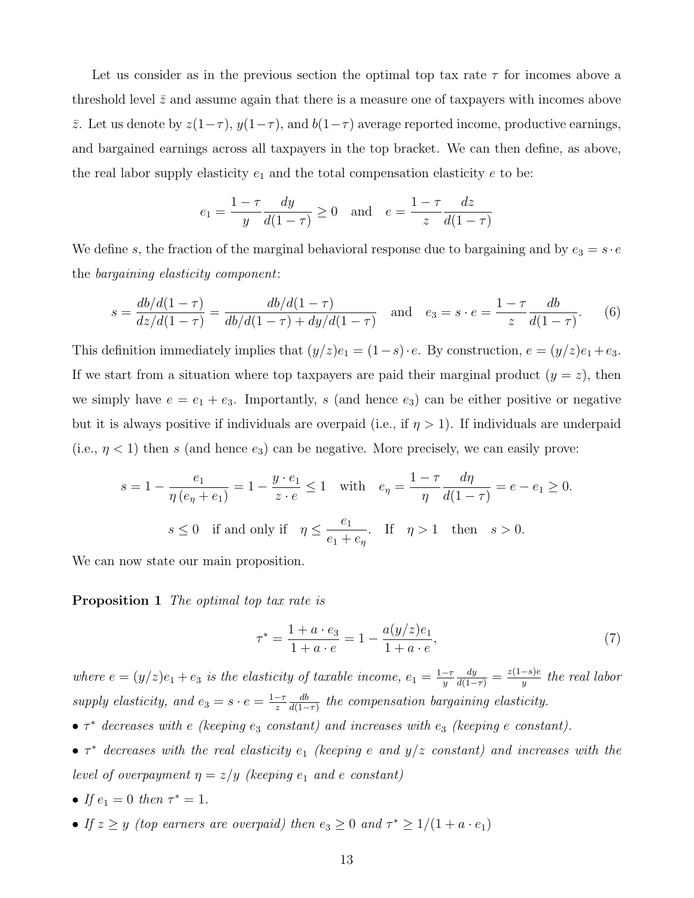Let us consider as in the previous section the optimal top tax rate $\tau$ for incomes above a threshold level $\bar{z}$ and assume again that there is a measure one of taxpayers with incomes above $\bar{z}$. Let us denote by $z(1-\tau)$, $y(1-\tau)$, and $b(1-\tau)$ average reported income, productive earnings, and bargained earnings across all taxpayers in the top bracket. We can then define, as above, the real labor supply elasticity $e_1$ and the total compensation elasticity $e$ to be:

$$e_1 = \frac{1-\tau}{y}\frac{dy}{d(1-\tau)} \geq 0 \quad \text{and} \quad e = \frac{1-\tau}{z}\frac{dz}{d(1-\tau)}$$

We define $s$, the fraction of the marginal behavioral response due to bargaining and by $e_3 = s \cdot e$ the *bargaining elasticity component*:

$$s = \frac{db/d(1-\tau)}{dz/d(1-\tau)} = \frac{db/d(1-\tau)}{db/d(1-\tau) + dy/d(1-\tau)} \quad \text{and} \quad e_3 = s \cdot e = \frac{1-\tau}{z}\frac{db}{d(1-\tau)}. \tag{6}$$

This definition immediately implies that $(y/z)e_1 = (1-s) \cdot e$. By construction, $e = (y/z)e_1 + e_3$. If we start from a situation where top taxpayers are paid their marginal product ($y = z$), then we simply have $e = e_1 + e_3$. Importantly, $s$ (and hence $e_3$) can be either positive or negative but it is always positive if individuals are overpaid (i.e., if $\eta > 1$). If individuals are underpaid (i.e., $\eta < 1$) then $s$ (and hence $e_3$) can be negative. More precisely, we can easily prove:

$$s = 1 - \frac{e_1}{\eta\,(e_\eta + e_1)} = 1 - \frac{y \cdot e_1}{z \cdot e} \leq 1 \quad \text{with} \quad e_\eta = \frac{1-\tau}{\eta}\frac{d\eta}{d(1-\tau)} = e - e_1 \geq 0.$$

$$s \leq 0 \quad \text{if and only if} \quad \eta \leq \frac{e_1}{e_1 + e_\eta}. \quad \text{If} \quad \eta > 1 \quad \text{then} \quad s > 0.$$

We can now state our main proposition.

**Proposition 1** *The optimal top tax rate is*

$$\tau^* = \frac{1 + a \cdot e_3}{1 + a \cdot e} = 1 - \frac{a(y/z)e_1}{1 + a \cdot e}, \tag{7}$$

*where* $e = (y/z)e_1 + e_3$ *is the elasticity of taxable income,* $e_1 = \frac{1-\tau}{y}\frac{dy}{d(1-\tau)} = \frac{z(1-s)e}{y}$ *the real labor supply elasticity, and* $e_3 = s \cdot e = \frac{1-\tau}{z}\frac{db}{d(1-\tau)}$ *the compensation bargaining elasticity.*

- $\tau^*$ *decreases with* $e$ *(keeping* $e_3$ *constant) and increases with* $e_3$ *(keeping* $e$ *constant).*
- $\tau^*$ *decreases with the real elasticity* $e_1$ *(keeping* $e$ *and* $y/z$ *constant) and increases with the level of overpayment* $\eta = z/y$ *(keeping* $e_1$ *and* $e$ *constant)*
- *If* $e_1 = 0$ *then* $\tau^* = 1$.
- *If* $z \geq y$ *(top earners are overpaid) then* $e_3 \geq 0$ *and* $\tau^* \geq 1/(1 + a \cdot e_1)$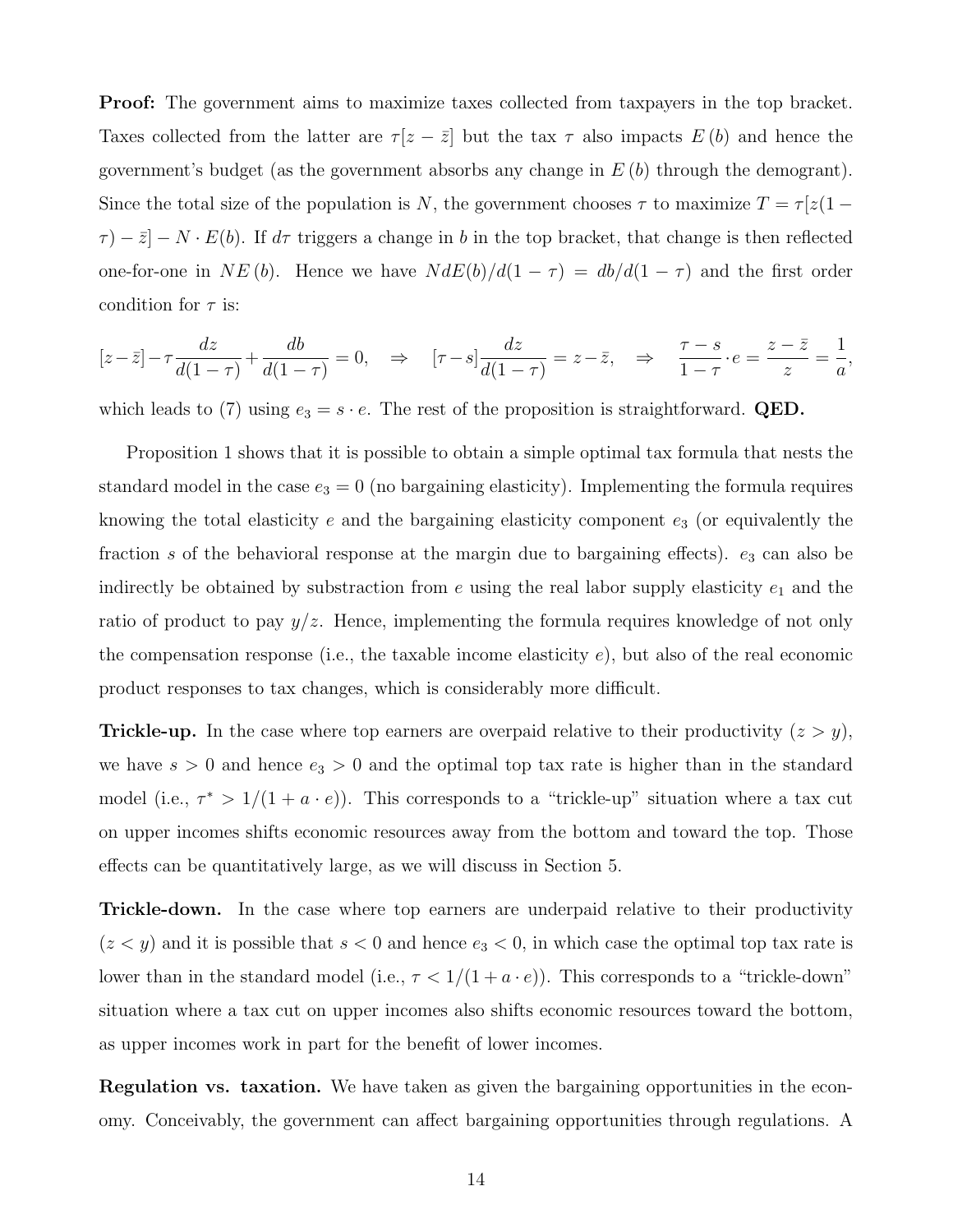**Proof:** The government aims to maximize taxes collected from taxpayers in the top bracket. Taxes collected from the latter are $\tau[z - \bar{z}]$ but the tax $\tau$ also impacts $E(b)$ and hence the government's budget (as the government absorbs any change in $E(b)$ through the demogrant). Since the total size of the population is $N$, the government chooses $\tau$ to maximize $T = \tau[z(1-\tau) - \bar{z}] - N \cdot E(b)$. If $d\tau$ triggers a change in $b$ in the top bracket, that change is then reflected one-for-one in $NE(b)$. Hence we have $NdE(b)/d(1-\tau) = db/d(1-\tau)$ and the first order condition for $\tau$ is:

$$[z-\bar{z}] - \tau \frac{dz}{d(1-\tau)} + \frac{db}{d(1-\tau)} = 0, \quad \Rightarrow \quad [\tau - s]\frac{dz}{d(1-\tau)} = z - \bar{z}, \quad \Rightarrow \quad \frac{\tau - s}{1-\tau} \cdot e = \frac{z - \bar{z}}{z} = \frac{1}{a},$$

which leads to (7) using $e_3 = s \cdot e$. The rest of the proposition is straightforward. **QED.**

Proposition 1 shows that it is possible to obtain a simple optimal tax formula that nests the standard model in the case $e_3 = 0$ (no bargaining elasticity). Implementing the formula requires knowing the total elasticity $e$ and the bargaining elasticity component $e_3$ (or equivalently the fraction $s$ of the behavioral response at the margin due to bargaining effects). $e_3$ can also be indirectly be obtained by substraction from $e$ using the real labor supply elasticity $e_1$ and the ratio of product to pay $y/z$. Hence, implementing the formula requires knowledge of not only the compensation response (i.e., the taxable income elasticity $e$), but also of the real economic product responses to tax changes, which is considerably more difficult.

**Trickle-up.** In the case where top earners are overpaid relative to their productivity ($z > y$), we have $s > 0$ and hence $e_3 > 0$ and the optimal top tax rate is higher than in the standard model (i.e., $\tau^* > 1/(1 + a \cdot e)$). This corresponds to a "trickle-up" situation where a tax cut on upper incomes shifts economic resources away from the bottom and toward the top. Those effects can be quantitatively large, as we will discuss in Section 5.

**Trickle-down.** In the case where top earners are underpaid relative to their productivity ($z < y$) and it is possible that $s < 0$ and hence $e_3 < 0$, in which case the optimal top tax rate is lower than in the standard model (i.e., $\tau < 1/(1 + a \cdot e)$). This corresponds to a "trickle-down" situation where a tax cut on upper incomes also shifts economic resources toward the bottom, as upper incomes work in part for the benefit of lower incomes.

**Regulation vs. taxation.** We have taken as given the bargaining opportunities in the economy. Conceivably, the government can affect bargaining opportunities through regulations. A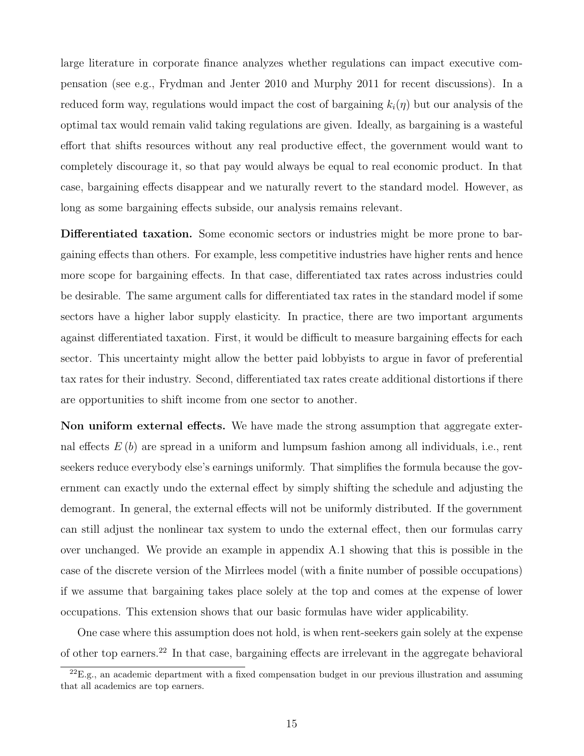large literature in corporate finance analyzes whether regulations can impact executive compensation (see e.g., Frydman and Jenter 2010 and Murphy 2011 for recent discussions). In a reduced form way, regulations would impact the cost of bargaining $k_i(\eta)$ but our analysis of the optimal tax would remain valid taking regulations are given. Ideally, as bargaining is a wasteful effort that shifts resources without any real productive effect, the government would want to completely discourage it, so that pay would always be equal to real economic product. In that case, bargaining effects disappear and we naturally revert to the standard model. However, as long as some bargaining effects subside, our analysis remains relevant.

**Differentiated taxation.** Some economic sectors or industries might be more prone to bargaining effects than others. For example, less competitive industries have higher rents and hence more scope for bargaining effects. In that case, differentiated tax rates across industries could be desirable. The same argument calls for differentiated tax rates in the standard model if some sectors have a higher labor supply elasticity. In practice, there are two important arguments against differentiated taxation. First, it would be difficult to measure bargaining effects for each sector. This uncertainty might allow the better paid lobbyists to argue in favor of preferential tax rates for their industry. Second, differentiated tax rates create additional distortions if there are opportunities to shift income from one sector to another.

**Non uniform external effects.** We have made the strong assumption that aggregate external effects $E(b)$ are spread in a uniform and lumpsum fashion among all individuals, i.e., rent seekers reduce everybody else's earnings uniformly. That simplifies the formula because the government can exactly undo the external effect by simply shifting the schedule and adjusting the demogrant. In general, the external effects will not be uniformly distributed. If the government can still adjust the nonlinear tax system to undo the external effect, then our formulas carry over unchanged. We provide an example in appendix A.1 showing that this is possible in the case of the discrete version of the Mirrlees model (with a finite number of possible occupations) if we assume that bargaining takes place solely at the top and comes at the expense of lower occupations. This extension shows that our basic formulas have wider applicability.

One case where this assumption does not hold, is when rent-seekers gain solely at the expense of other top earners.[22] In that case, bargaining effects are irrelevant in the aggregate behavioral

[22] E.g., an academic department with a fixed compensation budget in our previous illustration and assuming that all academics are top earners.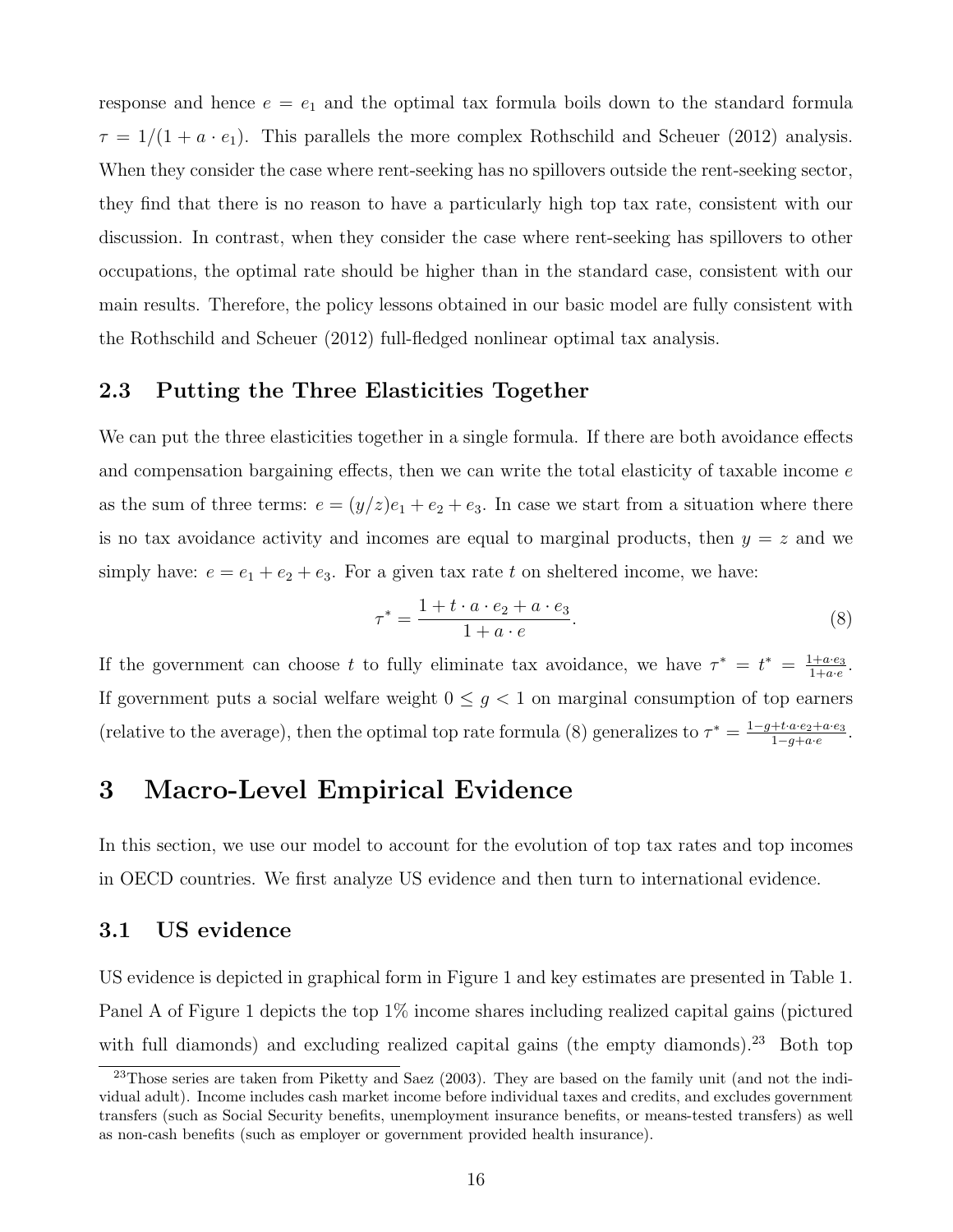response and hence $e = e_1$ and the optimal tax formula boils down to the standard formula $\tau = 1/(1 + a \cdot e_1)$. This parallels the more complex Rothschild and Scheuer (2012) analysis. When they consider the case where rent-seeking has no spillovers outside the rent-seeking sector, they find that there is no reason to have a particularly high top tax rate, consistent with our discussion. In contrast, when they consider the case where rent-seeking has spillovers to other occupations, the optimal rate should be higher than in the standard case, consistent with our main results. Therefore, the policy lessons obtained in our basic model are fully consistent with the Rothschild and Scheuer (2012) full-fledged nonlinear optimal tax analysis.

### 2.3 Putting the Three Elasticities Together

We can put the three elasticities together in a single formula. If there are both avoidance effects and compensation bargaining effects, then we can write the total elasticity of taxable income $e$ as the sum of three terms: $e = (y/z)e_1 + e_2 + e_3$. In case we start from a situation where there is no tax avoidance activity and incomes are equal to marginal products, then $y = z$ and we simply have: $e = e_1 + e_2 + e_3$. For a given tax rate $t$ on sheltered income, we have:

$$\tau^* = \frac{1 + t \cdot a \cdot e_2 + a \cdot e_3}{1 + a \cdot e}. \tag{8}$$

If the government can choose $t$ to fully eliminate tax avoidance, we have $\tau^* = t^* = \frac{1+a \cdot e_3}{1+a \cdot e}$. If government puts a social welfare weight $0 \leq g < 1$ on marginal consumption of top earners (relative to the average), then the optimal top rate formula (8) generalizes to $\tau^* = \frac{1-g+t \cdot a \cdot e_2 + a \cdot e_3}{1-g+a \cdot e}$.

## 3 Macro-Level Empirical Evidence

In this section, we use our model to account for the evolution of top tax rates and top incomes in OECD countries. We first analyze US evidence and then turn to international evidence.

### 3.1 US evidence

US evidence is depicted in graphical form in Figure 1 and key estimates are presented in Table 1. Panel A of Figure 1 depicts the top 1% income shares including realized capital gains (pictured with full diamonds) and excluding realized capital gains (the empty diamonds).[23] Both top

[23] Those series are taken from Piketty and Saez (2003). They are based on the family unit (and not the individual adult). Income includes cash market income before individual taxes and credits, and excludes government transfers (such as Social Security benefits, unemployment insurance benefits, or means-tested transfers) as well as non-cash benefits (such as employer or government provided health insurance).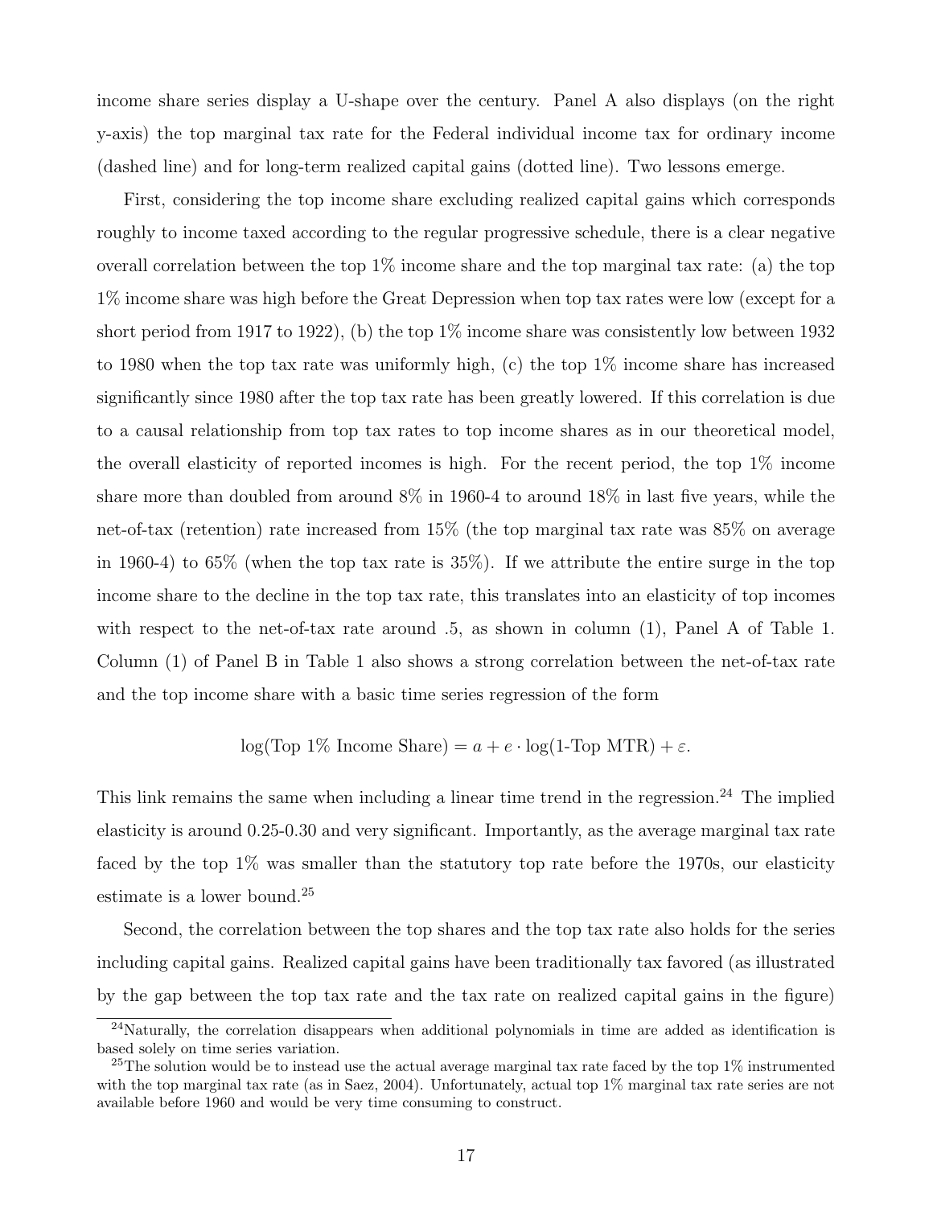income share series display a U-shape over the century. Panel A also displays (on the right y-axis) the top marginal tax rate for the Federal individual income tax for ordinary income (dashed line) and for long-term realized capital gains (dotted line). Two lessons emerge.

First, considering the top income share excluding realized capital gains which corresponds roughly to income taxed according to the regular progressive schedule, there is a clear negative overall correlation between the top 1% income share and the top marginal tax rate: (a) the top 1% income share was high before the Great Depression when top tax rates were low (except for a short period from 1917 to 1922), (b) the top 1% income share was consistently low between 1932 to 1980 when the top tax rate was uniformly high, (c) the top 1% income share has increased significantly since 1980 after the top tax rate has been greatly lowered. If this correlation is due to a causal relationship from top tax rates to top income shares as in our theoretical model, the overall elasticity of reported incomes is high. For the recent period, the top 1% income share more than doubled from around 8% in 1960-4 to around 18% in last five years, while the net-of-tax (retention) rate increased from 15% (the top marginal tax rate was 85% on average in 1960-4) to 65% (when the top tax rate is 35%). If we attribute the entire surge in the top income share to the decline in the top tax rate, this translates into an elasticity of top incomes with respect to the net-of-tax rate around .5, as shown in column (1), Panel A of Table 1. Column (1) of Panel B in Table 1 also shows a strong correlation between the net-of-tax rate and the top income share with a basic time series regression of the form

$$\log(\text{Top 1\% Income Share}) = a + e \cdot \log(\text{1-Top MTR}) + \varepsilon.$$

This link remains the same when including a linear time trend in the regression.[24] The implied elasticity is around 0.25-0.30 and very significant. Importantly, as the average marginal tax rate faced by the top 1% was smaller than the statutory top rate before the 1970s, our elasticity estimate is a lower bound.[25]

Second, the correlation between the top shares and the top tax rate also holds for the series including capital gains. Realized capital gains have been traditionally tax favored (as illustrated by the gap between the top tax rate and the tax rate on realized capital gains in the figure)

---

[24] Naturally, the correlation disappears when additional polynomials in time are added as identification is based solely on time series variation.

[25] The solution would be to instead use the actual average marginal tax rate faced by the top 1% instrumented with the top marginal tax rate (as in Saez, 2004). Unfortunately, actual top 1% marginal tax rate series are not available before 1960 and would be very time consuming to construct.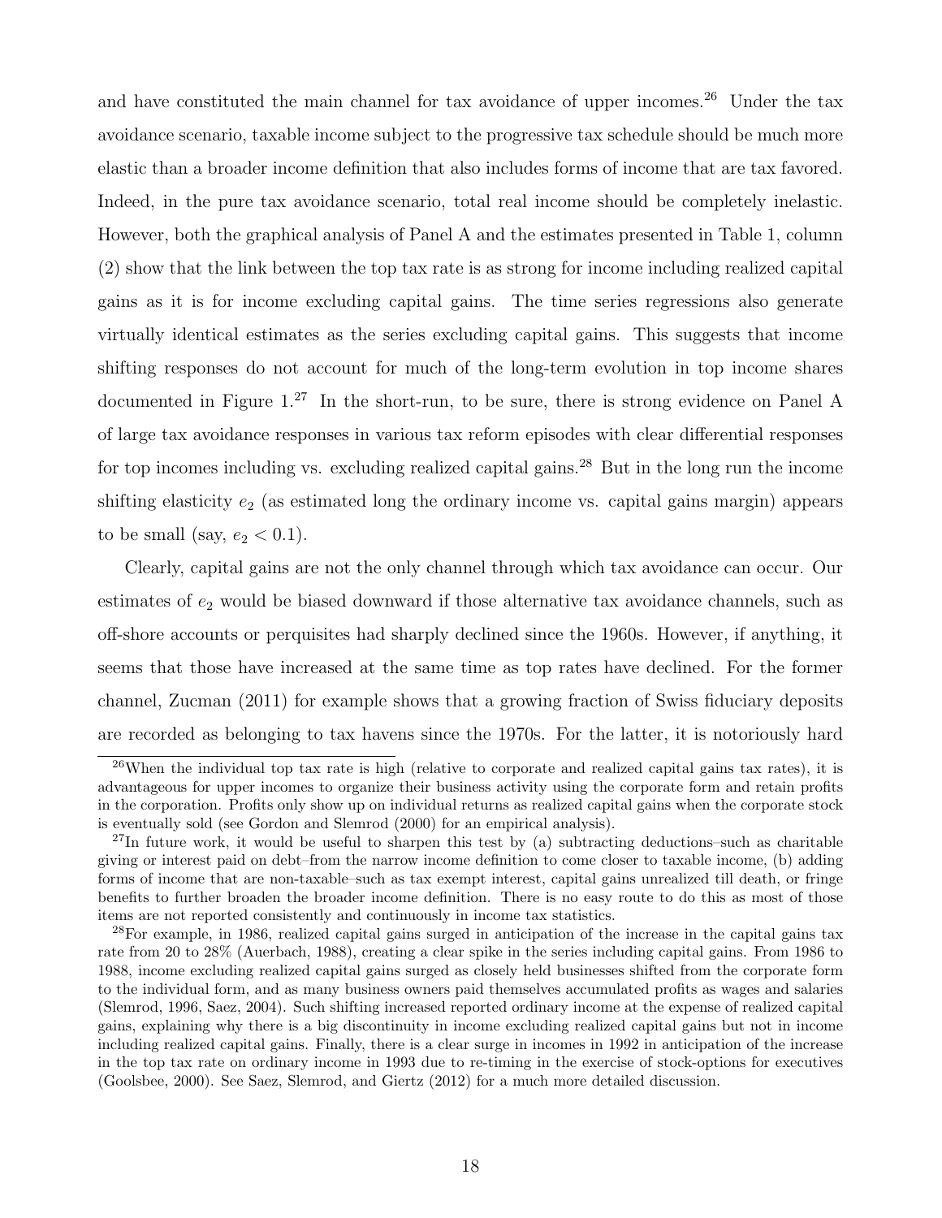and have constituted the main channel for tax avoidance of upper incomes.[26] Under the tax avoidance scenario, taxable income subject to the progressive tax schedule should be much more elastic than a broader income definition that also includes forms of income that are tax favored. Indeed, in the pure tax avoidance scenario, total real income should be completely inelastic. However, both the graphical analysis of Panel A and the estimates presented in Table 1, column (2) show that the link between the top tax rate is as strong for income including realized capital gains as it is for income excluding capital gains. The time series regressions also generate virtually identical estimates as the series excluding capital gains. This suggests that income shifting responses do not account for much of the long-term evolution in top income shares documented in Figure 1.[27] In the short-run, to be sure, there is strong evidence on Panel A of large tax avoidance responses in various tax reform episodes with clear differential responses for top incomes including vs. excluding realized capital gains.[28] But in the long run the income shifting elasticity $e_2$ (as estimated long the ordinary income vs. capital gains margin) appears to be small (say, $e_2 < 0.1$).

Clearly, capital gains are not the only channel through which tax avoidance can occur. Our estimates of $e_2$ would be biased downward if those alternative tax avoidance channels, such as off-shore accounts or perquisites had sharply declined since the 1960s. However, if anything, it seems that those have increased at the same time as top rates have declined. For the former channel, Zucman (2011) for example shows that a growing fraction of Swiss fiduciary deposits are recorded as belonging to tax havens since the 1970s. For the latter, it is notoriously hard

[26]When the individual top tax rate is high (relative to corporate and realized capital gains tax rates), it is advantageous for upper incomes to organize their business activity using the corporate form and retain profits in the corporation. Profits only show up on individual returns as realized capital gains when the corporate stock is eventually sold (see Gordon and Slemrod (2000) for an empirical analysis).

[27]In future work, it would be useful to sharpen this test by (a) subtracting deductions–such as charitable giving or interest paid on debt–from the narrow income definition to come closer to taxable income, (b) adding forms of income that are non-taxable–such as tax exempt interest, capital gains unrealized till death, or fringe benefits to further broaden the broader income definition. There is no easy route to do this as most of those items are not reported consistently and continuously in income tax statistics.

[28]For example, in 1986, realized capital gains surged in anticipation of the increase in the capital gains tax rate from 20 to 28% (Auerbach, 1988), creating a clear spike in the series including capital gains. From 1986 to 1988, income excluding realized capital gains surged as closely held businesses shifted from the corporate form to the individual form, and as many business owners paid themselves accumulated profits as wages and salaries (Slemrod, 1996, Saez, 2004). Such shifting increased reported ordinary income at the expense of realized capital gains, explaining why there is a big discontinuity in income excluding realized capital gains but not in income including realized capital gains. Finally, there is a clear surge in incomes in 1992 in anticipation of the increase in the top tax rate on ordinary income in 1993 due to re-timing in the exercise of stock-options for executives (Goolsbee, 2000). See Saez, Slemrod, and Giertz (2012) for a much more detailed discussion.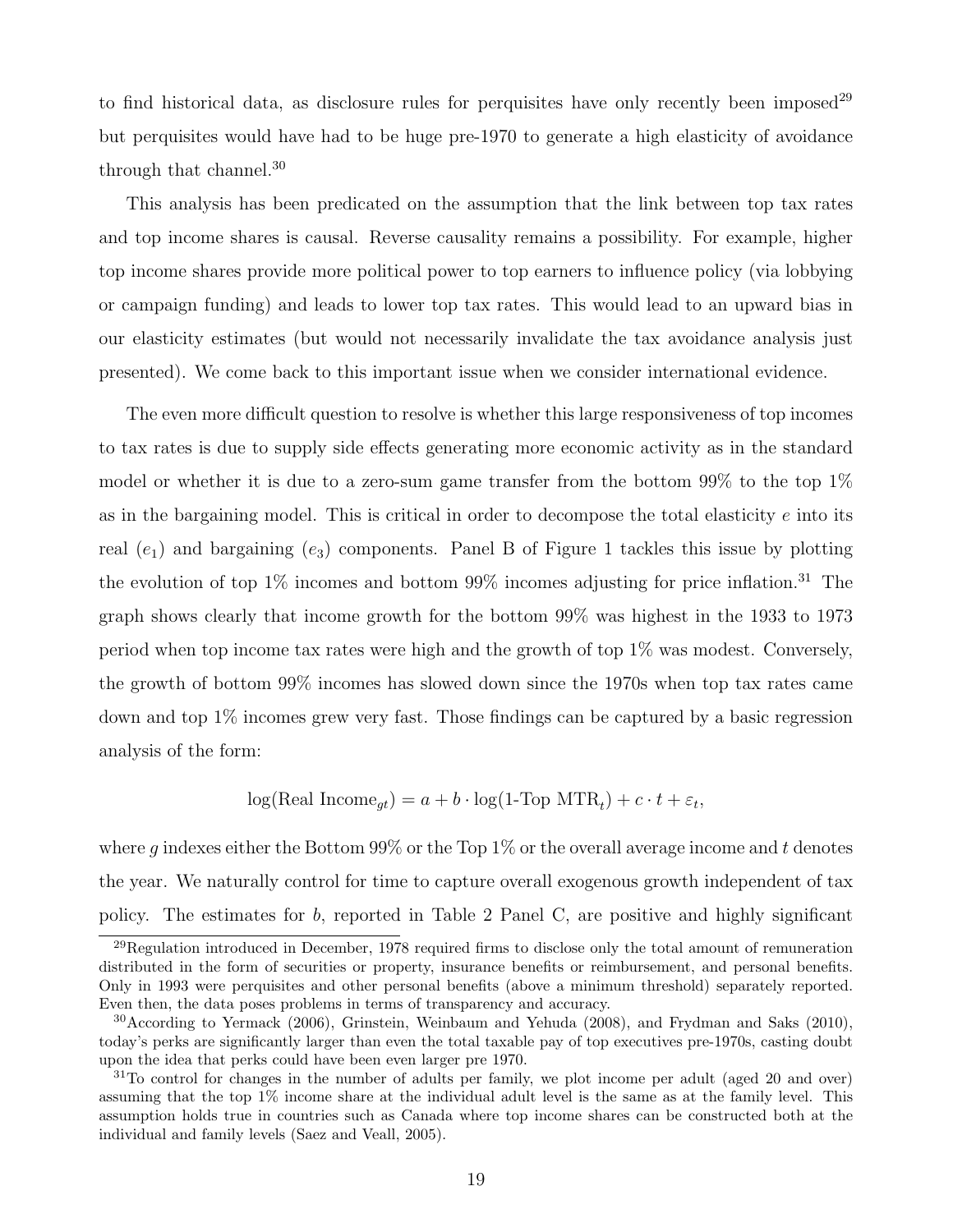to find historical data, as disclosure rules for perquisites have only recently been imposed[29] but perquisites would have had to be huge pre-1970 to generate a high elasticity of avoidance through that channel.[30]

This analysis has been predicated on the assumption that the link between top tax rates and top income shares is causal. Reverse causality remains a possibility. For example, higher top income shares provide more political power to top earners to influence policy (via lobbying or campaign funding) and leads to lower top tax rates. This would lead to an upward bias in our elasticity estimates (but would not necessarily invalidate the tax avoidance analysis just presented). We come back to this important issue when we consider international evidence.

The even more difficult question to resolve is whether this large responsiveness of top incomes to tax rates is due to supply side effects generating more economic activity as in the standard model or whether it is due to a zero-sum game transfer from the bottom 99% to the top 1% as in the bargaining model. This is critical in order to decompose the total elasticity $e$ into its real ($e_1$) and bargaining ($e_3$) components. Panel B of Figure 1 tackles this issue by plotting the evolution of top 1% incomes and bottom 99% incomes adjusting for price inflation.[31] The graph shows clearly that income growth for the bottom 99% was highest in the 1933 to 1973 period when top income tax rates were high and the growth of top 1% was modest. Conversely, the growth of bottom 99% incomes has slowed down since the 1970s when top tax rates came down and top 1% incomes grew very fast. Those findings can be captured by a basic regression analysis of the form:

$$\log(\text{Real Income}_{gt}) = a + b \cdot \log(\text{1-Top MTR}_t) + c \cdot t + \varepsilon_t,$$

where $g$ indexes either the Bottom 99% or the Top 1% or the overall average income and $t$ denotes the year. We naturally control for time to capture overall exogenous growth independent of tax policy. The estimates for $b$, reported in Table 2 Panel C, are positive and highly significant

[29] Regulation introduced in December, 1978 required firms to disclose only the total amount of remuneration distributed in the form of securities or property, insurance benefits or reimbursement, and personal benefits. Only in 1993 were perquisites and other personal benefits (above a minimum threshold) separately reported. Even then, the data poses problems in terms of transparency and accuracy.

[30] According to Yermack (2006), Grinstein, Weinbaum and Yehuda (2008), and Frydman and Saks (2010), today's perks are significantly larger than even the total taxable pay of top executives pre-1970s, casting doubt upon the idea that perks could have been even larger pre 1970.

[31] To control for changes in the number of adults per family, we plot income per adult (aged 20 and over) assuming that the top 1% income share at the individual adult level is the same as at the family level. This assumption holds true in countries such as Canada where top income shares can be constructed both at the individual and family levels (Saez and Veall, 2005).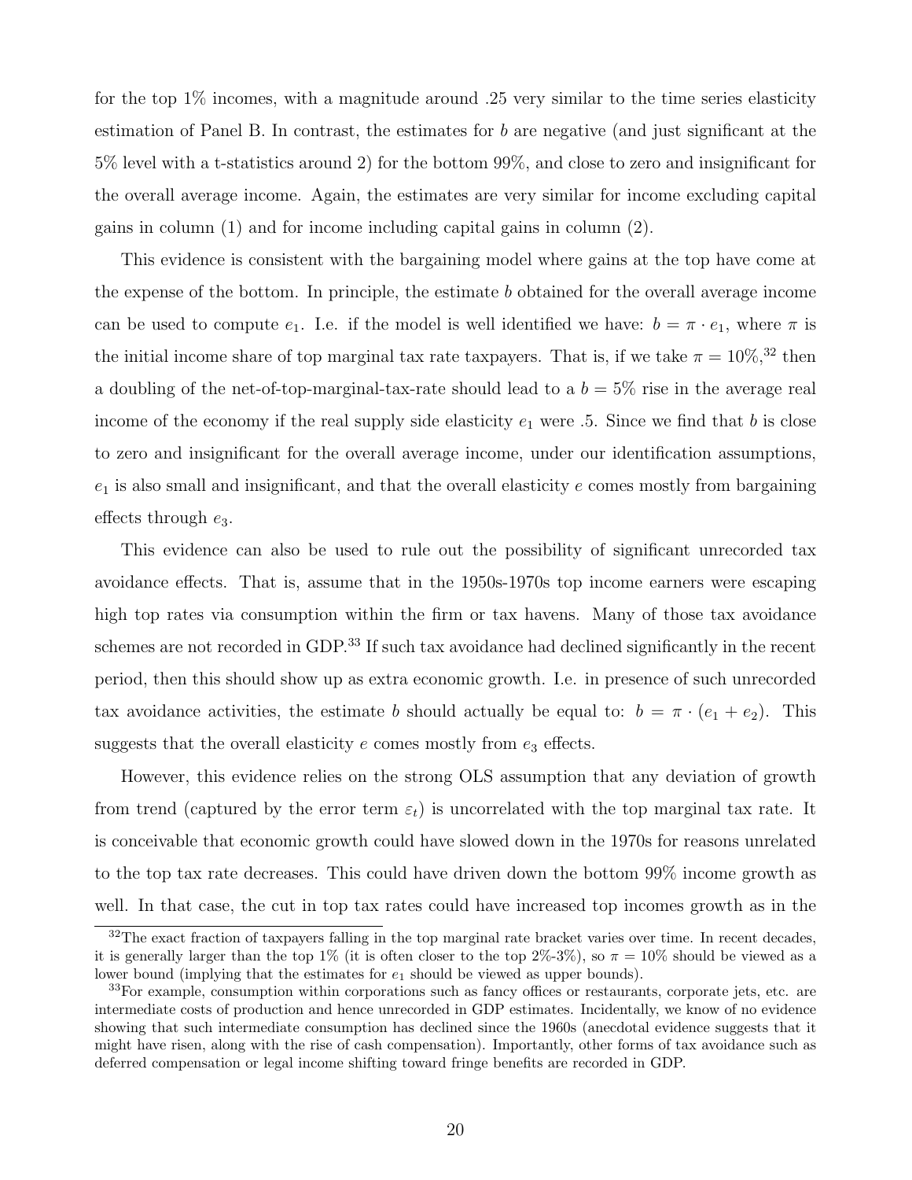for the top 1% incomes, with a magnitude around .25 very similar to the time series elasticity estimation of Panel B. In contrast, the estimates for $b$ are negative (and just significant at the 5% level with a t-statistics around 2) for the bottom 99%, and close to zero and insignificant for the overall average income. Again, the estimates are very similar for income excluding capital gains in column (1) and for income including capital gains in column (2).

This evidence is consistent with the bargaining model where gains at the top have come at the expense of the bottom. In principle, the estimate $b$ obtained for the overall average income can be used to compute $e_1$. I.e. if the model is well identified we have: $b = \pi \cdot e_1$, where $\pi$ is the initial income share of top marginal tax rate taxpayers. That is, if we take $\pi = 10\%$,[32] then a doubling of the net-of-top-marginal-tax-rate should lead to a $b = 5\%$ rise in the average real income of the economy if the real supply side elasticity $e_1$ were .5. Since we find that $b$ is close to zero and insignificant for the overall average income, under our identification assumptions, $e_1$ is also small and insignificant, and that the overall elasticity $e$ comes mostly from bargaining effects through $e_3$.

This evidence can also be used to rule out the possibility of significant unrecorded tax avoidance effects. That is, assume that in the 1950s-1970s top income earners were escaping high top rates via consumption within the firm or tax havens. Many of those tax avoidance schemes are not recorded in GDP.[33] If such tax avoidance had declined significantly in the recent period, then this should show up as extra economic growth. I.e. in presence of such unrecorded tax avoidance activities, the estimate $b$ should actually be equal to: $b = \pi \cdot (e_1 + e_2)$. This suggests that the overall elasticity $e$ comes mostly from $e_3$ effects.

However, this evidence relies on the strong OLS assumption that any deviation of growth from trend (captured by the error term $\varepsilon_t$) is uncorrelated with the top marginal tax rate. It is conceivable that economic growth could have slowed down in the 1970s for reasons unrelated to the top tax rate decreases. This could have driven down the bottom 99% income growth as well. In that case, the cut in top tax rates could have increased top incomes growth as in the

---

[32] The exact fraction of taxpayers falling in the top marginal rate bracket varies over time. In recent decades, it is generally larger than the top 1% (it is often closer to the top 2%-3%), so $\pi = 10\%$ should be viewed as a lower bound (implying that the estimates for $e_1$ should be viewed as upper bounds).

[33] For example, consumption within corporations such as fancy offices or restaurants, corporate jets, etc. are intermediate costs of production and hence unrecorded in GDP estimates. Incidentally, we know of no evidence showing that such intermediate consumption has declined since the 1960s (anecdotal evidence suggests that it might have risen, along with the rise of cash compensation). Importantly, other forms of tax avoidance such as deferred compensation or legal income shifting toward fringe benefits are recorded in GDP.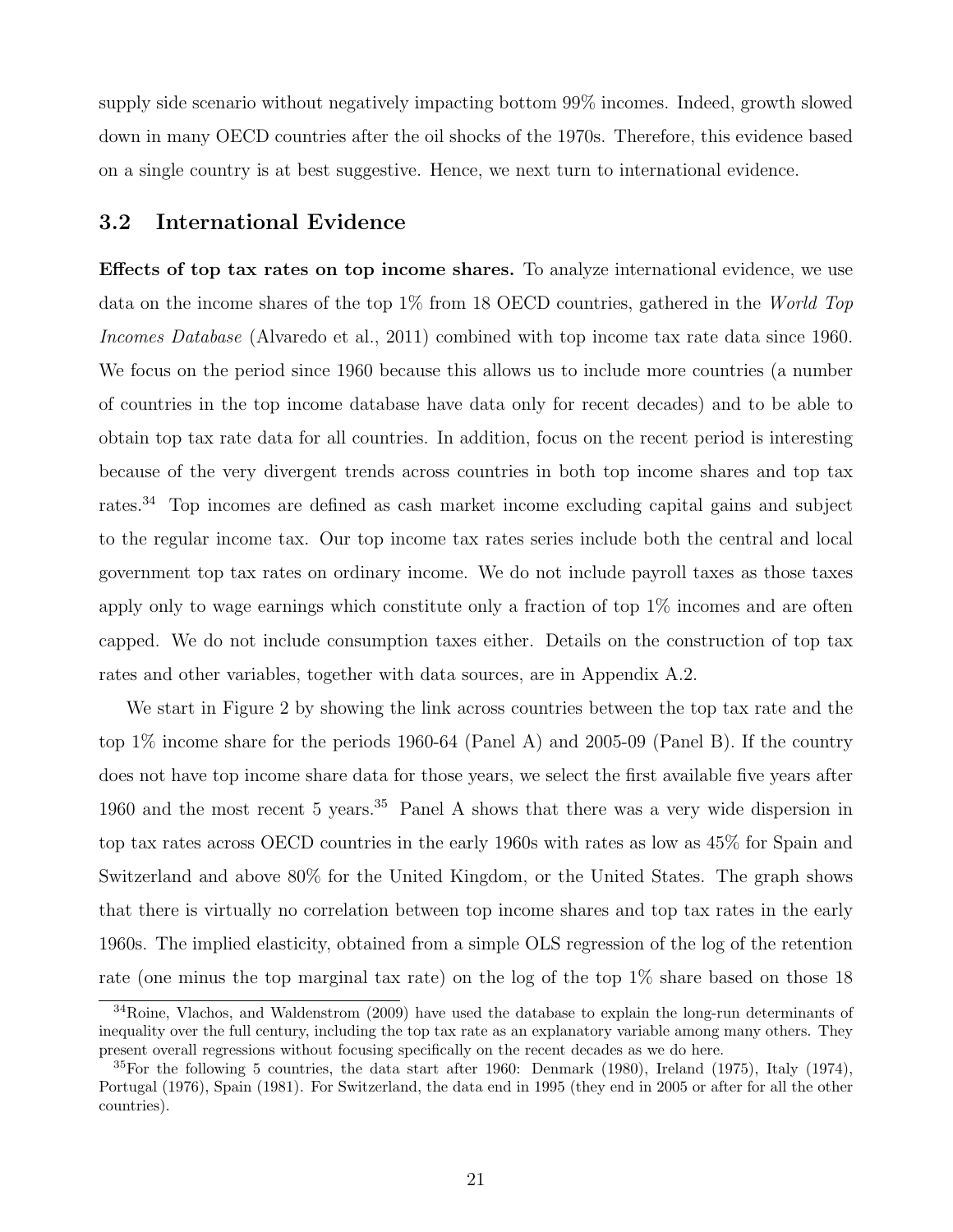supply side scenario without negatively impacting bottom 99% incomes. Indeed, growth slowed down in many OECD countries after the oil shocks of the 1970s. Therefore, this evidence based on a single country is at best suggestive. Hence, we next turn to international evidence.

## 3.2 International Evidence

**Effects of top tax rates on top income shares.** To analyze international evidence, we use data on the income shares of the top 1% from 18 OECD countries, gathered in the *World Top Incomes Database* (Alvaredo et al., 2011) combined with top income tax rate data since 1960. We focus on the period since 1960 because this allows us to include more countries (a number of countries in the top income database have data only for recent decades) and to be able to obtain top tax rate data for all countries. In addition, focus on the recent period is interesting because of the very divergent trends across countries in both top income shares and top tax rates.[34] Top incomes are defined as cash market income excluding capital gains and subject to the regular income tax. Our top income tax rates series include both the central and local government top tax rates on ordinary income. We do not include payroll taxes as those taxes apply only to wage earnings which constitute only a fraction of top 1% incomes and are often capped. We do not include consumption taxes either. Details on the construction of top tax rates and other variables, together with data sources, are in Appendix A.2.

We start in Figure 2 by showing the link across countries between the top tax rate and the top 1% income share for the periods 1960-64 (Panel A) and 2005-09 (Panel B). If the country does not have top income share data for those years, we select the first available five years after 1960 and the most recent 5 years.[35] Panel A shows that there was a very wide dispersion in top tax rates across OECD countries in the early 1960s with rates as low as 45% for Spain and Switzerland and above 80% for the United Kingdom, or the United States. The graph shows that there is virtually no correlation between top income shares and top tax rates in the early 1960s. The implied elasticity, obtained from a simple OLS regression of the log of the retention rate (one minus the top marginal tax rate) on the log of the top 1% share based on those 18

[34] Roine, Vlachos, and Waldenstrom (2009) have used the database to explain the long-run determinants of inequality over the full century, including the top tax rate as an explanatory variable among many others. They present overall regressions without focusing specifically on the recent decades as we do here.

[35] For the following 5 countries, the data start after 1960: Denmark (1980), Ireland (1975), Italy (1974), Portugal (1976), Spain (1981). For Switzerland, the data end in 1995 (they end in 2005 or after for all the other countries).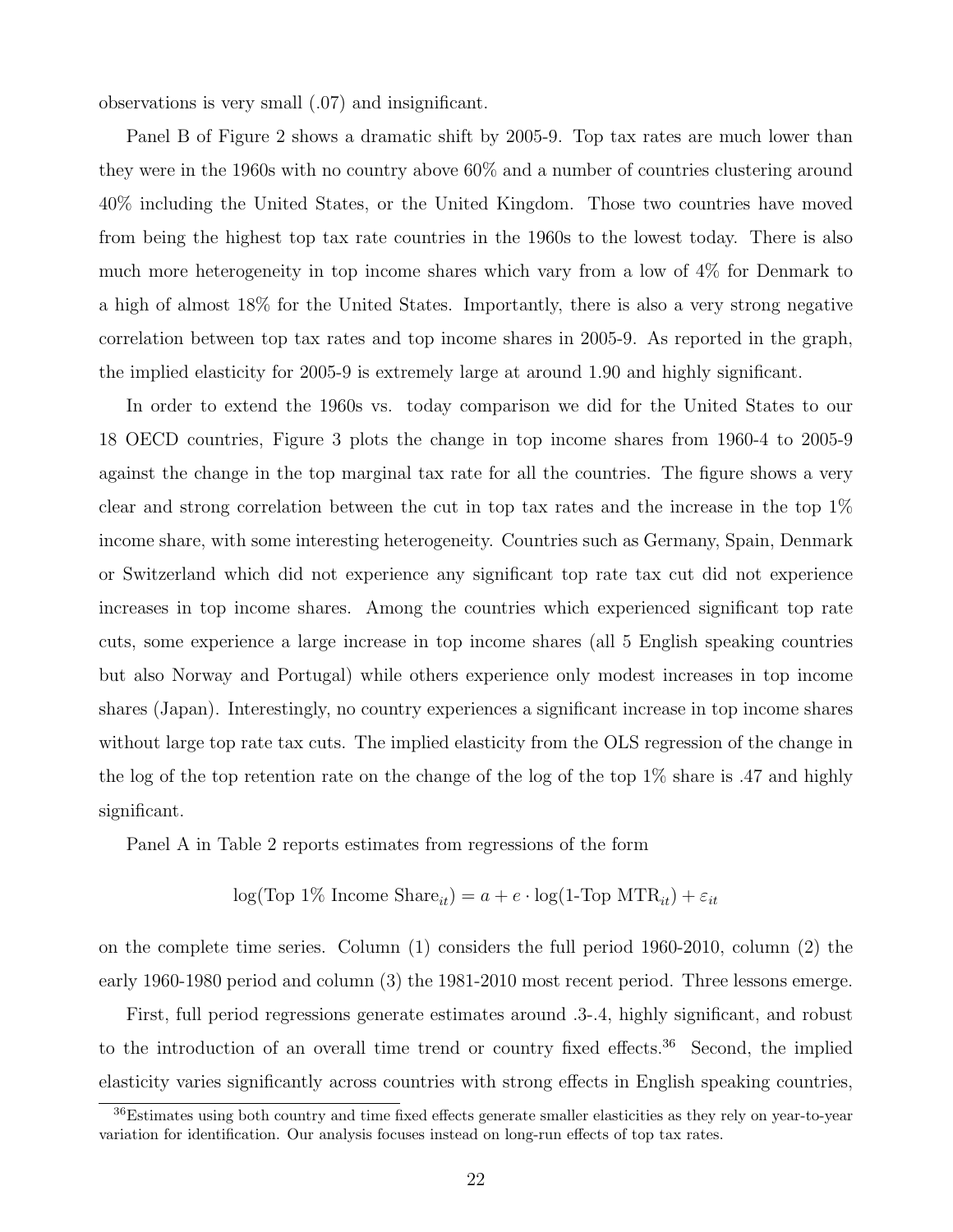observations is very small (.07) and insignificant.

Panel B of Figure 2 shows a dramatic shift by 2005-9. Top tax rates are much lower than they were in the 1960s with no country above 60% and a number of countries clustering around 40% including the United States, or the United Kingdom. Those two countries have moved from being the highest top tax rate countries in the 1960s to the lowest today. There is also much more heterogeneity in top income shares which vary from a low of 4% for Denmark to a high of almost 18% for the United States. Importantly, there is also a very strong negative correlation between top tax rates and top income shares in 2005-9. As reported in the graph, the implied elasticity for 2005-9 is extremely large at around 1.90 and highly significant.

In order to extend the 1960s vs. today comparison we did for the United States to our 18 OECD countries, Figure 3 plots the change in top income shares from 1960-4 to 2005-9 against the change in the top marginal tax rate for all the countries. The figure shows a very clear and strong correlation between the cut in top tax rates and the increase in the top 1% income share, with some interesting heterogeneity. Countries such as Germany, Spain, Denmark or Switzerland which did not experience any significant top rate tax cut did not experience increases in top income shares. Among the countries which experienced significant top rate cuts, some experience a large increase in top income shares (all 5 English speaking countries but also Norway and Portugal) while others experience only modest increases in top income shares (Japan). Interestingly, no country experiences a significant increase in top income shares without large top rate tax cuts. The implied elasticity from the OLS regression of the change in the log of the top retention rate on the change of the log of the top 1% share is .47 and highly significant.

Panel A in Table 2 reports estimates from regressions of the form

$$\log(\text{Top 1\% Income Share}_{it}) = a + e \cdot \log(\text{1-Top MTR}_{it}) + \varepsilon_{it}$$

on the complete time series. Column (1) considers the full period 1960-2010, column (2) the early 1960-1980 period and column (3) the 1981-2010 most recent period. Three lessons emerge.

First, full period regressions generate estimates around .3-.4, highly significant, and robust to the introduction of an overall time trend or country fixed effects.[36] Second, the implied elasticity varies significantly across countries with strong effects in English speaking countries,

[36] Estimates using both country and time fixed effects generate smaller elasticities as they rely on year-to-year variation for identification. Our analysis focuses instead on long-run effects of top tax rates.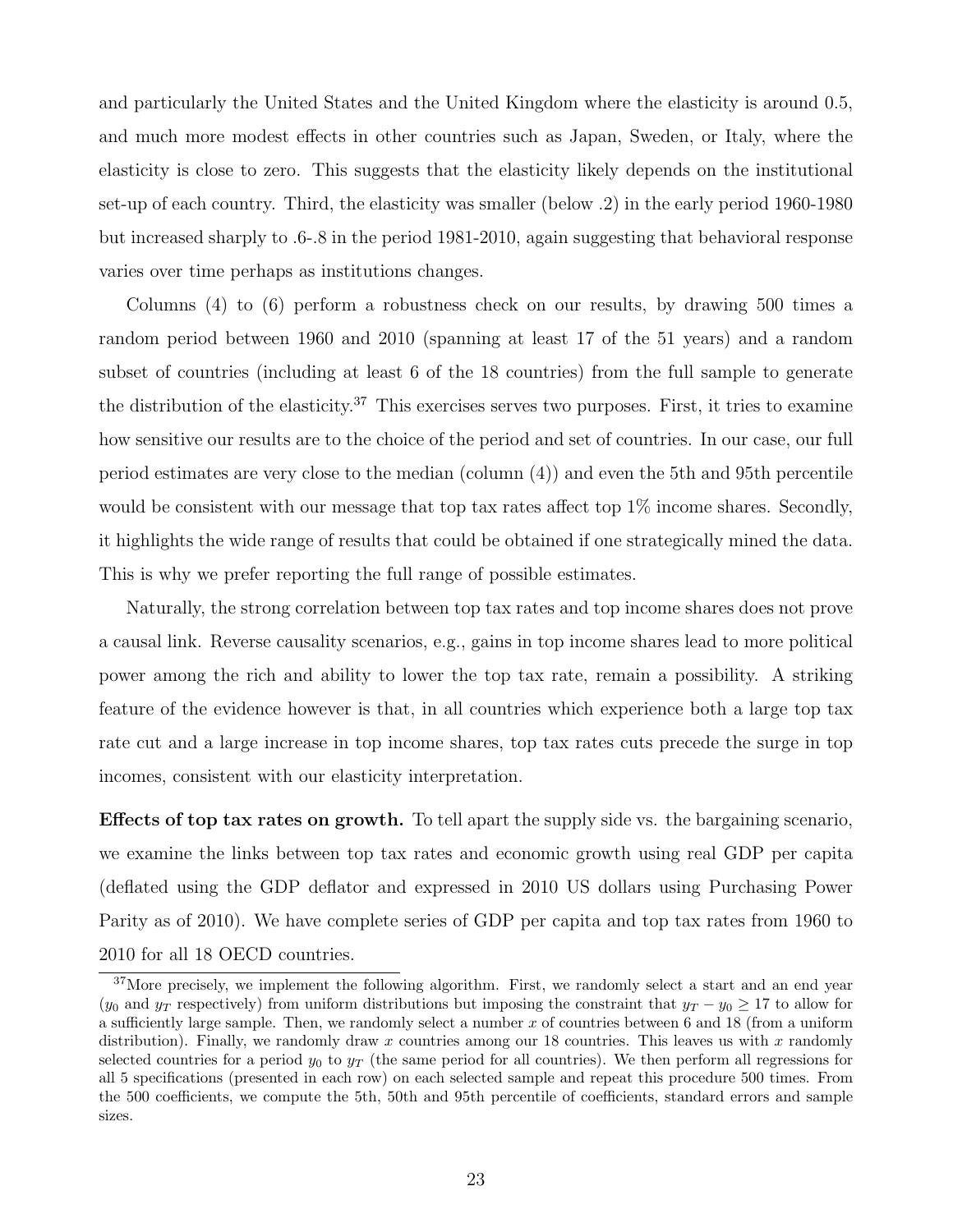and particularly the United States and the United Kingdom where the elasticity is around 0.5, and much more modest effects in other countries such as Japan, Sweden, or Italy, where the elasticity is close to zero. This suggests that the elasticity likely depends on the institutional set-up of each country. Third, the elasticity was smaller (below .2) in the early period 1960-1980 but increased sharply to .6-.8 in the period 1981-2010, again suggesting that behavioral response varies over time perhaps as institutions changes.

Columns (4) to (6) perform a robustness check on our results, by drawing 500 times a random period between 1960 and 2010 (spanning at least 17 of the 51 years) and a random subset of countries (including at least 6 of the 18 countries) from the full sample to generate the distribution of the elasticity.[37] This exercises serves two purposes. First, it tries to examine how sensitive our results are to the choice of the period and set of countries. In our case, our full period estimates are very close to the median (column (4)) and even the 5th and 95th percentile would be consistent with our message that top tax rates affect top 1% income shares. Secondly, it highlights the wide range of results that could be obtained if one strategically mined the data. This is why we prefer reporting the full range of possible estimates.

Naturally, the strong correlation between top tax rates and top income shares does not prove a causal link. Reverse causality scenarios, e.g., gains in top income shares lead to more political power among the rich and ability to lower the top tax rate, remain a possibility. A striking feature of the evidence however is that, in all countries which experience both a large top tax rate cut and a large increase in top income shares, top tax rates cuts precede the surge in top incomes, consistent with our elasticity interpretation.

**Effects of top tax rates on growth.** To tell apart the supply side vs. the bargaining scenario, we examine the links between top tax rates and economic growth using real GDP per capita (deflated using the GDP deflator and expressed in 2010 US dollars using Purchasing Power Parity as of 2010). We have complete series of GDP per capita and top tax rates from 1960 to 2010 for all 18 OECD countries.

[37]More precisely, we implement the following algorithm. First, we randomly select a start and an end year ($y_0$ and $y_T$ respectively) from uniform distributions but imposing the constraint that $y_T - y_0 \geq 17$ to allow for a sufficiently large sample. Then, we randomly select a number $x$ of countries between 6 and 18 (from a uniform distribution). Finally, we randomly draw $x$ countries among our 18 countries. This leaves us with $x$ randomly selected countries for a period $y_0$ to $y_T$ (the same period for all countries). We then perform all regressions for all 5 specifications (presented in each row) on each selected sample and repeat this procedure 500 times. From the 500 coefficients, we compute the 5th, 50th and 95th percentile of coefficients, standard errors and sample sizes.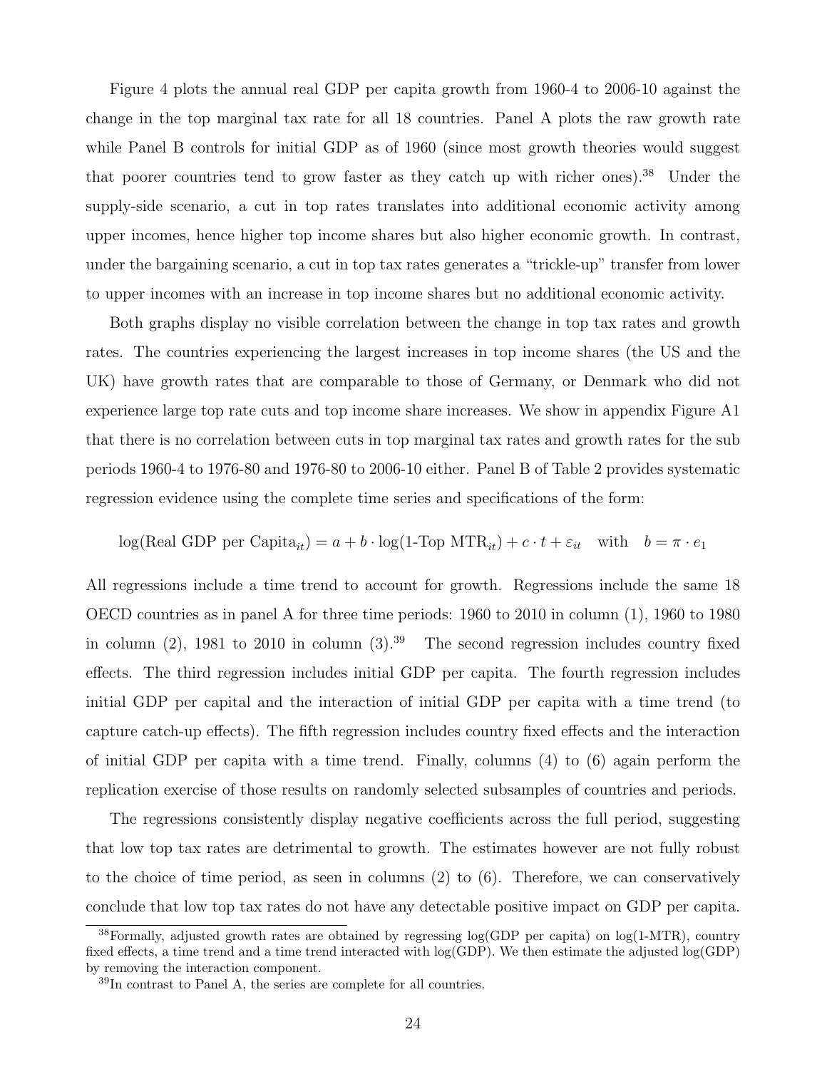Figure 4 plots the annual real GDP per capita growth from 1960-4 to 2006-10 against the change in the top marginal tax rate for all 18 countries. Panel A plots the raw growth rate while Panel B controls for initial GDP as of 1960 (since most growth theories would suggest that poorer countries tend to grow faster as they catch up with richer ones).[38] Under the supply-side scenario, a cut in top rates translates into additional economic activity among upper incomes, hence higher top income shares but also higher economic growth. In contrast, under the bargaining scenario, a cut in top tax rates generates a "trickle-up" transfer from lower to upper incomes with an increase in top income shares but no additional economic activity.

Both graphs display no visible correlation between the change in top tax rates and growth rates. The countries experiencing the largest increases in top income shares (the US and the UK) have growth rates that are comparable to those of Germany, or Denmark who did not experience large top rate cuts and top income share increases. We show in appendix Figure A1 that there is no correlation between cuts in top marginal tax rates and growth rates for the sub periods 1960-4 to 1976-80 and 1976-80 to 2006-10 either. Panel B of Table 2 provides systematic regression evidence using the complete time series and specifications of the form:

$$\log(\text{Real GDP per Capita}_{it}) = a + b \cdot \log(\text{1-Top MTR}_{it}) + c \cdot t + \varepsilon_{it} \quad \text{with} \quad b = \pi \cdot e_1$$

All regressions include a time trend to account for growth. Regressions include the same 18 OECD countries as in panel A for three time periods: 1960 to 2010 in column (1), 1960 to 1980 in column (2), 1981 to 2010 in column (3).[39] The second regression includes country fixed effects. The third regression includes initial GDP per capita. The fourth regression includes initial GDP per capital and the interaction of initial GDP per capita with a time trend (to capture catch-up effects). The fifth regression includes country fixed effects and the interaction of initial GDP per capita with a time trend. Finally, columns (4) to (6) again perform the replication exercise of those results on randomly selected subsamples of countries and periods.

The regressions consistently display negative coefficients across the full period, suggesting that low top tax rates are detrimental to growth. The estimates however are not fully robust to the choice of time period, as seen in columns (2) to (6). Therefore, we can conservatively conclude that low top tax rates do not have any detectable positive impact on GDP per capita.

[38]Formally, adjusted growth rates are obtained by regressing log(GDP per capita) on log(1-MTR), country fixed effects, a time trend and a time trend interacted with log(GDP). We then estimate the adjusted log(GDP) by removing the interaction component.

[39]In contrast to Panel A, the series are complete for all countries.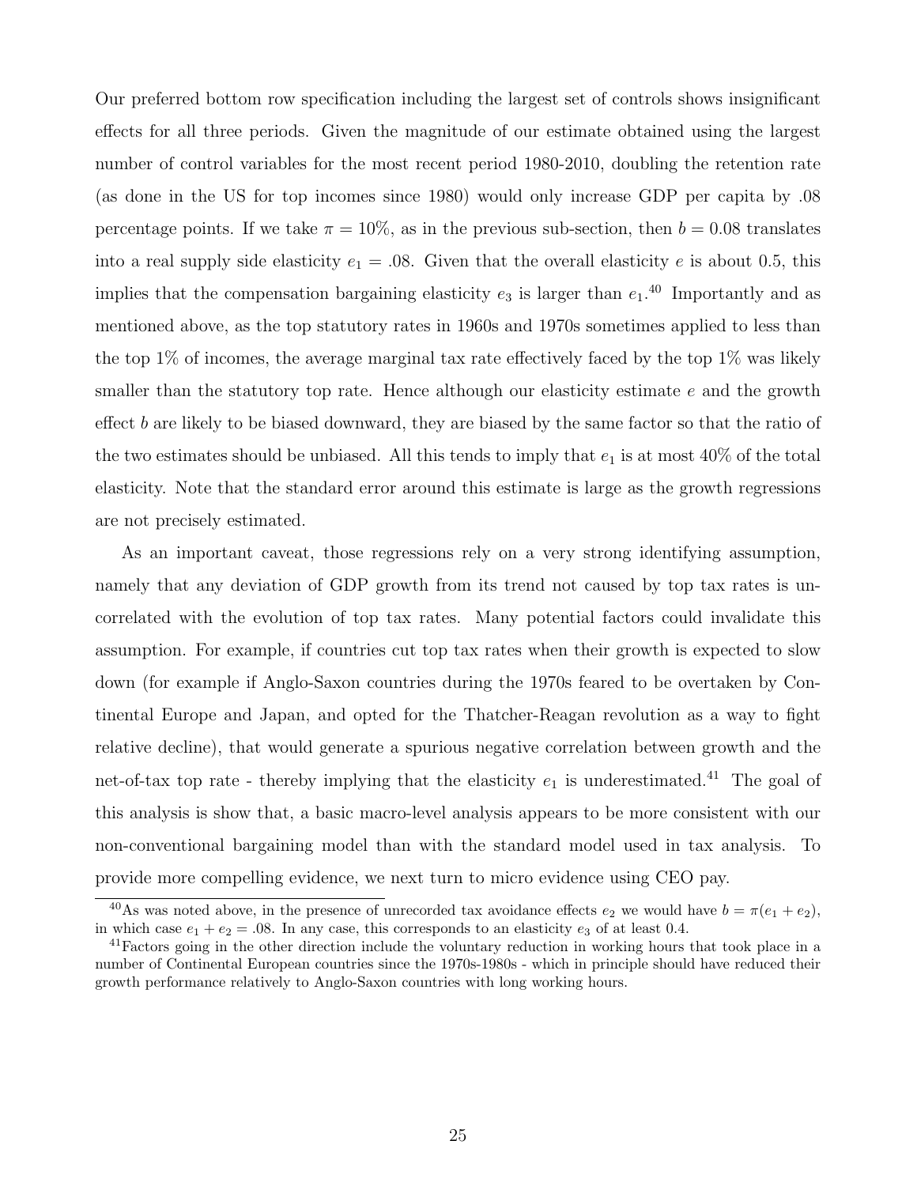Our preferred bottom row specification including the largest set of controls shows insignificant effects for all three periods. Given the magnitude of our estimate obtained using the largest number of control variables for the most recent period 1980-2010, doubling the retention rate (as done in the US for top incomes since 1980) would only increase GDP per capita by .08 percentage points. If we take $\pi = 10\%$, as in the previous sub-section, then $b = 0.08$ translates into a real supply side elasticity $e_1 = .08$. Given that the overall elasticity $e$ is about 0.5, this implies that the compensation bargaining elasticity $e_3$ is larger than $e_1$.[40] Importantly and as mentioned above, as the top statutory rates in 1960s and 1970s sometimes applied to less than the top 1% of incomes, the average marginal tax rate effectively faced by the top 1% was likely smaller than the statutory top rate. Hence although our elasticity estimate $e$ and the growth effect $b$ are likely to be biased downward, they are biased by the same factor so that the ratio of the two estimates should be unbiased. All this tends to imply that $e_1$ is at most 40% of the total elasticity. Note that the standard error around this estimate is large as the growth regressions are not precisely estimated.

As an important caveat, those regressions rely on a very strong identifying assumption, namely that any deviation of GDP growth from its trend not caused by top tax rates is uncorrelated with the evolution of top tax rates. Many potential factors could invalidate this assumption. For example, if countries cut top tax rates when their growth is expected to slow down (for example if Anglo-Saxon countries during the 1970s feared to be overtaken by Continental Europe and Japan, and opted for the Thatcher-Reagan revolution as a way to fight relative decline), that would generate a spurious negative correlation between growth and the net-of-tax top rate - thereby implying that the elasticity $e_1$ is underestimated.[41] The goal of this analysis is show that, a basic macro-level analysis appears to be more consistent with our non-conventional bargaining model than with the standard model used in tax analysis. To provide more compelling evidence, we next turn to micro evidence using CEO pay.

[40] As was noted above, in the presence of unrecorded tax avoidance effects $e_2$ we would have $b = \pi(e_1 + e_2)$, in which case $e_1 + e_2 = .08$. In any case, this corresponds to an elasticity $e_3$ of at least 0.4.

[41] Factors going in the other direction include the voluntary reduction in working hours that took place in a number of Continental European countries since the 1970s-1980s - which in principle should have reduced their growth performance relatively to Anglo-Saxon countries with long working hours.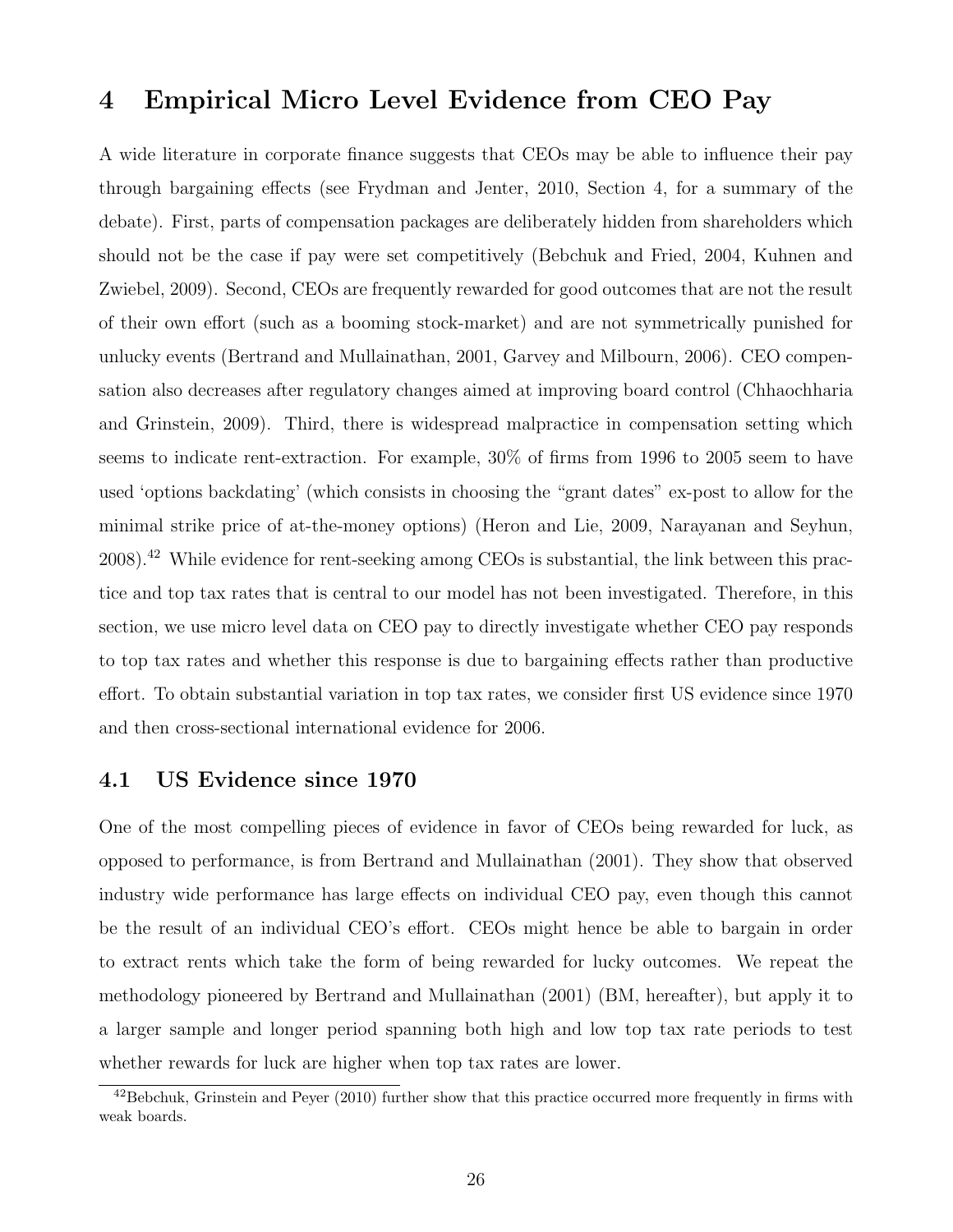# 4 Empirical Micro Level Evidence from CEO Pay

A wide literature in corporate finance suggests that CEOs may be able to influence their pay through bargaining effects (see Frydman and Jenter, 2010, Section 4, for a summary of the debate). First, parts of compensation packages are deliberately hidden from shareholders which should not be the case if pay were set competitively (Bebchuk and Fried, 2004, Kuhnen and Zwiebel, 2009). Second, CEOs are frequently rewarded for good outcomes that are not the result of their own effort (such as a booming stock-market) and are not symmetrically punished for unlucky events (Bertrand and Mullainathan, 2001, Garvey and Milbourn, 2006). CEO compensation also decreases after regulatory changes aimed at improving board control (Chhaochharia and Grinstein, 2009). Third, there is widespread malpractice in compensation setting which seems to indicate rent-extraction. For example, 30% of firms from 1996 to 2005 seem to have used 'options backdating' (which consists in choosing the "grant dates" ex-post to allow for the minimal strike price of at-the-money options) (Heron and Lie, 2009, Narayanan and Seyhun, 2008).[42] While evidence for rent-seeking among CEOs is substantial, the link between this practice and top tax rates that is central to our model has not been investigated. Therefore, in this section, we use micro level data on CEO pay to directly investigate whether CEO pay responds to top tax rates and whether this response is due to bargaining effects rather than productive effort. To obtain substantial variation in top tax rates, we consider first US evidence since 1970 and then cross-sectional international evidence for 2006.

## 4.1 US Evidence since 1970

One of the most compelling pieces of evidence in favor of CEOs being rewarded for luck, as opposed to performance, is from Bertrand and Mullainathan (2001). They show that observed industry wide performance has large effects on individual CEO pay, even though this cannot be the result of an individual CEO's effort. CEOs might hence be able to bargain in order to extract rents which take the form of being rewarded for lucky outcomes. We repeat the methodology pioneered by Bertrand and Mullainathan (2001) (BM, hereafter), but apply it to a larger sample and longer period spanning both high and low top tax rate periods to test whether rewards for luck are higher when top tax rates are lower.

[42]Bebchuk, Grinstein and Peyer (2010) further show that this practice occurred more frequently in firms with weak boards.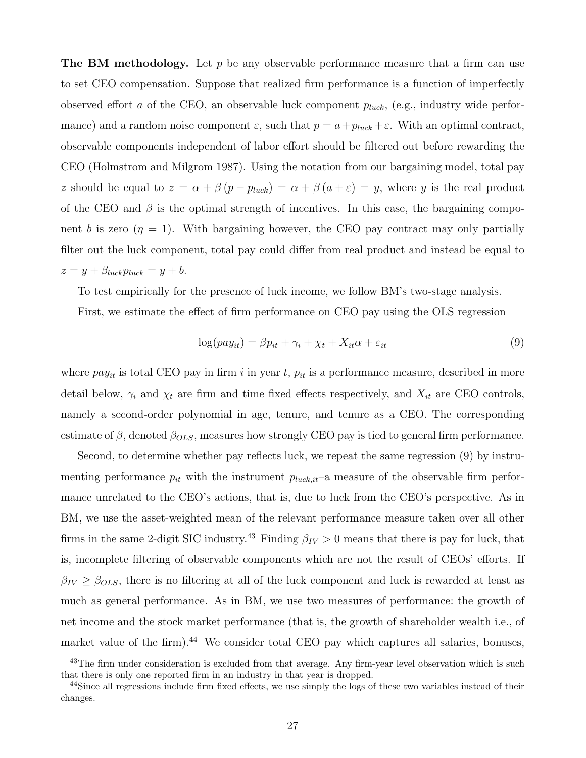**The BM methodology.** Let $p$ be any observable performance measure that a firm can use to set CEO compensation. Suppose that realized firm performance is a function of imperfectly observed effort $a$ of the CEO, an observable luck component $p_{luck}$, (e.g., industry wide performance) and a random noise component $\varepsilon$, such that $p = a + p_{luck} + \varepsilon$. With an optimal contract, observable components independent of labor effort should be filtered out before rewarding the CEO (Holmstrom and Milgrom 1987). Using the notation from our bargaining model, total pay $z$ should be equal to $z = \alpha + \beta (p - p_{luck}) = \alpha + \beta (a + \varepsilon) = y$, where $y$ is the real product of the CEO and $\beta$ is the optimal strength of incentives. In this case, the bargaining component $b$ is zero ($\eta = 1$). With bargaining however, the CEO pay contract may only partially filter out the luck component, total pay could differ from real product and instead be equal to $z = y + \beta_{luck} p_{luck} = y + b$.

To test empirically for the presence of luck income, we follow BM's two-stage analysis.

First, we estimate the effect of firm performance on CEO pay using the OLS regression

$$\log(pay_{it}) = \beta p_{it} + \gamma_i + \chi_t + X_{it}\alpha + \varepsilon_{it} \tag{9}$$

where $pay_{it}$ is total CEO pay in firm $i$ in year $t$, $p_{it}$ is a performance measure, described in more detail below, $\gamma_i$ and $\chi_t$ are firm and time fixed effects respectively, and $X_{it}$ are CEO controls, namely a second-order polynomial in age, tenure, and tenure as a CEO. The corresponding estimate of $\beta$, denoted $\beta_{OLS}$, measures how strongly CEO pay is tied to general firm performance.

Second, to determine whether pay reflects luck, we repeat the same regression (9) by instrumenting performance $p_{it}$ with the instrument $p_{luck,it}$–a measure of the observable firm performance unrelated to the CEO's actions, that is, due to luck from the CEO's perspective. As in BM, we use the asset-weighted mean of the relevant performance measure taken over all other firms in the same 2-digit SIC industry.[43] Finding $\beta_{IV} > 0$ means that there is pay for luck, that is, incomplete filtering of observable components which are not the result of CEOs' efforts. If $\beta_{IV} \geq \beta_{OLS}$, there is no filtering at all of the luck component and luck is rewarded at least as much as general performance. As in BM, we use two measures of performance: the growth of net income and the stock market performance (that is, the growth of shareholder wealth i.e., of market value of the firm).[44] We consider total CEO pay which captures all salaries, bonuses,

[43]The firm under consideration is excluded from that average. Any firm-year level observation which is such that there is only one reported firm in an industry in that year is dropped.

[44]Since all regressions include firm fixed effects, we use simply the logs of these two variables instead of their changes.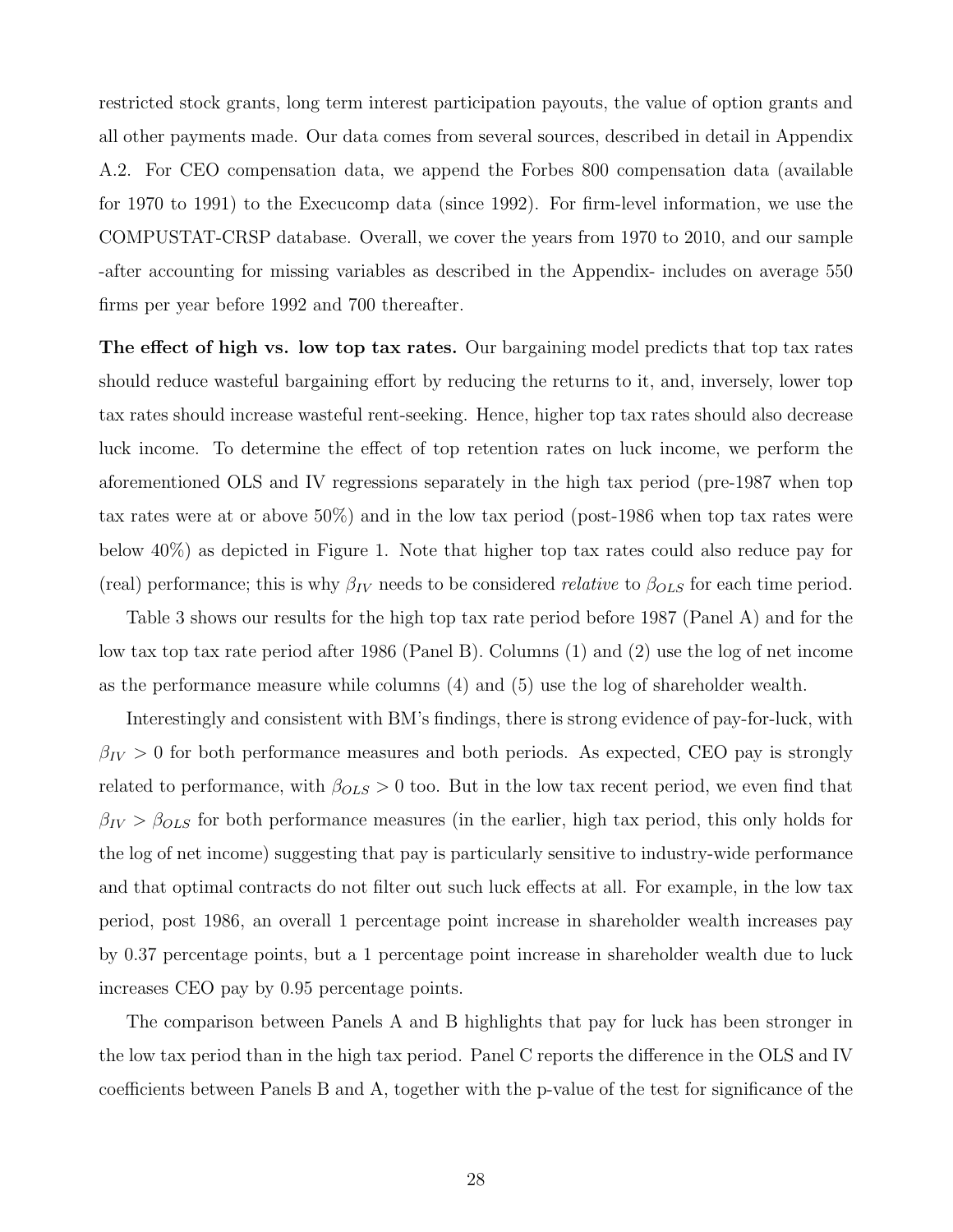restricted stock grants, long term interest participation payouts, the value of option grants and all other payments made. Our data comes from several sources, described in detail in Appendix A.2. For CEO compensation data, we append the Forbes 800 compensation data (available for 1970 to 1991) to the Execucomp data (since 1992). For firm-level information, we use the COMPUSTAT-CRSP database. Overall, we cover the years from 1970 to 2010, and our sample -after accounting for missing variables as described in the Appendix- includes on average 550 firms per year before 1992 and 700 thereafter.

**The effect of high vs. low top tax rates.** Our bargaining model predicts that top tax rates should reduce wasteful bargaining effort by reducing the returns to it, and, inversely, lower top tax rates should increase wasteful rent-seeking. Hence, higher top tax rates should also decrease luck income. To determine the effect of top retention rates on luck income, we perform the aforementioned OLS and IV regressions separately in the high tax period (pre-1987 when top tax rates were at or above 50%) and in the low tax period (post-1986 when top tax rates were below 40%) as depicted in Figure 1. Note that higher top tax rates could also reduce pay for (real) performance; this is why $\beta_{IV}$ needs to be considered *relative* to $\beta_{OLS}$ for each time period.

Table 3 shows our results for the high top tax rate period before 1987 (Panel A) and for the low tax top tax rate period after 1986 (Panel B). Columns (1) and (2) use the log of net income as the performance measure while columns (4) and (5) use the log of shareholder wealth.

Interestingly and consistent with BM's findings, there is strong evidence of pay-for-luck, with $\beta_{IV} > 0$ for both performance measures and both periods. As expected, CEO pay is strongly related to performance, with $\beta_{OLS} > 0$ too. But in the low tax recent period, we even find that $\beta_{IV} > \beta_{OLS}$ for both performance measures (in the earlier, high tax period, this only holds for the log of net income) suggesting that pay is particularly sensitive to industry-wide performance and that optimal contracts do not filter out such luck effects at all. For example, in the low tax period, post 1986, an overall 1 percentage point increase in shareholder wealth increases pay by 0.37 percentage points, but a 1 percentage point increase in shareholder wealth due to luck increases CEO pay by 0.95 percentage points.

The comparison between Panels A and B highlights that pay for luck has been stronger in the low tax period than in the high tax period. Panel C reports the difference in the OLS and IV coefficients between Panels B and A, together with the p-value of the test for significance of the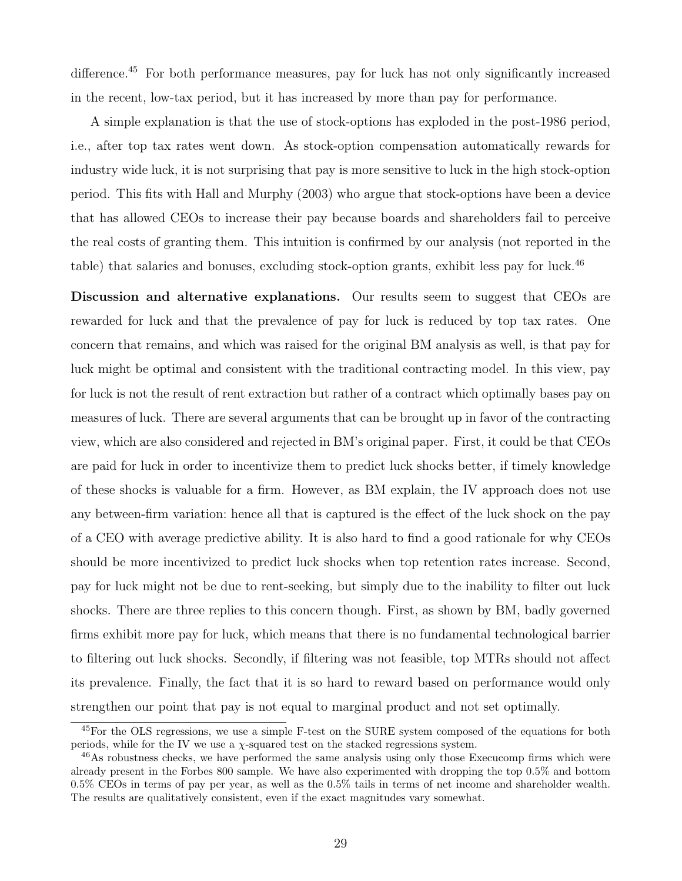difference.[45] For both performance measures, pay for luck has not only significantly increased in the recent, low-tax period, but it has increased by more than pay for performance.

A simple explanation is that the use of stock-options has exploded in the post-1986 period, i.e., after top tax rates went down. As stock-option compensation automatically rewards for industry wide luck, it is not surprising that pay is more sensitive to luck in the high stock-option period. This fits with Hall and Murphy (2003) who argue that stock-options have been a device that has allowed CEOs to increase their pay because boards and shareholders fail to perceive the real costs of granting them. This intuition is confirmed by our analysis (not reported in the table) that salaries and bonuses, excluding stock-option grants, exhibit less pay for luck.[46]

**Discussion and alternative explanations.** Our results seem to suggest that CEOs are rewarded for luck and that the prevalence of pay for luck is reduced by top tax rates. One concern that remains, and which was raised for the original BM analysis as well, is that pay for luck might be optimal and consistent with the traditional contracting model. In this view, pay for luck is not the result of rent extraction but rather of a contract which optimally bases pay on measures of luck. There are several arguments that can be brought up in favor of the contracting view, which are also considered and rejected in BM's original paper. First, it could be that CEOs are paid for luck in order to incentivize them to predict luck shocks better, if timely knowledge of these shocks is valuable for a firm. However, as BM explain, the IV approach does not use any between-firm variation: hence all that is captured is the effect of the luck shock on the pay of a CEO with average predictive ability. It is also hard to find a good rationale for why CEOs should be more incentivized to predict luck shocks when top retention rates increase. Second, pay for luck might not be due to rent-seeking, but simply due to the inability to filter out luck shocks. There are three replies to this concern though. First, as shown by BM, badly governed firms exhibit more pay for luck, which means that there is no fundamental technological barrier to filtering out luck shocks. Secondly, if filtering was not feasible, top MTRs should not affect its prevalence. Finally, the fact that it is so hard to reward based on performance would only strengthen our point that pay is not equal to marginal product and not set optimally.

[45] For the OLS regressions, we use a simple F-test on the SURE system composed of the equations for both periods, while for the IV we use a $\chi$-squared test on the stacked regressions system.

[46] As robustness checks, we have performed the same analysis using only those Execucomp firms which were already present in the Forbes 800 sample. We have also experimented with dropping the top 0.5% and bottom 0.5% CEOs in terms of pay per year, as well as the 0.5% tails in terms of net income and shareholder wealth. The results are qualitatively consistent, even if the exact magnitudes vary somewhat.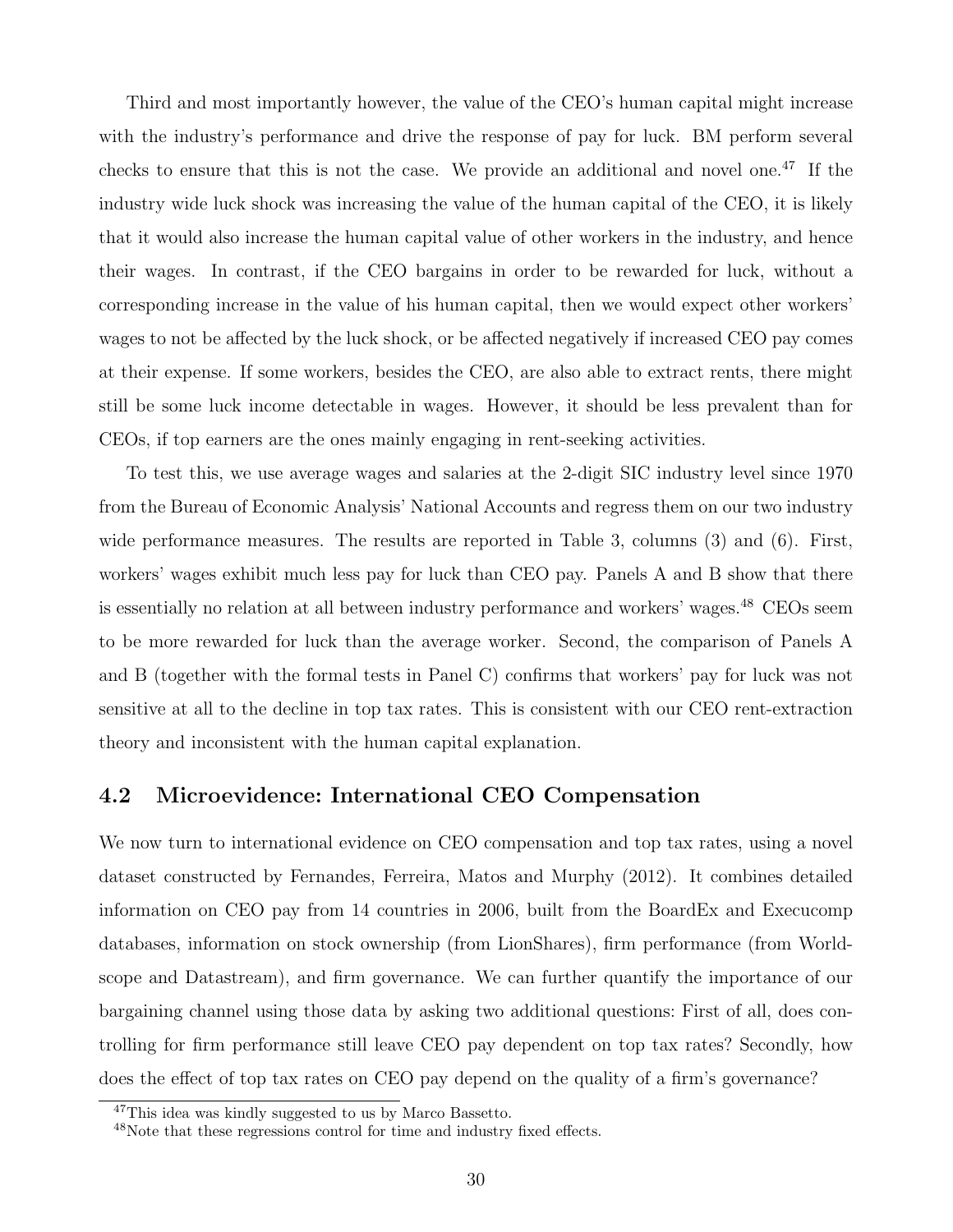Third and most importantly however, the value of the CEO's human capital might increase with the industry's performance and drive the response of pay for luck. BM perform several checks to ensure that this is not the case. We provide an additional and novel one.[47] If the industry wide luck shock was increasing the value of the human capital of the CEO, it is likely that it would also increase the human capital value of other workers in the industry, and hence their wages. In contrast, if the CEO bargains in order to be rewarded for luck, without a corresponding increase in the value of his human capital, then we would expect other workers' wages to not be affected by the luck shock, or be affected negatively if increased CEO pay comes at their expense. If some workers, besides the CEO, are also able to extract rents, there might still be some luck income detectable in wages. However, it should be less prevalent than for CEOs, if top earners are the ones mainly engaging in rent-seeking activities.

To test this, we use average wages and salaries at the 2-digit SIC industry level since 1970 from the Bureau of Economic Analysis' National Accounts and regress them on our two industry wide performance measures. The results are reported in Table 3, columns (3) and (6). First, workers' wages exhibit much less pay for luck than CEO pay. Panels A and B show that there is essentially no relation at all between industry performance and workers' wages.[48] CEOs seem to be more rewarded for luck than the average worker. Second, the comparison of Panels A and B (together with the formal tests in Panel C) confirms that workers' pay for luck was not sensitive at all to the decline in top tax rates. This is consistent with our CEO rent-extraction theory and inconsistent with the human capital explanation.

## 4.2 Microevidence: International CEO Compensation

We now turn to international evidence on CEO compensation and top tax rates, using a novel dataset constructed by Fernandes, Ferreira, Matos and Murphy (2012). It combines detailed information on CEO pay from 14 countries in 2006, built from the BoardEx and Execucomp databases, information on stock ownership (from LionShares), firm performance (from Worldscope and Datastream), and firm governance. We can further quantify the importance of our bargaining channel using those data by asking two additional questions: First of all, does controlling for firm performance still leave CEO pay dependent on top tax rates? Secondly, how does the effect of top tax rates on CEO pay depend on the quality of a firm's governance?

[47] This idea was kindly suggested to us by Marco Bassetto.

[48] Note that these regressions control for time and industry fixed effects.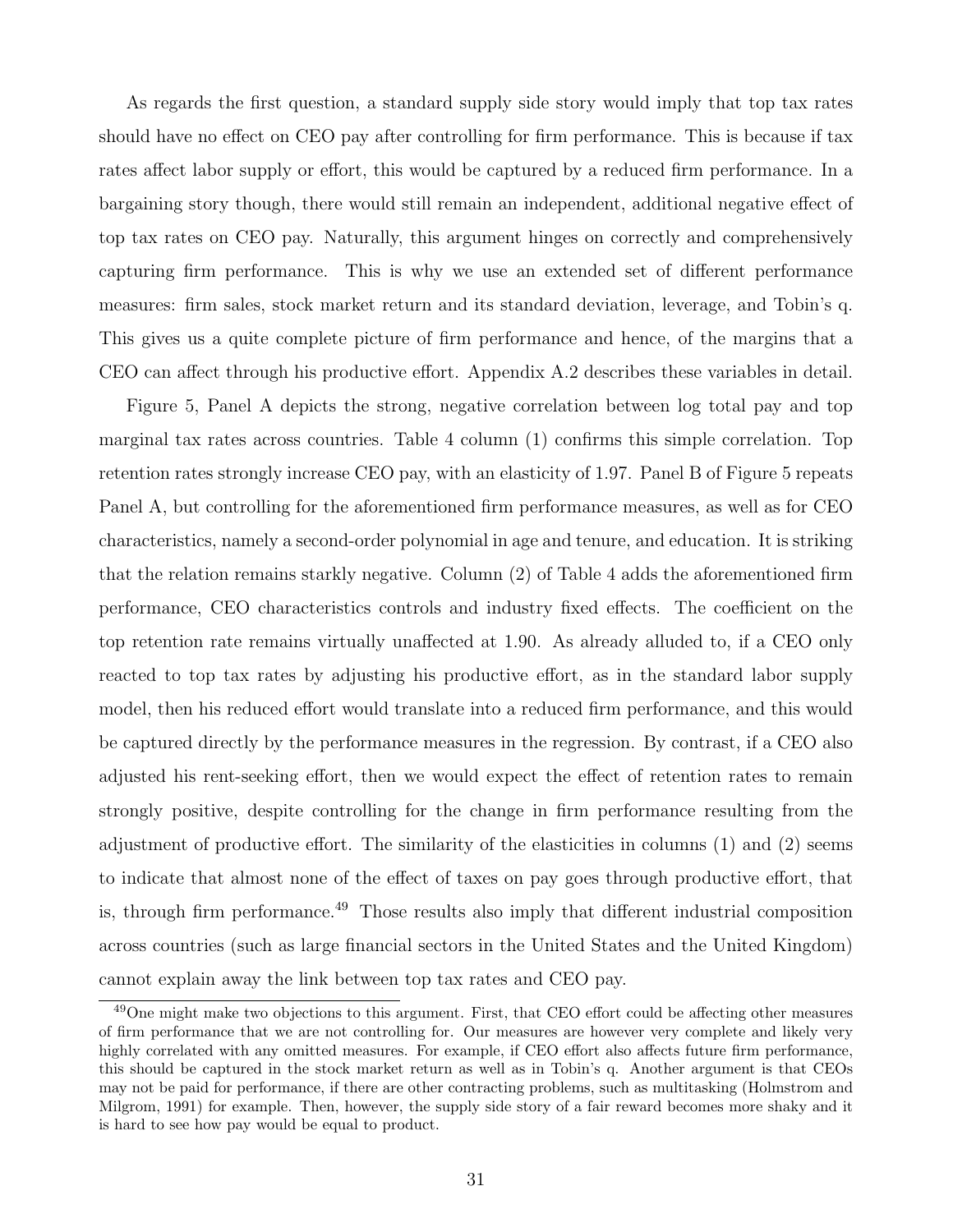As regards the first question, a standard supply side story would imply that top tax rates should have no effect on CEO pay after controlling for firm performance. This is because if tax rates affect labor supply or effort, this would be captured by a reduced firm performance. In a bargaining story though, there would still remain an independent, additional negative effect of top tax rates on CEO pay. Naturally, this argument hinges on correctly and comprehensively capturing firm performance. This is why we use an extended set of different performance measures: firm sales, stock market return and its standard deviation, leverage, and Tobin's q. This gives us a quite complete picture of firm performance and hence, of the margins that a CEO can affect through his productive effort. Appendix A.2 describes these variables in detail.

Figure 5, Panel A depicts the strong, negative correlation between log total pay and top marginal tax rates across countries. Table 4 column (1) confirms this simple correlation. Top retention rates strongly increase CEO pay, with an elasticity of 1.97. Panel B of Figure 5 repeats Panel A, but controlling for the aforementioned firm performance measures, as well as for CEO characteristics, namely a second-order polynomial in age and tenure, and education. It is striking that the relation remains starkly negative. Column (2) of Table 4 adds the aforementioned firm performance, CEO characteristics controls and industry fixed effects. The coefficient on the top retention rate remains virtually unaffected at 1.90. As already alluded to, if a CEO only reacted to top tax rates by adjusting his productive effort, as in the standard labor supply model, then his reduced effort would translate into a reduced firm performance, and this would be captured directly by the performance measures in the regression. By contrast, if a CEO also adjusted his rent-seeking effort, then we would expect the effect of retention rates to remain strongly positive, despite controlling for the change in firm performance resulting from the adjustment of productive effort. The similarity of the elasticities in columns (1) and (2) seems to indicate that almost none of the effect of taxes on pay goes through productive effort, that is, through firm performance.[49] Those results also imply that different industrial composition across countries (such as large financial sectors in the United States and the United Kingdom) cannot explain away the link between top tax rates and CEO pay.

[49]One might make two objections to this argument. First, that CEO effort could be affecting other measures of firm performance that we are not controlling for. Our measures are however very complete and likely very highly correlated with any omitted measures. For example, if CEO effort also affects future firm performance, this should be captured in the stock market return as well as in Tobin's q. Another argument is that CEOs may not be paid for performance, if there are other contracting problems, such as multitasking (Holmstrom and Milgrom, 1991) for example. Then, however, the supply side story of a fair reward becomes more shaky and it is hard to see how pay would be equal to product.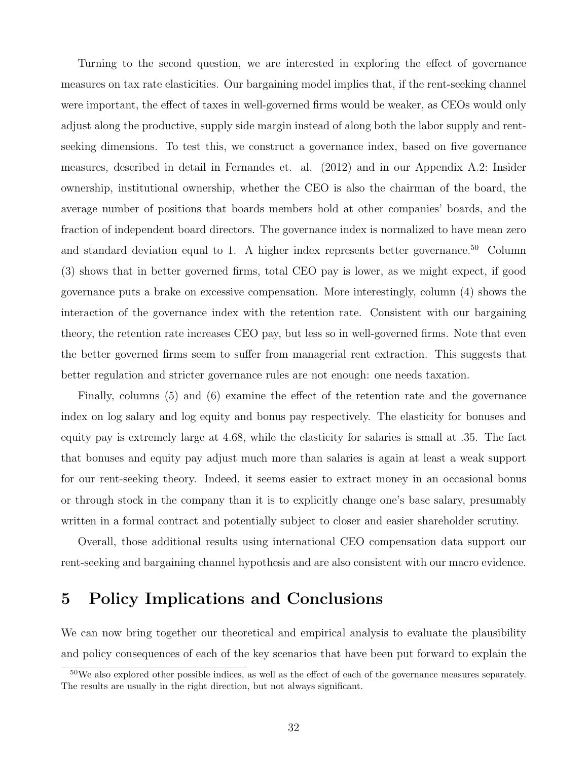Turning to the second question, we are interested in exploring the effect of governance measures on tax rate elasticities. Our bargaining model implies that, if the rent-seeking channel were important, the effect of taxes in well-governed firms would be weaker, as CEOs would only adjust along the productive, supply side margin instead of along both the labor supply and rent-seeking dimensions. To test this, we construct a governance index, based on five governance measures, described in detail in Fernandes et. al. (2012) and in our Appendix A.2: Insider ownership, institutional ownership, whether the CEO is also the chairman of the board, the average number of positions that boards members hold at other companies' boards, and the fraction of independent board directors. The governance index is normalized to have mean zero and standard deviation equal to 1. A higher index represents better governance.[50] Column (3) shows that in better governed firms, total CEO pay is lower, as we might expect, if good governance puts a brake on excessive compensation. More interestingly, column (4) shows the interaction of the governance index with the retention rate. Consistent with our bargaining theory, the retention rate increases CEO pay, but less so in well-governed firms. Note that even the better governed firms seem to suffer from managerial rent extraction. This suggests that better regulation and stricter governance rules are not enough: one needs taxation.

Finally, columns (5) and (6) examine the effect of the retention rate and the governance index on log salary and log equity and bonus pay respectively. The elasticity for bonuses and equity pay is extremely large at 4.68, while the elasticity for salaries is small at .35. The fact that bonuses and equity pay adjust much more than salaries is again at least a weak support for our rent-seeking theory. Indeed, it seems easier to extract money in an occasional bonus or through stock in the company than it is to explicitly change one's base salary, presumably written in a formal contract and potentially subject to closer and easier shareholder scrutiny.

Overall, those additional results using international CEO compensation data support our rent-seeking and bargaining channel hypothesis and are also consistent with our macro evidence.

# 5 Policy Implications and Conclusions

We can now bring together our theoretical and empirical analysis to evaluate the plausibility and policy consequences of each of the key scenarios that have been put forward to explain the

[50] We also explored other possible indices, as well as the effect of each of the governance measures separately. The results are usually in the right direction, but not always significant.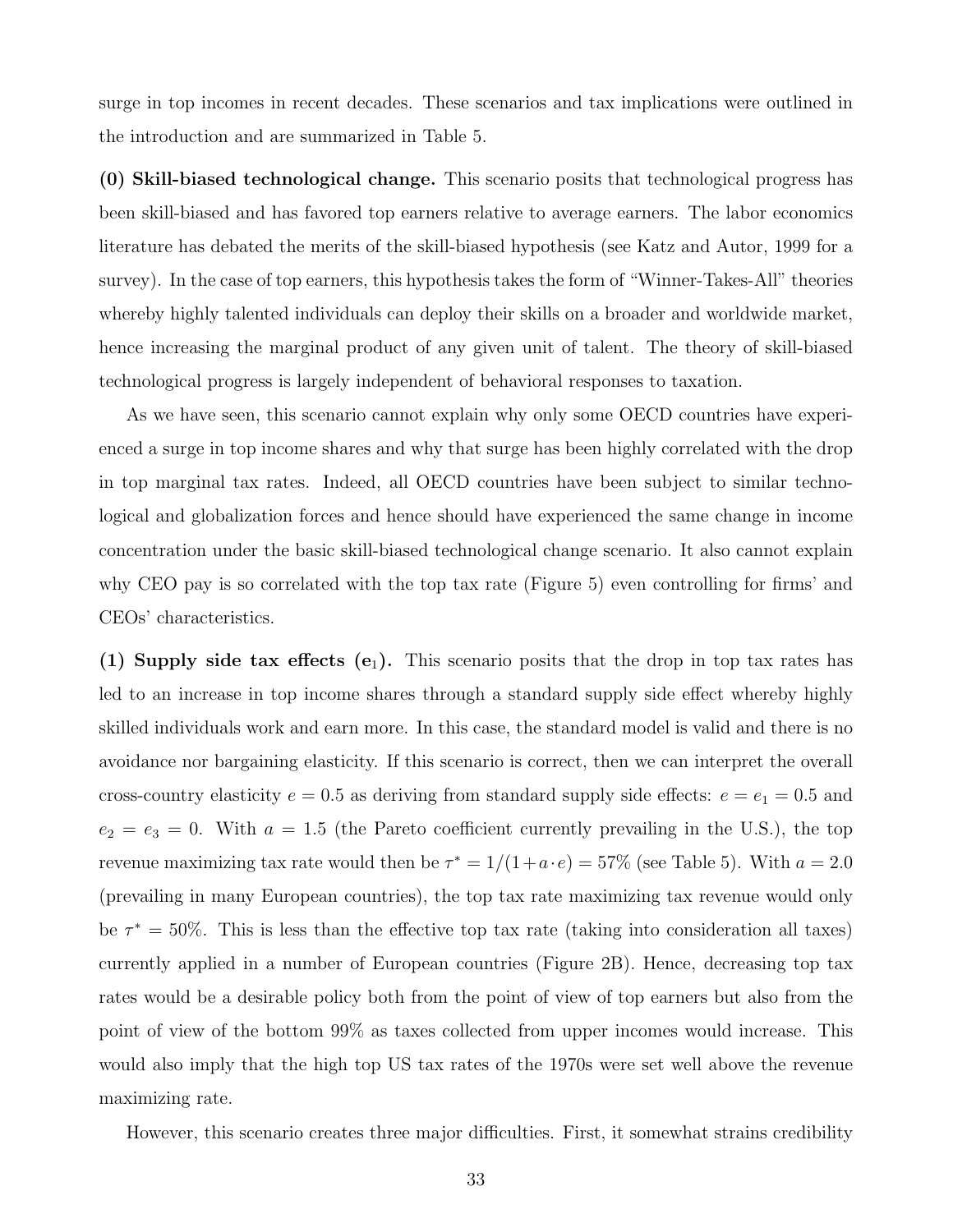surge in top incomes in recent decades. These scenarios and tax implications were outlined in the introduction and are summarized in Table 5.

**(0) Skill-biased technological change.** This scenario posits that technological progress has been skill-biased and has favored top earners relative to average earners. The labor economics literature has debated the merits of the skill-biased hypothesis (see Katz and Autor, 1999 for a survey). In the case of top earners, this hypothesis takes the form of "Winner-Takes-All" theories whereby highly talented individuals can deploy their skills on a broader and worldwide market, hence increasing the marginal product of any given unit of talent. The theory of skill-biased technological progress is largely independent of behavioral responses to taxation.

As we have seen, this scenario cannot explain why only some OECD countries have experienced a surge in top income shares and why that surge has been highly correlated with the drop in top marginal tax rates. Indeed, all OECD countries have been subject to similar technological and globalization forces and hence should have experienced the same change in income concentration under the basic skill-biased technological change scenario. It also cannot explain why CEO pay is so correlated with the top tax rate (Figure 5) even controlling for firms' and CEOs' characteristics.

**(1) Supply side tax effects ($\mathbf{e_1}$).** This scenario posits that the drop in top tax rates has led to an increase in top income shares through a standard supply side effect whereby highly skilled individuals work and earn more. In this case, the standard model is valid and there is no avoidance nor bargaining elasticity. If this scenario is correct, then we can interpret the overall cross-country elasticity $e = 0.5$ as deriving from standard supply side effects: $e = e_1 = 0.5$ and $e_2 = e_3 = 0$. With $a = 1.5$ (the Pareto coefficient currently prevailing in the U.S.), the top revenue maximizing tax rate would then be $\tau^* = 1/(1+a \cdot e) = 57\%$ (see Table 5). With $a = 2.0$ (prevailing in many European countries), the top tax rate maximizing tax revenue would only be $\tau^* = 50\%$. This is less than the effective top tax rate (taking into consideration all taxes) currently applied in a number of European countries (Figure 2B). Hence, decreasing top tax rates would be a desirable policy both from the point of view of top earners but also from the point of view of the bottom 99% as taxes collected from upper incomes would increase. This would also imply that the high top US tax rates of the 1970s were set well above the revenue maximizing rate.

However, this scenario creates three major difficulties. First, it somewhat strains credibility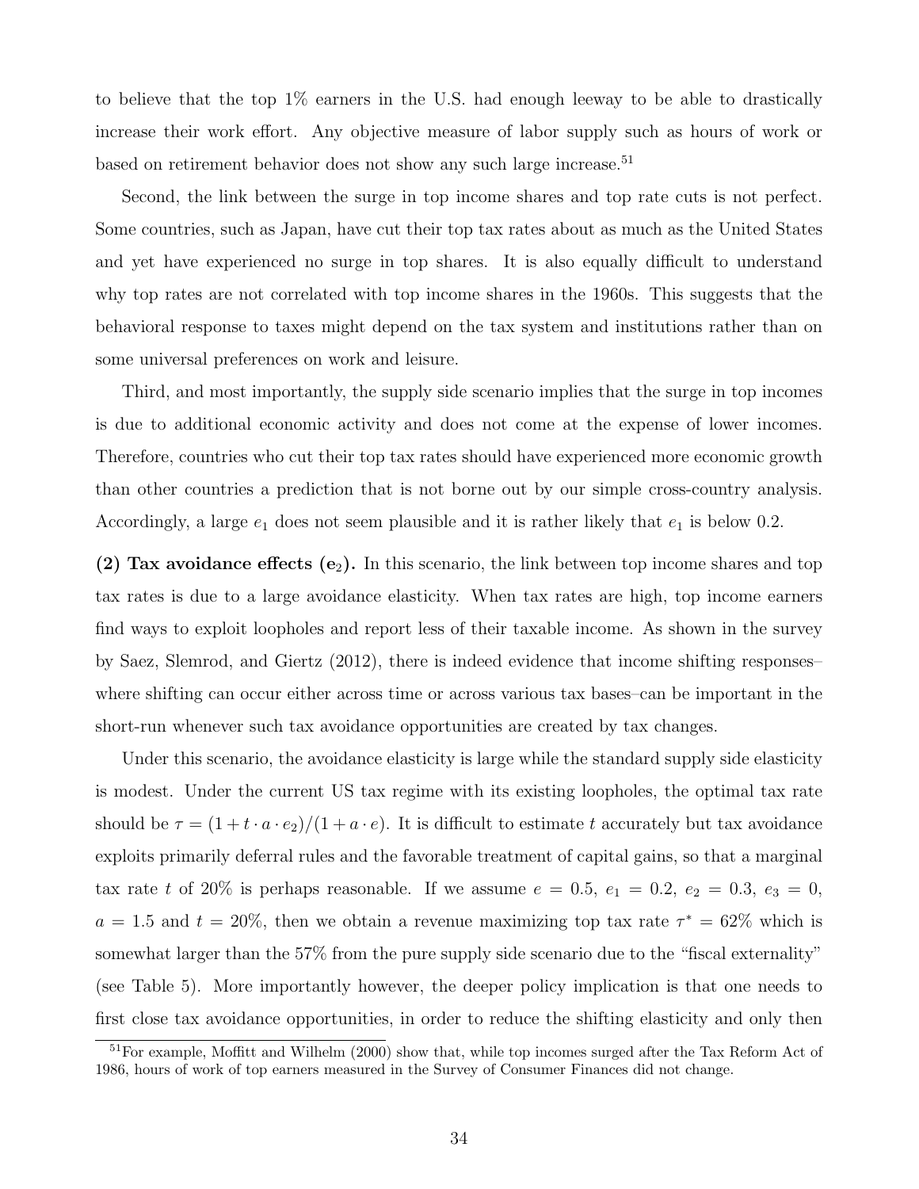to believe that the top 1% earners in the U.S. had enough leeway to be able to drastically increase their work effort. Any objective measure of labor supply such as hours of work or based on retirement behavior does not show any such large increase.[51]

Second, the link between the surge in top income shares and top rate cuts is not perfect. Some countries, such as Japan, have cut their top tax rates about as much as the United States and yet have experienced no surge in top shares. It is also equally difficult to understand why top rates are not correlated with top income shares in the 1960s. This suggests that the behavioral response to taxes might depend on the tax system and institutions rather than on some universal preferences on work and leisure.

Third, and most importantly, the supply side scenario implies that the surge in top incomes is due to additional economic activity and does not come at the expense of lower incomes. Therefore, countries who cut their top tax rates should have experienced more economic growth than other countries a prediction that is not borne out by our simple cross-country analysis. Accordingly, a large $e_1$ does not seem plausible and it is rather likely that $e_1$ is below 0.2.

**(2) Tax avoidance effects ($\mathbf{e_2}$).** In this scenario, the link between top income shares and top tax rates is due to a large avoidance elasticity. When tax rates are high, top income earners find ways to exploit loopholes and report less of their taxable income. As shown in the survey by Saez, Slemrod, and Giertz (2012), there is indeed evidence that income shifting responses–where shifting can occur either across time or across various tax bases–can be important in the short-run whenever such tax avoidance opportunities are created by tax changes.

Under this scenario, the avoidance elasticity is large while the standard supply side elasticity is modest. Under the current US tax regime with its existing loopholes, the optimal tax rate should be $\tau = (1 + t \cdot a \cdot e_2)/(1 + a \cdot e)$. It is difficult to estimate $t$ accurately but tax avoidance exploits primarily deferral rules and the favorable treatment of capital gains, so that a marginal tax rate $t$ of 20% is perhaps reasonable. If we assume $e = 0.5$, $e_1 = 0.2$, $e_2 = 0.3$, $e_3 = 0$, $a = 1.5$ and $t = 20\%$, then we obtain a revenue maximizing top tax rate $\tau^* = 62\%$ which is somewhat larger than the 57% from the pure supply side scenario due to the "fiscal externality" (see Table 5). More importantly however, the deeper policy implication is that one needs to first close tax avoidance opportunities, in order to reduce the shifting elasticity and only then

[51] For example, Moffitt and Wilhelm (2000) show that, while top incomes surged after the Tax Reform Act of 1986, hours of work of top earners measured in the Survey of Consumer Finances did not change.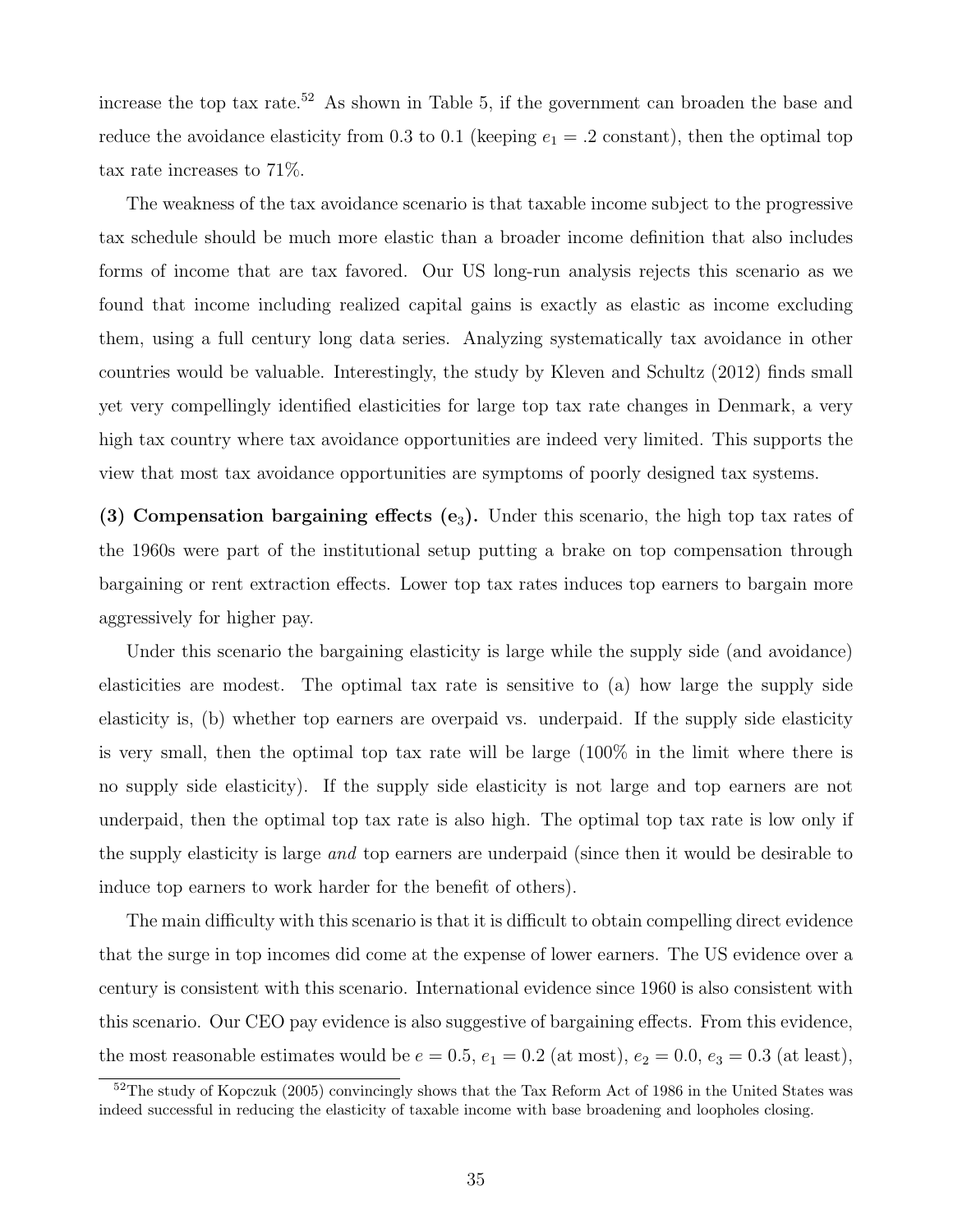increase the top tax rate.[52] As shown in Table 5, if the government can broaden the base and reduce the avoidance elasticity from 0.3 to 0.1 (keeping $e_1 = .2$ constant), then the optimal top tax rate increases to 71%.

The weakness of the tax avoidance scenario is that taxable income subject to the progressive tax schedule should be much more elastic than a broader income definition that also includes forms of income that are tax favored. Our US long-run analysis rejects this scenario as we found that income including realized capital gains is exactly as elastic as income excluding them, using a full century long data series. Analyzing systematically tax avoidance in other countries would be valuable. Interestingly, the study by Kleven and Schultz (2012) finds small yet very compellingly identified elasticities for large top tax rate changes in Denmark, a very high tax country where tax avoidance opportunities are indeed very limited. This supports the view that most tax avoidance opportunities are symptoms of poorly designed tax systems.

**(3) Compensation bargaining effects ($e_3$).** Under this scenario, the high top tax rates of the 1960s were part of the institutional setup putting a brake on top compensation through bargaining or rent extraction effects. Lower top tax rates induces top earners to bargain more aggressively for higher pay.

Under this scenario the bargaining elasticity is large while the supply side (and avoidance) elasticities are modest. The optimal tax rate is sensitive to (a) how large the supply side elasticity is, (b) whether top earners are overpaid vs. underpaid. If the supply side elasticity is very small, then the optimal top tax rate will be large (100% in the limit where there is no supply side elasticity). If the supply side elasticity is not large and top earners are not underpaid, then the optimal top tax rate is also high. The optimal top tax rate is low only if the supply elasticity is large *and* top earners are underpaid (since then it would be desirable to induce top earners to work harder for the benefit of others).

The main difficulty with this scenario is that it is difficult to obtain compelling direct evidence that the surge in top incomes did come at the expense of lower earners. The US evidence over a century is consistent with this scenario. International evidence since 1960 is also consistent with this scenario. Our CEO pay evidence is also suggestive of bargaining effects. From this evidence, the most reasonable estimates would be $e = 0.5$, $e_1 = 0.2$ (at most), $e_2 = 0.0$, $e_3 = 0.3$ (at least),

[52] The study of Kopczuk (2005) convincingly shows that the Tax Reform Act of 1986 in the United States was indeed successful in reducing the elasticity of taxable income with base broadening and loopholes closing.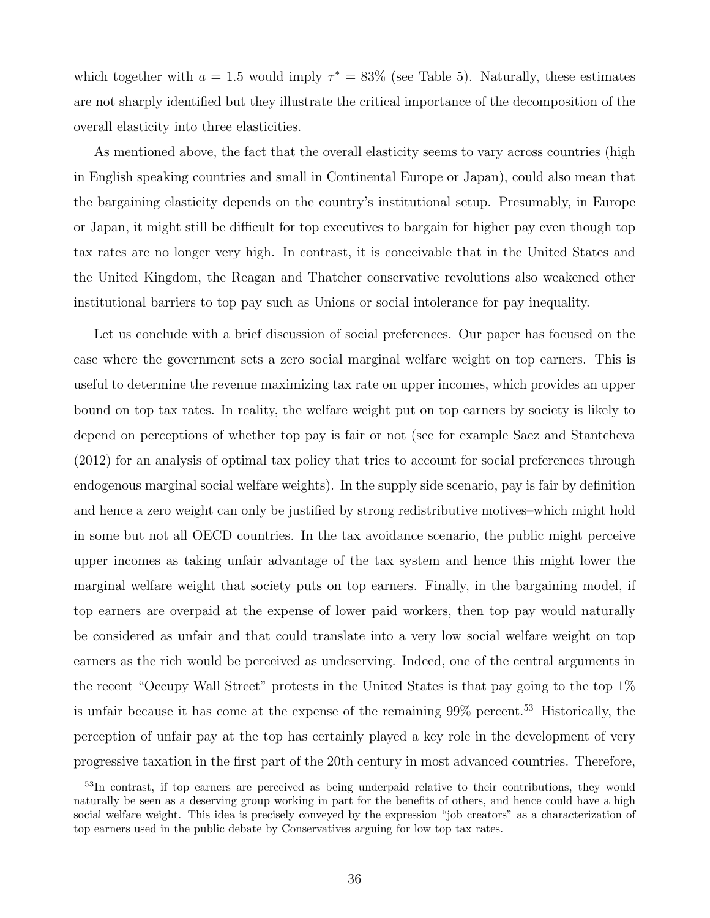which together with $a = 1.5$ would imply $\tau^* = 83\%$ (see Table 5). Naturally, these estimates are not sharply identified but they illustrate the critical importance of the decomposition of the overall elasticity into three elasticities.

As mentioned above, the fact that the overall elasticity seems to vary across countries (high in English speaking countries and small in Continental Europe or Japan), could also mean that the bargaining elasticity depends on the country's institutional setup. Presumably, in Europe or Japan, it might still be difficult for top executives to bargain for higher pay even though top tax rates are no longer very high. In contrast, it is conceivable that in the United States and the United Kingdom, the Reagan and Thatcher conservative revolutions also weakened other institutional barriers to top pay such as Unions or social intolerance for pay inequality.

Let us conclude with a brief discussion of social preferences. Our paper has focused on the case where the government sets a zero social marginal welfare weight on top earners. This is useful to determine the revenue maximizing tax rate on upper incomes, which provides an upper bound on top tax rates. In reality, the welfare weight put on top earners by society is likely to depend on perceptions of whether top pay is fair or not (see for example Saez and Stantcheva (2012) for an analysis of optimal tax policy that tries to account for social preferences through endogenous marginal social welfare weights). In the supply side scenario, pay is fair by definition and hence a zero weight can only be justified by strong redistributive motives–which might hold in some but not all OECD countries. In the tax avoidance scenario, the public might perceive upper incomes as taking unfair advantage of the tax system and hence this might lower the marginal welfare weight that society puts on top earners. Finally, in the bargaining model, if top earners are overpaid at the expense of lower paid workers, then top pay would naturally be considered as unfair and that could translate into a very low social welfare weight on top earners as the rich would be perceived as undeserving. Indeed, one of the central arguments in the recent "Occupy Wall Street" protests in the United States is that pay going to the top 1% is unfair because it has come at the expense of the remaining 99% percent.[53] Historically, the perception of unfair pay at the top has certainly played a key role in the development of very progressive taxation in the first part of the 20th century in most advanced countries. Therefore,

[53] In contrast, if top earners are perceived as being underpaid relative to their contributions, they would naturally be seen as a deserving group working in part for the benefits of others, and hence could have a high social welfare weight. This idea is precisely conveyed by the expression "job creators" as a characterization of top earners used in the public debate by Conservatives arguing for low top tax rates.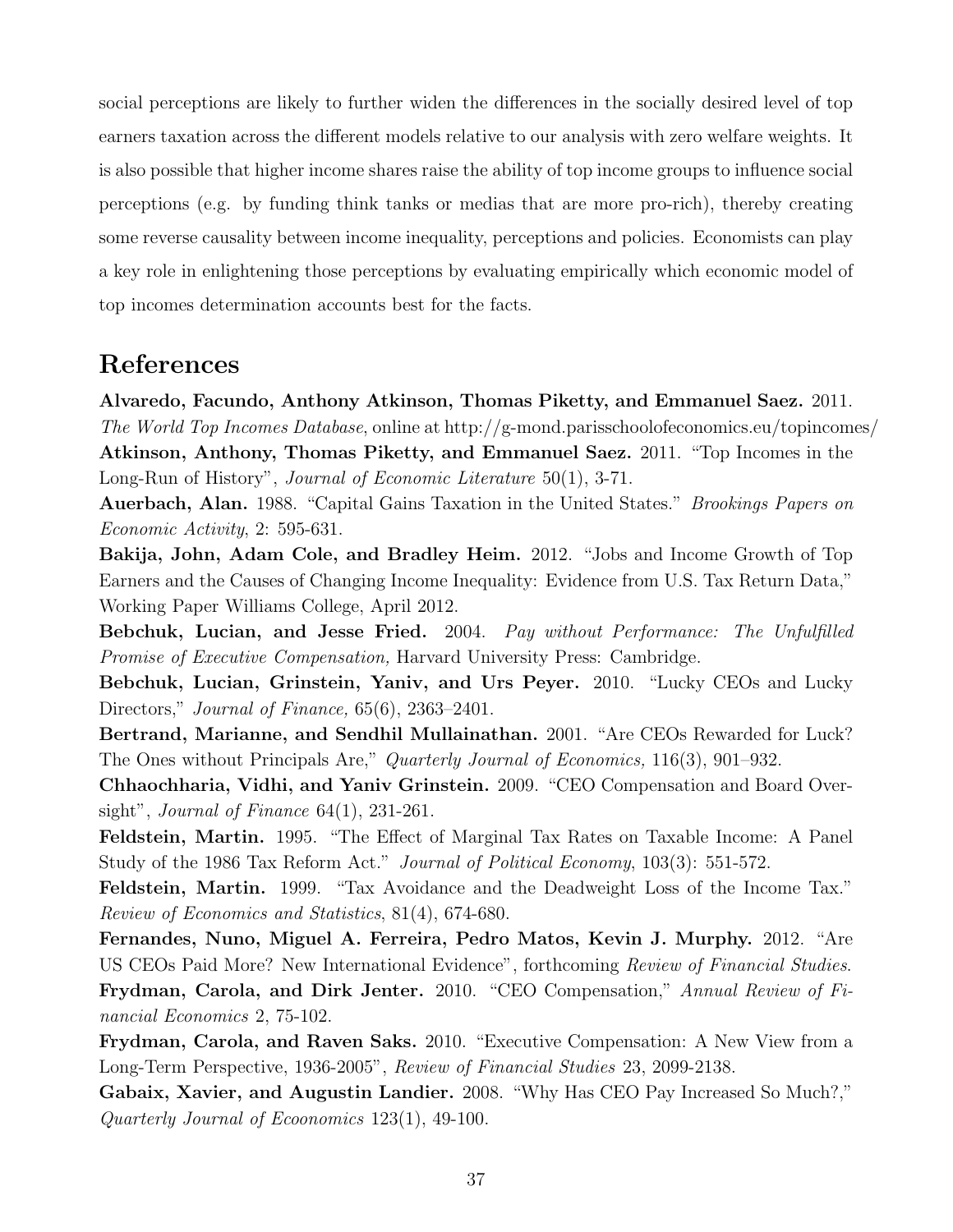social perceptions are likely to further widen the differences in the socially desired level of top earners taxation across the different models relative to our analysis with zero welfare weights. It is also possible that higher income shares raise the ability of top income groups to influence social perceptions (e.g. by funding think tanks or medias that are more pro-rich), thereby creating some reverse causality between income inequality, perceptions and policies. Economists can play a key role in enlightening those perceptions by evaluating empirically which economic model of top incomes determination accounts best for the facts.

# References

**Alvaredo, Facundo, Anthony Atkinson, Thomas Piketty, and Emmanuel Saez.** 2011. *The World Top Incomes Database*, online at http://g-mond.parisschoolofeconomics.eu/topincomes/

**Atkinson, Anthony, Thomas Piketty, and Emmanuel Saez.** 2011. "Top Incomes in the Long-Run of History", *Journal of Economic Literature* 50(1), 3-71.

**Auerbach, Alan.** 1988. "Capital Gains Taxation in the United States." *Brookings Papers on Economic Activity*, 2: 595-631.

**Bakija, John, Adam Cole, and Bradley Heim.** 2012. "Jobs and Income Growth of Top Earners and the Causes of Changing Income Inequality: Evidence from U.S. Tax Return Data," Working Paper Williams College, April 2012.

**Bebchuk, Lucian, and Jesse Fried.** 2004. *Pay without Performance: The Unfulfilled Promise of Executive Compensation,* Harvard University Press: Cambridge.

**Bebchuk, Lucian, Grinstein, Yaniv, and Urs Peyer.** 2010. "Lucky CEOs and Lucky Directors," *Journal of Finance,* 65(6), 2363–2401.

**Bertrand, Marianne, and Sendhil Mullainathan.** 2001. "Are CEOs Rewarded for Luck? The Ones without Principals Are," *Quarterly Journal of Economics,* 116(3), 901–932.

**Chhaochharia, Vidhi, and Yaniv Grinstein.** 2009. "CEO Compensation and Board Oversight", *Journal of Finance* 64(1), 231-261.

**Feldstein, Martin.** 1995. "The Effect of Marginal Tax Rates on Taxable Income: A Panel Study of the 1986 Tax Reform Act." *Journal of Political Economy*, 103(3): 551-572.

**Feldstein, Martin.** 1999. "Tax Avoidance and the Deadweight Loss of the Income Tax." *Review of Economics and Statistics*, 81(4), 674-680.

**Fernandes, Nuno, Miguel A. Ferreira, Pedro Matos, Kevin J. Murphy.** 2012. "Are US CEOs Paid More? New International Evidence", forthcoming *Review of Financial Studies*.

**Frydman, Carola, and Dirk Jenter.** 2010. "CEO Compensation," *Annual Review of Financial Economics* 2, 75-102.

**Frydman, Carola, and Raven Saks.** 2010. "Executive Compensation: A New View from a Long-Term Perspective, 1936-2005", *Review of Financial Studies* 23, 2099-2138.

**Gabaix, Xavier, and Augustin Landier.** 2008. "Why Has CEO Pay Increased So Much?," *Quarterly Journal of Ecoonomics* 123(1), 49-100.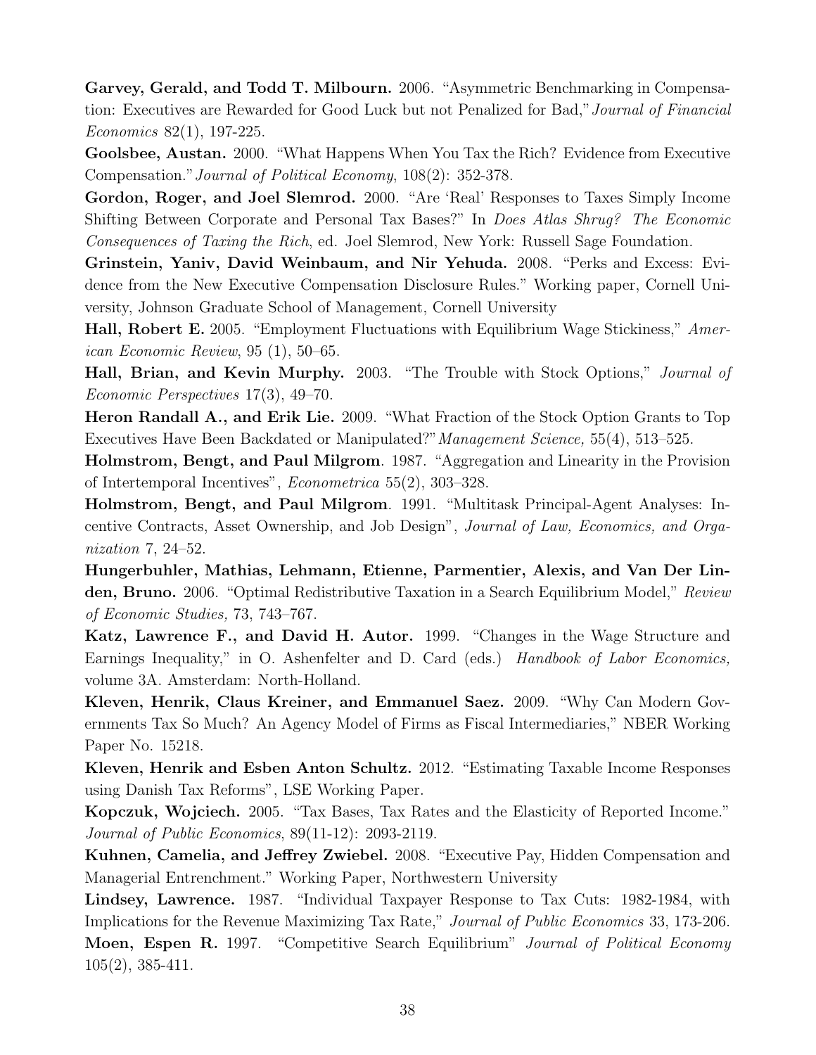**Garvey, Gerald, and Todd T. Milbourn.** 2006. "Asymmetric Benchmarking in Compensation: Executives are Rewarded for Good Luck but not Penalized for Bad," *Journal of Financial Economics* 82(1), 197-225.

**Goolsbee, Austan.** 2000. "What Happens When You Tax the Rich? Evidence from Executive Compensation." *Journal of Political Economy*, 108(2): 352-378.

**Gordon, Roger, and Joel Slemrod.** 2000. "Are 'Real' Responses to Taxes Simply Income Shifting Between Corporate and Personal Tax Bases?" In *Does Atlas Shrug? The Economic Consequences of Taxing the Rich*, ed. Joel Slemrod, New York: Russell Sage Foundation.

**Grinstein, Yaniv, David Weinbaum, and Nir Yehuda.** 2008. "Perks and Excess: Evidence from the New Executive Compensation Disclosure Rules." Working paper, Cornell University, Johnson Graduate School of Management, Cornell University

**Hall, Robert E.** 2005. "Employment Fluctuations with Equilibrium Wage Stickiness," *American Economic Review*, 95 (1), 50–65.

**Hall, Brian, and Kevin Murphy.** 2003. "The Trouble with Stock Options," *Journal of Economic Perspectives* 17(3), 49–70.

**Heron Randall A., and Erik Lie.** 2009. "What Fraction of the Stock Option Grants to Top Executives Have Been Backdated or Manipulated?" *Management Science,* 55(4), 513–525.

**Holmstrom, Bengt, and Paul Milgrom**. 1987. "Aggregation and Linearity in the Provision of Intertemporal Incentives", *Econometrica* 55(2), 303–328.

**Holmstrom, Bengt, and Paul Milgrom**. 1991. "Multitask Principal-Agent Analyses: Incentive Contracts, Asset Ownership, and Job Design", *Journal of Law, Economics, and Organization* 7, 24–52.

**Hungerbuhler, Mathias, Lehmann, Etienne, Parmentier, Alexis, and Van Der Linden, Bruno.** 2006. "Optimal Redistributive Taxation in a Search Equilibrium Model," *Review of Economic Studies,* 73, 743–767.

**Katz, Lawrence F., and David H. Autor.** 1999. "Changes in the Wage Structure and Earnings Inequality," in O. Ashenfelter and D. Card (eds.) *Handbook of Labor Economics,* volume 3A. Amsterdam: North-Holland.

**Kleven, Henrik, Claus Kreiner, and Emmanuel Saez.** 2009. "Why Can Modern Governments Tax So Much? An Agency Model of Firms as Fiscal Intermediaries," NBER Working Paper No. 15218.

**Kleven, Henrik and Esben Anton Schultz.** 2012. "Estimating Taxable Income Responses using Danish Tax Reforms", LSE Working Paper.

**Kopczuk, Wojciech.** 2005. "Tax Bases, Tax Rates and the Elasticity of Reported Income." *Journal of Public Economics*, 89(11-12): 2093-2119.

**Kuhnen, Camelia, and Jeffrey Zwiebel.** 2008. "Executive Pay, Hidden Compensation and Managerial Entrenchment." Working Paper, Northwestern University

**Lindsey, Lawrence.** 1987. "Individual Taxpayer Response to Tax Cuts: 1982-1984, with Implications for the Revenue Maximizing Tax Rate," *Journal of Public Economics* 33, 173-206.

**Moen, Espen R.** 1997. "Competitive Search Equilibrium" *Journal of Political Economy* 105(2), 385-411.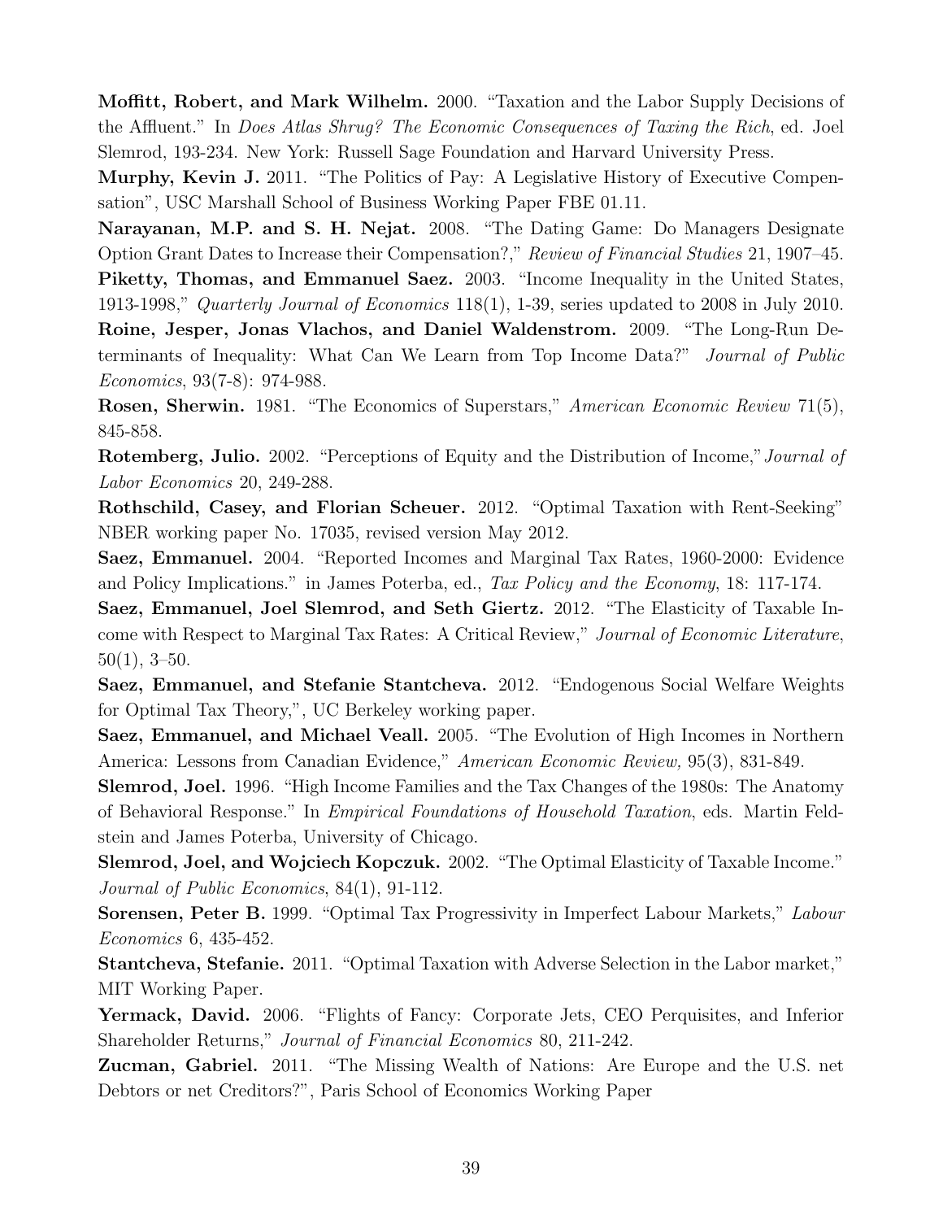**Moffitt, Robert, and Mark Wilhelm.** 2000. "Taxation and the Labor Supply Decisions of the Affluent." In *Does Atlas Shrug? The Economic Consequences of Taxing the Rich*, ed. Joel Slemrod, 193-234. New York: Russell Sage Foundation and Harvard University Press.

**Murphy, Kevin J.** 2011. "The Politics of Pay: A Legislative History of Executive Compensation", USC Marshall School of Business Working Paper FBE 01.11.

**Narayanan, M.P. and S. H. Nejat.** 2008. "The Dating Game: Do Managers Designate Option Grant Dates to Increase their Compensation?," *Review of Financial Studies* 21, 1907–45.

**Piketty, Thomas, and Emmanuel Saez.** 2003. "Income Inequality in the United States, 1913-1998," *Quarterly Journal of Economics* 118(1), 1-39, series updated to 2008 in July 2010.

**Roine, Jesper, Jonas Vlachos, and Daniel Waldenstrom.** 2009. "The Long-Run Determinants of Inequality: What Can We Learn from Top Income Data?" *Journal of Public Economics*, 93(7-8): 974-988.

**Rosen, Sherwin.** 1981. "The Economics of Superstars," *American Economic Review* 71(5), 845-858.

**Rotemberg, Julio.** 2002. "Perceptions of Equity and the Distribution of Income," *Journal of Labor Economics* 20, 249-288.

**Rothschild, Casey, and Florian Scheuer.** 2012. "Optimal Taxation with Rent-Seeking" NBER working paper No. 17035, revised version May 2012.

**Saez, Emmanuel.** 2004. "Reported Incomes and Marginal Tax Rates, 1960-2000: Evidence and Policy Implications." in James Poterba, ed., *Tax Policy and the Economy*, 18: 117-174.

**Saez, Emmanuel, Joel Slemrod, and Seth Giertz.** 2012. "The Elasticity of Taxable Income with Respect to Marginal Tax Rates: A Critical Review," *Journal of Economic Literature*, 50(1), 3–50.

**Saez, Emmanuel, and Stefanie Stantcheva.** 2012. "Endogenous Social Welfare Weights for Optimal Tax Theory,", UC Berkeley working paper.

**Saez, Emmanuel, and Michael Veall.** 2005. "The Evolution of High Incomes in Northern America: Lessons from Canadian Evidence," *American Economic Review,* 95(3), 831-849.

**Slemrod, Joel.** 1996. "High Income Families and the Tax Changes of the 1980s: The Anatomy of Behavioral Response." In *Empirical Foundations of Household Taxation*, eds. Martin Feldstein and James Poterba, University of Chicago.

**Slemrod, Joel, and Wojciech Kopczuk.** 2002. "The Optimal Elasticity of Taxable Income." *Journal of Public Economics*, 84(1), 91-112.

**Sorensen, Peter B.** 1999. "Optimal Tax Progressivity in Imperfect Labour Markets," *Labour Economics* 6, 435-452.

**Stantcheva, Stefanie.** 2011. "Optimal Taxation with Adverse Selection in the Labor market," MIT Working Paper.

**Yermack, David.** 2006. "Flights of Fancy: Corporate Jets, CEO Perquisites, and Inferior Shareholder Returns," *Journal of Financial Economics* 80, 211-242.

**Zucman, Gabriel.** 2011. "The Missing Wealth of Nations: Are Europe and the U.S. net Debtors or net Creditors?", Paris School of Economics Working Paper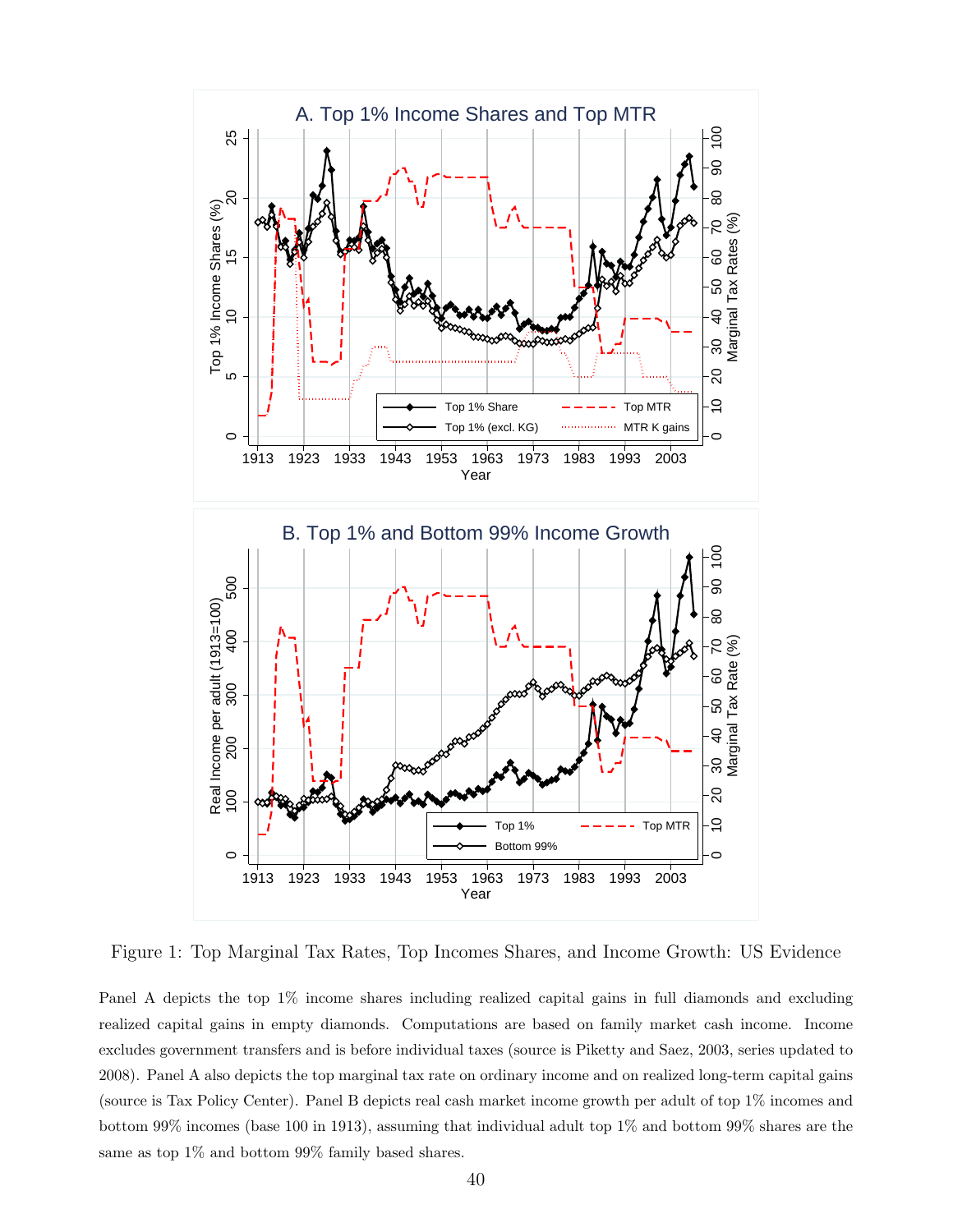Figure 1: Top Marginal Tax Rates, Top Incomes Shares, and Income Growth: US Evidence

Panel A depicts the top 1% income shares including realized capital gains in full diamonds and excluding realized capital gains in empty diamonds. Computations are based on family market cash income. Income excludes government transfers and is before individual taxes (source is Piketty and Saez, 2003, series updated to 2008). Panel A also depicts the top marginal tax rate on ordinary income and on realized long-term capital gains (source is Tax Policy Center). Panel B depicts real cash market income growth per adult of top 1% incomes and bottom 99% incomes (base 100 in 1913), assuming that individual adult top 1% and bottom 99% shares are the same as top 1% and bottom 99% family based shares.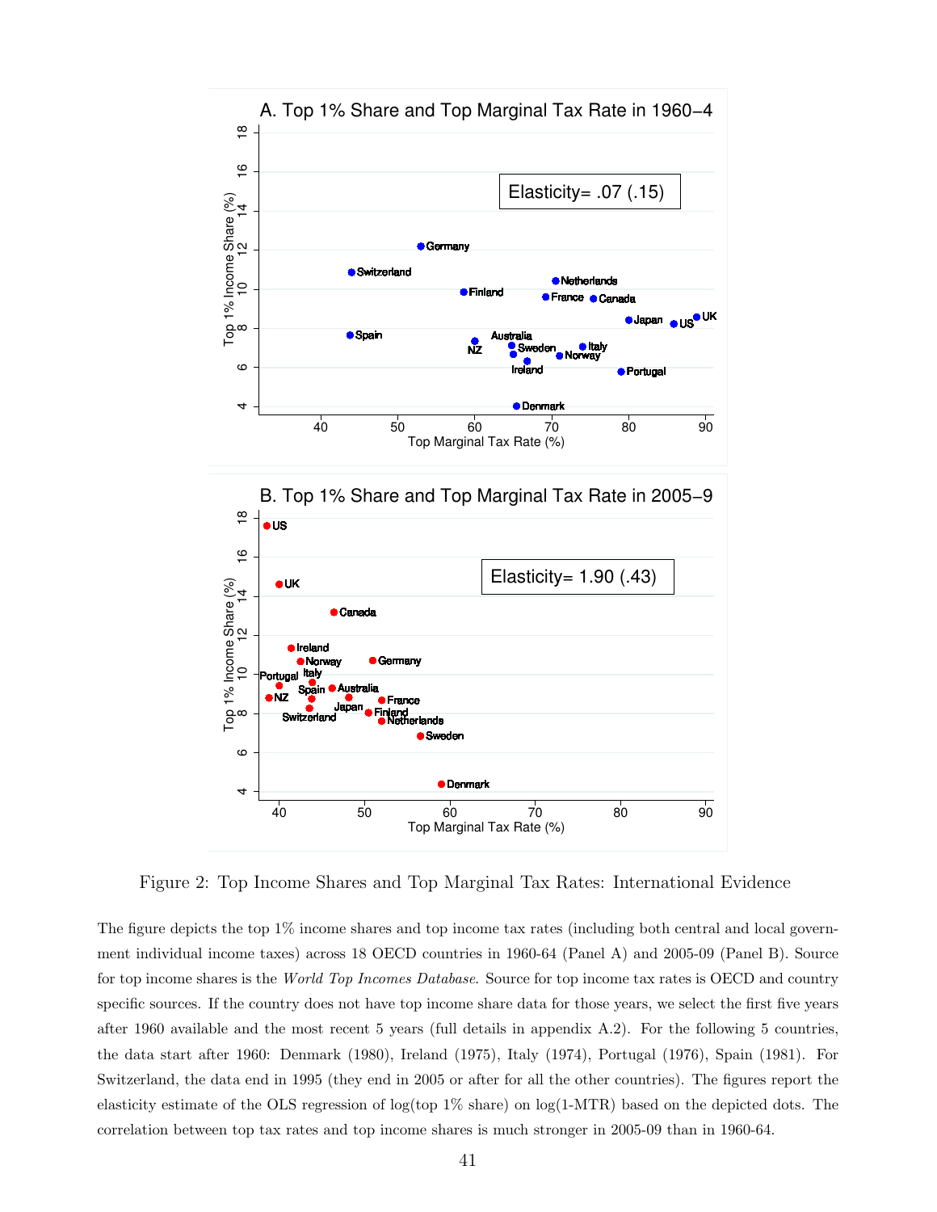Figure 2: Top Income Shares and Top Marginal Tax Rates: International Evidence

The figure depicts the top 1% income shares and top income tax rates (including both central and local government individual income taxes) across 18 OECD countries in 1960-64 (Panel A) and 2005-09 (Panel B). Source for top income shares is the *World Top Incomes Database*. Source for top income tax rates is OECD and country specific sources. If the country does not have top income share data for those years, we select the first five years after 1960 available and the most recent 5 years (full details in appendix A.2). For the following 5 countries, the data start after 1960: Denmark (1980), Ireland (1975), Italy (1974), Portugal (1976), Spain (1981). For Switzerland, the data end in 1995 (they end in 2005 or after for all the other countries). The figures report the elasticity estimate of the OLS regression of log(top 1% share) on log(1-MTR) based on the depicted dots. The correlation between top tax rates and top income shares is much stronger in 2005-09 than in 1960-64.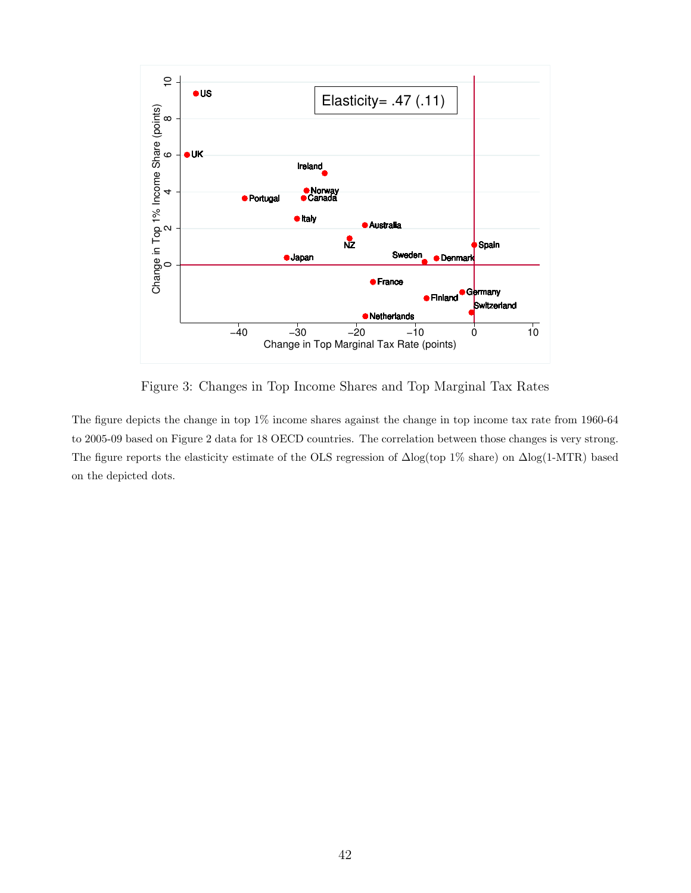Figure 3: Changes in Top Income Shares and Top Marginal Tax Rates

The figure depicts the change in top 1% income shares against the change in top income tax rate from 1960-64 to 2005-09 based on Figure 2 data for 18 OECD countries. The correlation between those changes is very strong. The figure reports the elasticity estimate of the OLS regression of $\Delta$log(top 1% share) on $\Delta$log(1-MTR) based on the depicted dots.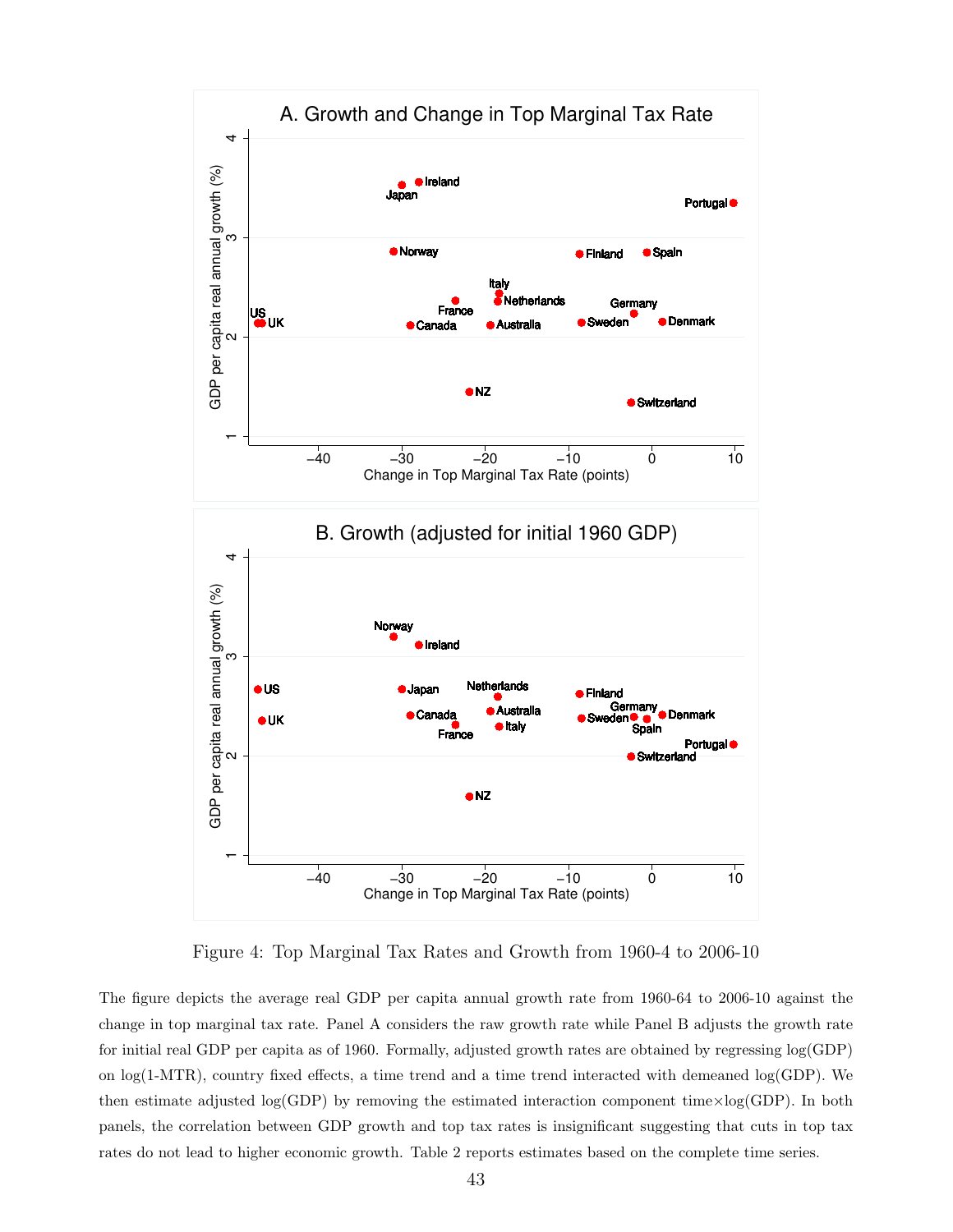Figure 4: Top Marginal Tax Rates and Growth from 1960-4 to 2006-10

The figure depicts the average real GDP per capita annual growth rate from 1960-64 to 2006-10 against the change in top marginal tax rate. Panel A considers the raw growth rate while Panel B adjusts the growth rate for initial real GDP per capita as of 1960. Formally, adjusted growth rates are obtained by regressing log(GDP) on log(1-MTR), country fixed effects, a time trend and a time trend interacted with demeaned log(GDP). We then estimate adjusted log(GDP) by removing the estimated interaction component time×log(GDP). In both panels, the correlation between GDP growth and top tax rates is insignificant suggesting that cuts in top tax rates do not lead to higher economic growth. Table 2 reports estimates based on the complete time series.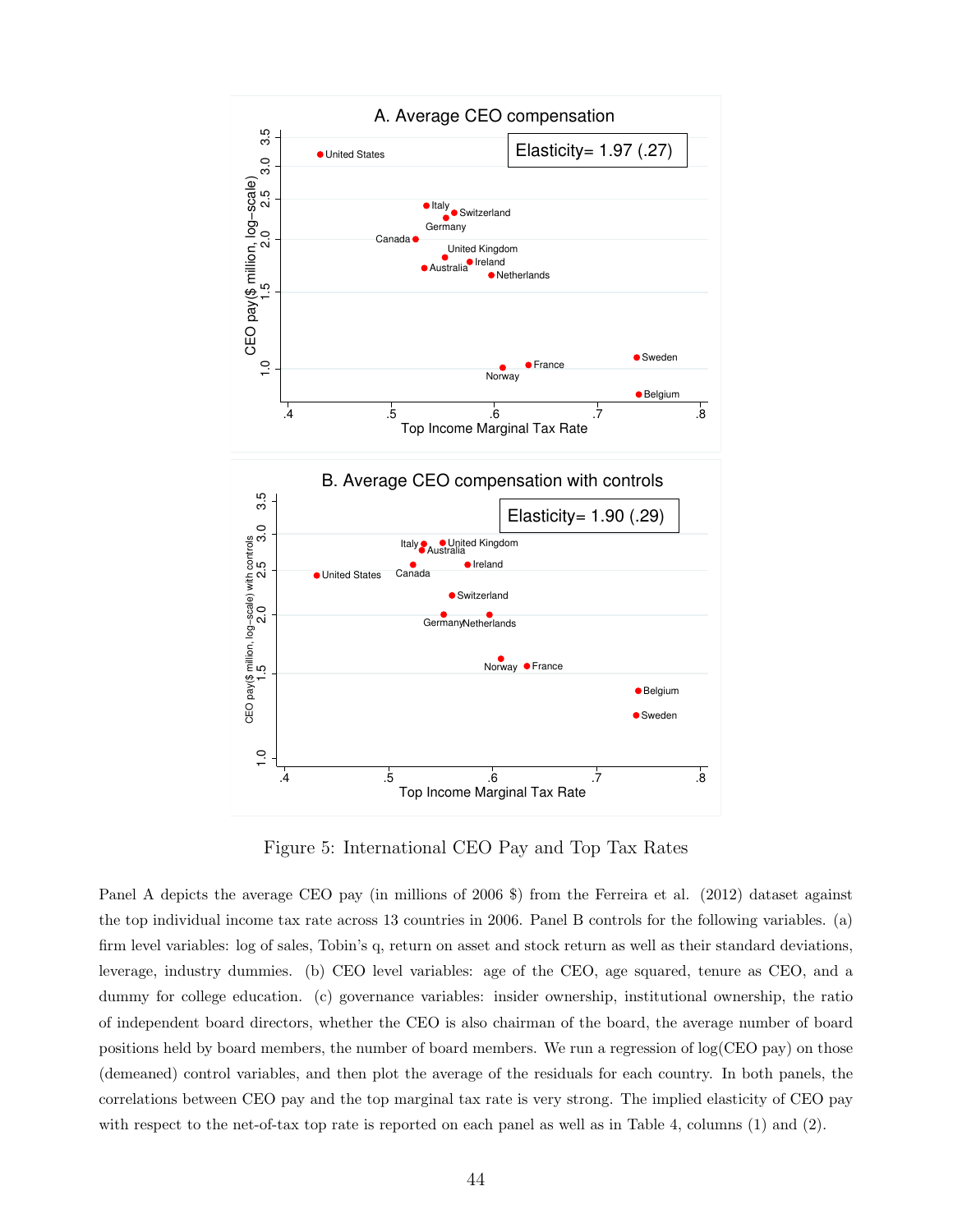Figure 5: International CEO Pay and Top Tax Rates

Panel A depicts the average CEO pay (in millions of 2006 $) from the Ferreira et al. (2012) dataset against the top individual income tax rate across 13 countries in 2006. Panel B controls for the following variables. (a) firm level variables: log of sales, Tobin's q, return on asset and stock return as well as their standard deviations, leverage, industry dummies. (b) CEO level variables: age of the CEO, age squared, tenure as CEO, and a dummy for college education. (c) governance variables: insider ownership, institutional ownership, the ratio of independent board directors, whether the CEO is also chairman of the board, the average number of board positions held by board members, the number of board members. We run a regression of log(CEO pay) on those (demeaned) control variables, and then plot the average of the residuals for each country. In both panels, the correlations between CEO pay and the top marginal tax rate is very strong. The implied elasticity of CEO pay with respect to the net-of-tax top rate is reported on each panel as well as in Table 4, columns (1) and (2).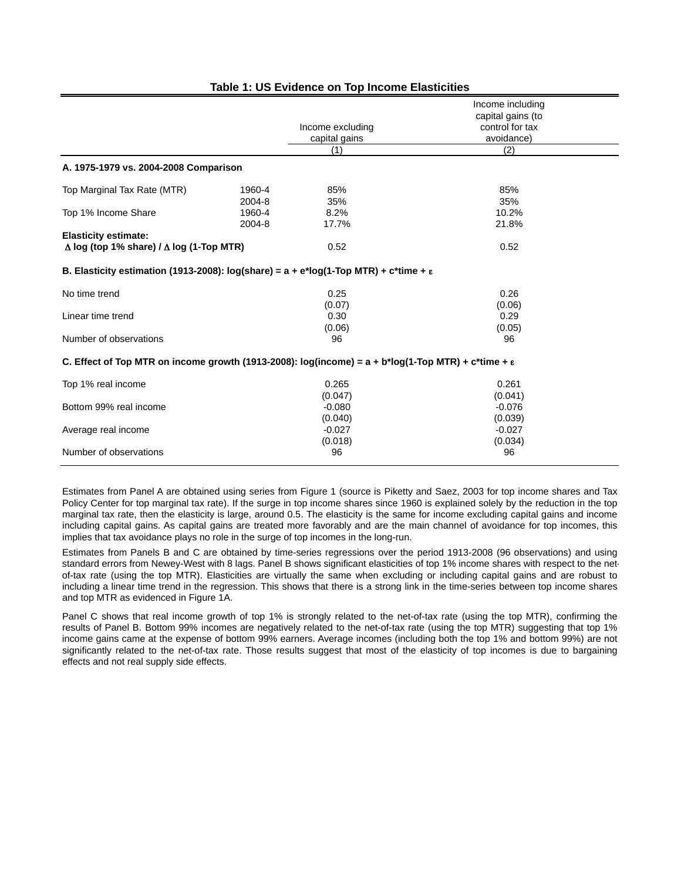**Table 1: US Evidence on Top Income Elasticities**

| | | Income excluding capital gains | Income including capital gains (to control for tax avoidance) |
|---|---|---|---|
| | | (1) | (2) |
| **A. 1975-1979 vs. 2004-2008 Comparison** | | | |
| Top Marginal Tax Rate (MTR) | 1960-4 | 85% | 85% |
| | 2004-8 | 35% | 35% |
| Top 1% Income Share | 1960-4 | 8.2% | 10.2% |
| | 2004-8 | 17.7% | 21.8% |
| **Elasticity estimate:** **$\Delta$ log (top 1% share) / $\Delta$ log (1-Top MTR)** | | 0.52 | 0.52 |
| **B. Elasticity estimation (1913-2008): log(share) = a + e\*log(1-Top MTR) + c\*time + $\varepsilon$** | | | |
| No time trend | | 0.25 | 0.26 |
| | | (0.07) | (0.06) |
| Linear time trend | | 0.30 | 0.29 |
| | | (0.06) | (0.05) |
| Number of observations | | 96 | 96 |
| **C. Effect of Top MTR on income growth (1913-2008): log(income) = a + b\*log(1-Top MTR) + c\*time + $\varepsilon$** | | | |
| Top 1% real income | | 0.265 | 0.261 |
| | | (0.047) | (0.041) |
| Bottom 99% real income | | -0.080 | -0.076 |
| | | (0.040) | (0.039) |
| Average real income | | -0.027 | -0.027 |
| | | (0.018) | (0.034) |
| Number of observations | | 96 | 96 |

Estimates from Panel A are obtained using series from Figure 1 (source is Piketty and Saez, 2003 for top income shares and Tax Policy Center for top marginal tax rate). If the surge in top income shares since 1960 is explained solely by the reduction in the top marginal tax rate, then the elasticity is large, around 0.5. The elasticity is the same for income excluding capital gains and income including capital gains. As capital gains are treated more favorably and are the main channel of avoidance for top incomes, this implies that tax avoidance plays no role in the surge of top incomes in the long-run.

Estimates from Panels B and C are obtained by time-series regressions over the period 1913-2008 (96 observations) and using standard errors from Newey-West with 8 lags. Panel B shows significant elasticities of top 1% income shares with respect to the net-of-tax rate (using the top MTR). Elasticities are virtually the same when excluding or including capital gains and are robust to including a linear time trend in the regression. This shows that there is a strong link in the time-series between top income shares and top MTR as evidenced in Figure 1A.

Panel C shows that real income growth of top 1% is strongly related to the net-of-tax rate (using the top MTR), confirming the results of Panel B. Bottom 99% incomes are negatively related to the net-of-tax rate (using the top MTR) suggesting that top 1% income gains came at the expense of bottom 99% earners. Average incomes (including both the top 1% and bottom 99%) are not significantly related to the net-of-tax rate. Those results suggest that most of the elasticity of top incomes is due to bargaining effects and not real supply side effects.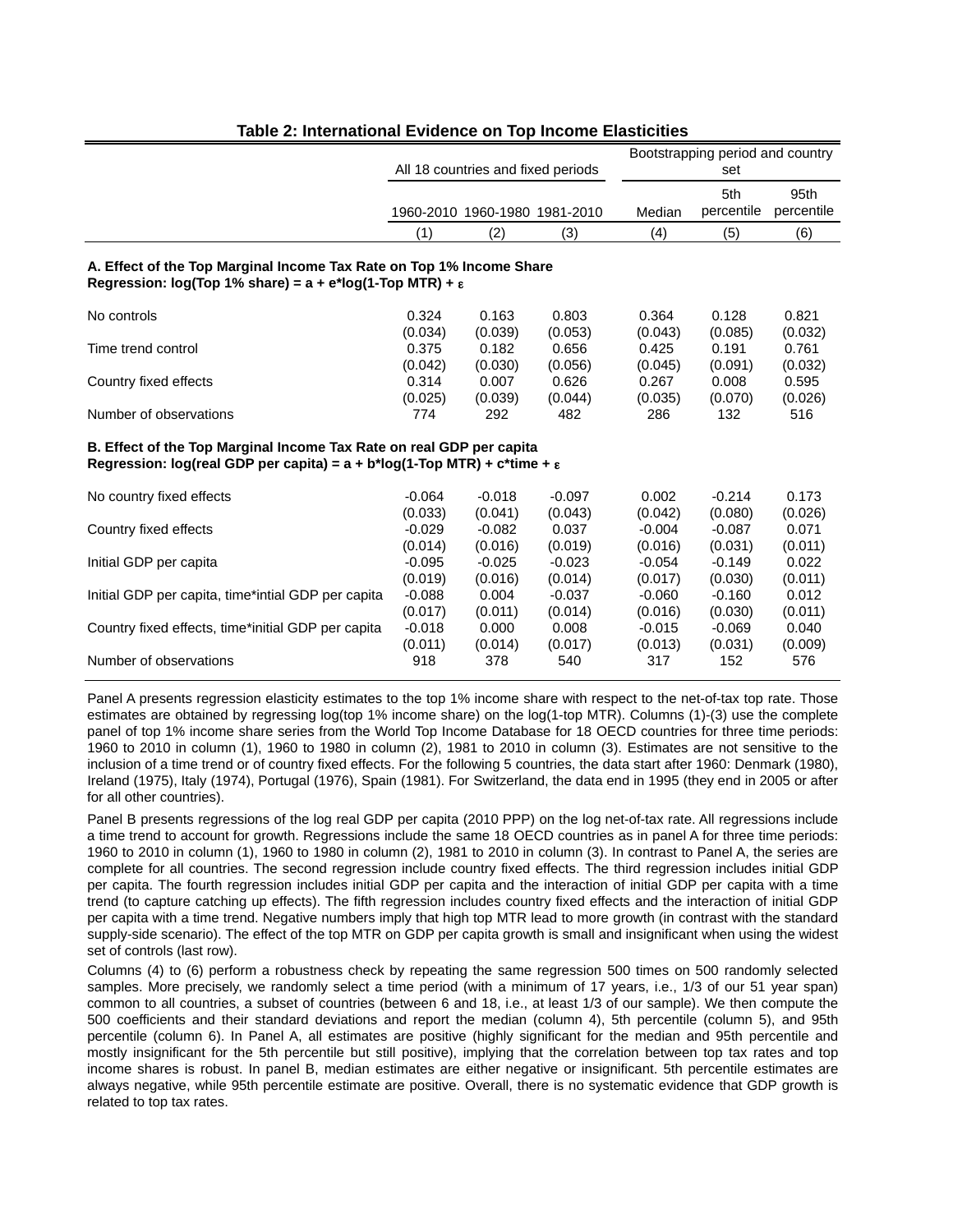**Table 2: International Evidence on Top Income Elasticities**

| | All 18 countries and fixed periods | | | Bootstrapping period and country set | | |
|---|---|---|---|---|---|---|
| | 1960-2010 | 1960-1980 | 1981-2010 | Median | 5th percentile | 95th percentile |
| | (1) | (2) | (3) | (4) | (5) | (6) |
| **A. Effect of the Top Marginal Income Tax Rate on Top 1% Income Share** | | | | | | |
| **Regression: log(Top 1% share) = a + e*log(1-Top MTR) + ε** | | | | | | |
| No controls | 0.324 | 0.163 | 0.803 | 0.364 | 0.128 | 0.821 |
| | (0.034) | (0.039) | (0.053) | (0.043) | (0.085) | (0.032) |
| Time trend control | 0.375 | 0.182 | 0.656 | 0.425 | 0.191 | 0.761 |
| | (0.042) | (0.030) | (0.056) | (0.045) | (0.091) | (0.032) |
| Country fixed effects | 0.314 | 0.007 | 0.626 | 0.267 | 0.008 | 0.595 |
| | (0.025) | (0.039) | (0.044) | (0.035) | (0.070) | (0.026) |
| Number of observations | 774 | 292 | 482 | 286 | 132 | 516 |
| **B. Effect of the Top Marginal Income Tax Rate on real GDP per capita** | | | | | | |
| **Regression: log(real GDP per capita) = a + b*log(1-Top MTR) + c*time + ε** | | | | | | |
| No country fixed effects | -0.064 | -0.018 | -0.097 | 0.002 | -0.214 | 0.173 |
| | (0.033) | (0.041) | (0.043) | (0.042) | (0.080) | (0.026) |
| Country fixed effects | -0.029 | -0.082 | 0.037 | -0.004 | -0.087 | 0.071 |
| | (0.014) | (0.016) | (0.019) | (0.016) | (0.031) | (0.011) |
| Initial GDP per capita | -0.095 | -0.025 | -0.023 | -0.054 | -0.149 | 0.022 |
| | (0.019) | (0.016) | (0.014) | (0.017) | (0.030) | (0.011) |
| Initial GDP per capita, time*intial GDP per capita | -0.088 | 0.004 | -0.037 | -0.060 | -0.160 | 0.012 |
| | (0.017) | (0.011) | (0.014) | (0.016) | (0.030) | (0.011) |
| Country fixed effects, time*initial GDP per capita | -0.018 | 0.000 | 0.008 | -0.015 | -0.069 | 0.040 |
| | (0.011) | (0.014) | (0.017) | (0.013) | (0.031) | (0.009) |
| Number of observations | 918 | 378 | 540 | 317 | 152 | 576 |

Panel A presents regression elasticity estimates to the top 1% income share with respect to the net-of-tax top rate. Those estimates are obtained by regressing log(top 1% income share) on the log(1-top MTR). Columns (1)-(3) use the complete panel of top 1% income share series from the World Top Income Database for 18 OECD countries for three time periods: 1960 to 2010 in column (1), 1960 to 1980 in column (2), 1981 to 2010 in column (3). Estimates are not sensitive to the inclusion of a time trend or of country fixed effects. For the following 5 countries, the data start after 1960: Denmark (1980), Ireland (1975), Italy (1974), Portugal (1976), Spain (1981). For Switzerland, the data end in 1995 (they end in 2005 or after for all other countries).

Panel B presents regressions of the log real GDP per capita (2010 PPP) on the log net-of-tax rate. All regressions include a time trend to account for growth. Regressions include the same 18 OECD countries as in panel A for three time periods: 1960 to 2010 in column (1), 1960 to 1980 in column (2), 1981 to 2010 in column (3). In contrast to Panel A, the series are complete for all countries. The second regression include country fixed effects. The third regression includes initial GDP per capita. The fourth regression includes initial GDP per capita and the interaction of initial GDP per capita with a time trend (to capture catching up effects). The fifth regression includes country fixed effects and the interaction of initial GDP per capita with a time trend. Negative numbers imply that high top MTR lead to more growth (in contrast with the standard supply-side scenario). The effect of the top MTR on GDP per capita growth is small and insignificant when using the widest set of controls (last row).

Columns (4) to (6) perform a robustness check by repeating the same regression 500 times on 500 randomly selected samples. More precisely, we randomly select a time period (with a minimum of 17 years, i.e., 1/3 of our 51 year span) common to all countries, a subset of countries (between 6 and 18, i.e., at least 1/3 of our sample). We then compute the 500 coefficients and their standard deviations and report the median (column 4), 5th percentile (column 5), and 95th percentile (column 6). In Panel A, all estimates are positive (highly significant for the median and 95th percentile and mostly insignificant for the 5th percentile but still positive), implying that the correlation between top tax rates and top income shares is robust. In panel B, median estimates are either negative or insignificant. 5th percentile estimates are always negative, while 95th percentile estimate are positive. Overall, there is no systematic evidence that GDP growth is related to top tax rates.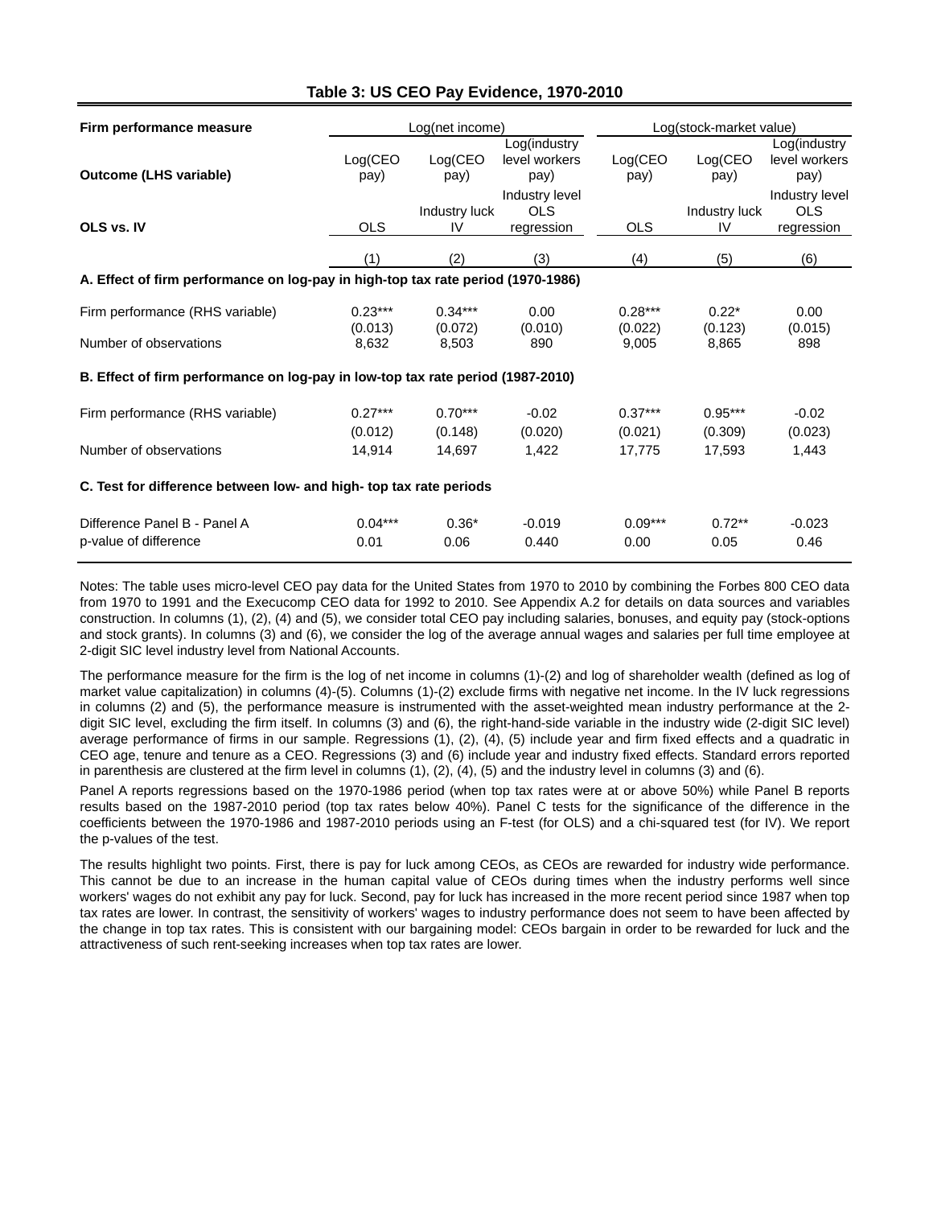## Table 3: US CEO Pay Evidence, 1970-2010

| Firm performance measure | Log(net income) | | | Log(stock-market value) | | |
|---|---|---|---|---|---|---|
| **Outcome (LHS variable)** | Log(CEO pay) | Log(CEO pay) | Log(industry level workers pay) | Log(CEO pay) | Log(CEO pay) | Log(industry level workers pay) |
| **OLS vs. IV** | OLS | Industry luck IV | Industry level OLS regression | OLS | Industry luck IV | Industry level OLS regression |
| | (1) | (2) | (3) | (4) | (5) | (6) |
| **A. Effect of firm performance on log-pay in high-top tax rate period (1970-1986)** | | | | | | |
| Firm performance (RHS variable) | 0.23*** | 0.34*** | 0.00 | 0.28*** | 0.22* | 0.00 |
| | (0.013) | (0.072) | (0.010) | (0.022) | (0.123) | (0.015) |
| Number of observations | 8,632 | 8,503 | 890 | 9,005 | 8,865 | 898 |
| **B. Effect of firm performance on log-pay in low-top tax rate period (1987-2010)** | | | | | | |
| Firm performance (RHS variable) | 0.27*** | 0.70*** | -0.02 | 0.37*** | 0.95*** | -0.02 |
| | (0.012) | (0.148) | (0.020) | (0.021) | (0.309) | (0.023) |
| Number of observations | 14,914 | 14,697 | 1,422 | 17,775 | 17,593 | 1,443 |
| **C. Test for difference between low- and high- top tax rate periods** | | | | | | |
| Difference Panel B - Panel A | 0.04*** | 0.36* | -0.019 | 0.09*** | 0.72** | -0.023 |
| p-value of difference | 0.01 | 0.06 | 0.440 | 0.00 | 0.05 | 0.46 |

Notes: The table uses micro-level CEO pay data for the United States from 1970 to 2010 by combining the Forbes 800 CEO data from 1970 to 1991 and the Execucomp CEO data for 1992 to 2010. See Appendix A.2 for details on data sources and variables construction. In columns (1), (2), (4) and (5), we consider total CEO pay including salaries, bonuses, and equity pay (stock-options and stock grants). In columns (3) and (6), we consider the log of the average annual wages and salaries per full time employee at 2-digit SIC level industry level from National Accounts.

The performance measure for the firm is the log of net income in columns (1)-(2) and log of shareholder wealth (defined as log of market value capitalization) in columns (4)-(5). Columns (1)-(2) exclude firms with negative net income. In the IV luck regressions in columns (2) and (5), the performance measure is instrumented with the asset-weighted mean industry performance at the 2-digit SIC level, excluding the firm itself. In columns (3) and (6), the right-hand-side variable in the industry wide (2-digit SIC level) average performance of firms in our sample. Regressions (1), (2), (4), (5) include year and firm fixed effects and a quadratic in CEO age, tenure and tenure as a CEO. Regressions (3) and (6) include year and industry fixed effects. Standard errors reported in parenthesis are clustered at the firm level in columns (1), (2), (4), (5) and the industry level in columns (3) and (6).

Panel A reports regressions based on the 1970-1986 period (when top tax rates were at or above 50%) while Panel B reports results based on the 1987-2010 period (top tax rates below 40%). Panel C tests for the significance of the difference in the coefficients between the 1970-1986 and 1987-2010 periods using an F-test (for OLS) and a chi-squared test (for IV). We report the p-values of the test.

The results highlight two points. First, there is pay for luck among CEOs, as CEOs are rewarded for industry wide performance. This cannot be due to an increase in the human capital value of CEOs during times when the industry performs well since workers' wages do not exhibit any pay for luck. Second, pay for luck has increased in the more recent period since 1987 when top tax rates are lower. In contrast, the sensitivity of workers' wages to industry performance does not seem to have been affected by the change in top tax rates. This is consistent with our bargaining model: CEOs bargain in order to be rewarded for luck and the attractiveness of such rent-seeking increases when top tax rates are lower.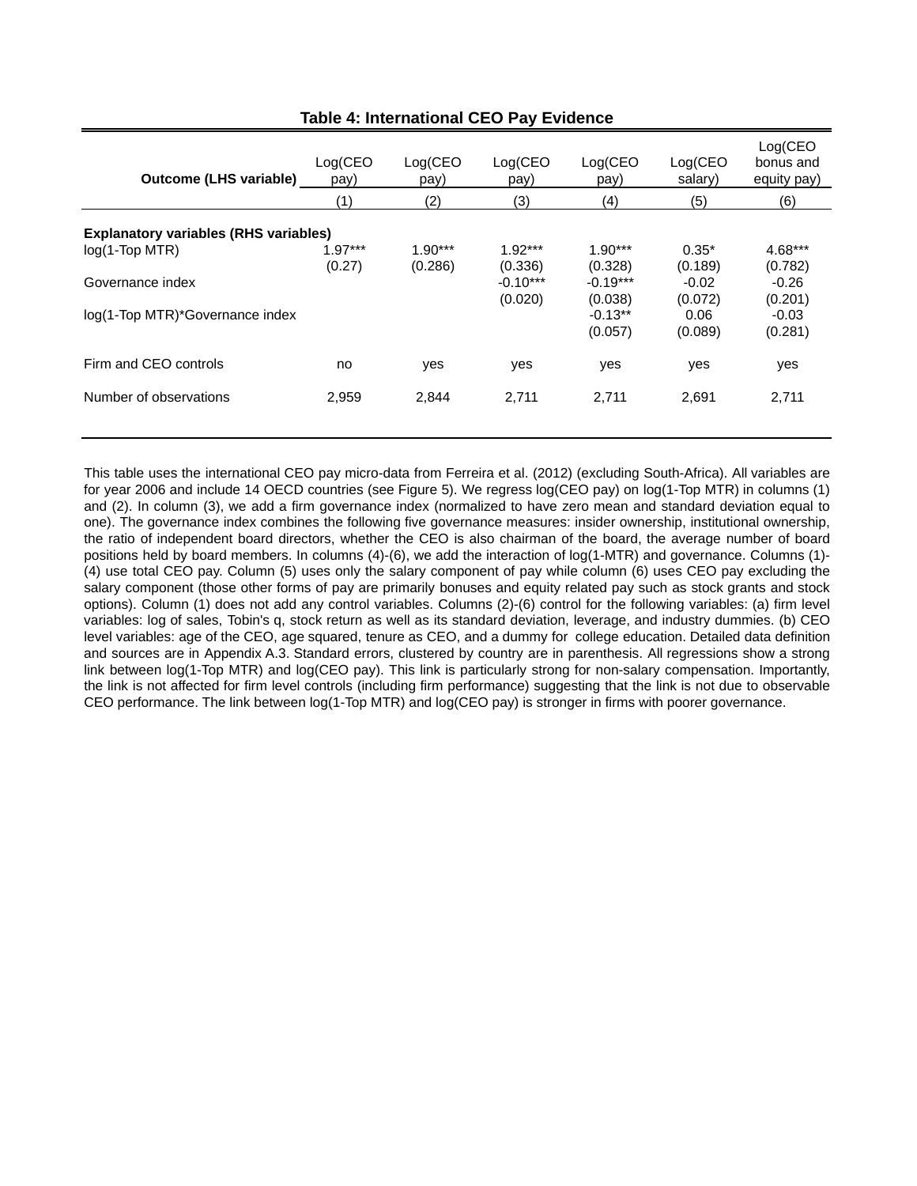**Table 4: International CEO Pay Evidence**

| Outcome (LHS variable) | Log(CEO pay) | Log(CEO pay) | Log(CEO pay) | Log(CEO pay) | Log(CEO salary) | Log(CEO bonus and equity pay) |
|---|---|---|---|---|---|---|
| | (1) | (2) | (3) | (4) | (5) | (6) |
| **Explanatory variables (RHS variables)** | | | | | | |
| log(1-Top MTR) | 1.97*** | 1.90*** | 1.92*** | 1.90*** | 0.35* | 4.68*** |
| | (0.27) | (0.286) | (0.336) | (0.328) | (0.189) | (0.782) |
| Governance index | | | -0.10*** | -0.19*** | -0.02 | -0.26 |
| | | | (0.020) | (0.038) | (0.072) | (0.201) |
| log(1-Top MTR)*Governance index | | | | -0.13** | 0.06 | -0.03 |
| | | | | (0.057) | (0.089) | (0.281) |
| Firm and CEO controls | no | yes | yes | yes | yes | yes |
| Number of observations | 2,959 | 2,844 | 2,711 | 2,711 | 2,691 | 2,711 |

This table uses the international CEO pay micro-data from Ferreira et al. (2012) (excluding South-Africa). All variables are for year 2006 and include 14 OECD countries (see Figure 5). We regress log(CEO pay) on log(1-Top MTR) in columns (1) and (2). In column (3), we add a firm governance index (normalized to have zero mean and standard deviation equal to one). The governance index combines the following five governance measures: insider ownership, institutional ownership, the ratio of independent board directors, whether the CEO is also chairman of the board, the average number of board positions held by board members. In columns (4)-(6), we add the interaction of log(1-MTR) and governance. Columns (1)-(4) use total CEO pay. Column (5) uses only the salary component of pay while column (6) uses CEO pay excluding the salary component (those other forms of pay are primarily bonuses and equity related pay such as stock grants and stock options). Column (1) does not add any control variables. Columns (2)-(6) control for the following variables: (a) firm level variables: log of sales, Tobin's q, stock return as well as its standard deviation, leverage, and industry dummies. (b) CEO level variables: age of the CEO, age squared, tenure as CEO, and a dummy for college education. Detailed data definition and sources are in Appendix A.3. Standard errors, clustered by country are in parenthesis. All regressions show a strong link between log(1-Top MTR) and log(CEO pay). This link is particularly strong for non-salary compensation. Importantly, the link is not affected for firm level controls (including firm performance) suggesting that the link is not due to observable CEO performance. The link between log(1-Top MTR) and log(CEO pay) is stronger in firms with poorer governance.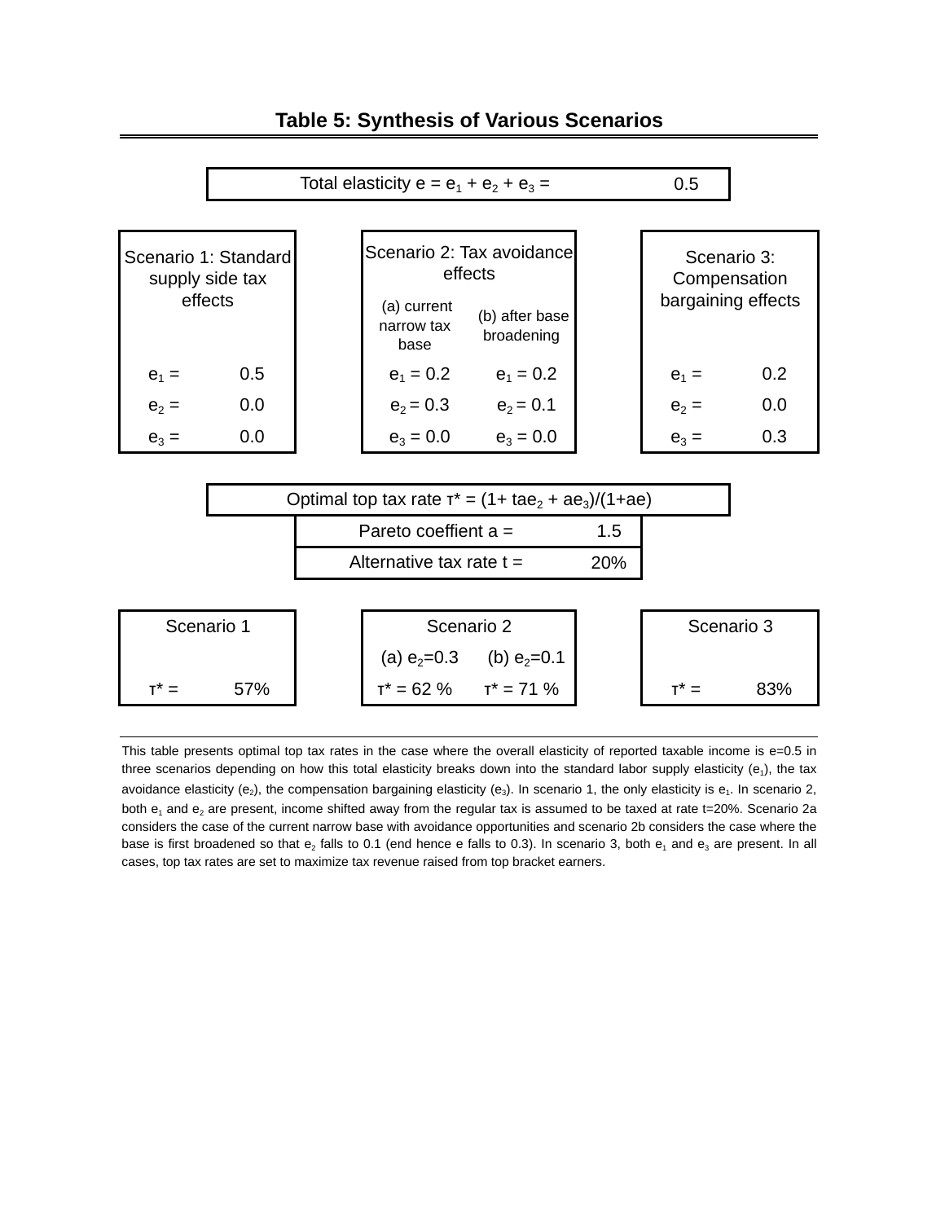## Table 5: Synthesis of Various Scenarios

| Total elasticity $e = e_1 + e_2 + e_3 =$ | 0.5 |
|---|---|

| Scenario 1: Standard supply side tax effects | | Scenario 2: Tax avoidance effects | | Scenario 3: Compensation bargaining effects | |
|---|---|---|---|---|---|
| | | (a) current narrow tax base | (b) after base broadening | | |
| $e_1 =$ | 0.5 | $e_1 = 0.2$ | $e_1 = 0.2$ | $e_1 =$ | 0.2 |
| $e_2 =$ | 0.0 | $e_2 = 0.3$ | $e_2 = 0.1$ | $e_2 =$ | 0.0 |
| $e_3 =$ | 0.0 | $e_3 = 0.0$ | $e_3 = 0.0$ | $e_3 =$ | 0.3 |

| Optimal top tax rate $\tau^* = (1 + tae_2 + ae_3)/(1+ae)$ | |
|---|---|
| Pareto coeffient a = | 1.5 |
| Alternative tax rate t = | 20% |

| Scenario 1 | | Scenario 2 | | Scenario 3 | |
|---|---|---|---|---|---|
| | | (a) $e_2$=0.3 | (b) $e_2$=0.1 | | |
| $\tau^* =$ | 57% | $\tau^*$ = 62 % | $\tau^*$ = 71 % | $\tau^* =$ | 83% |

This table presents optimal top tax rates in the case where the overall elasticity of reported taxable income is e=0.5 in three scenarios depending on how this total elasticity breaks down into the standard labor supply elasticity ($e_1$), the tax avoidance elasticity ($e_2$), the compensation bargaining elasticity ($e_3$). In scenario 1, the only elasticity is $e_1$. In scenario 2, both $e_1$ and $e_2$ are present, income shifted away from the regular tax is assumed to be taxed at rate t=20%. Scenario 2a considers the case of the current narrow base with avoidance opportunities and scenario 2b considers the case where the base is first broadened so that $e_2$ falls to 0.1 (end hence e falls to 0.3). In scenario 3, both $e_1$ and $e_3$ are present. In all cases, top tax rates are set to maximize tax revenue raised from top bracket earners.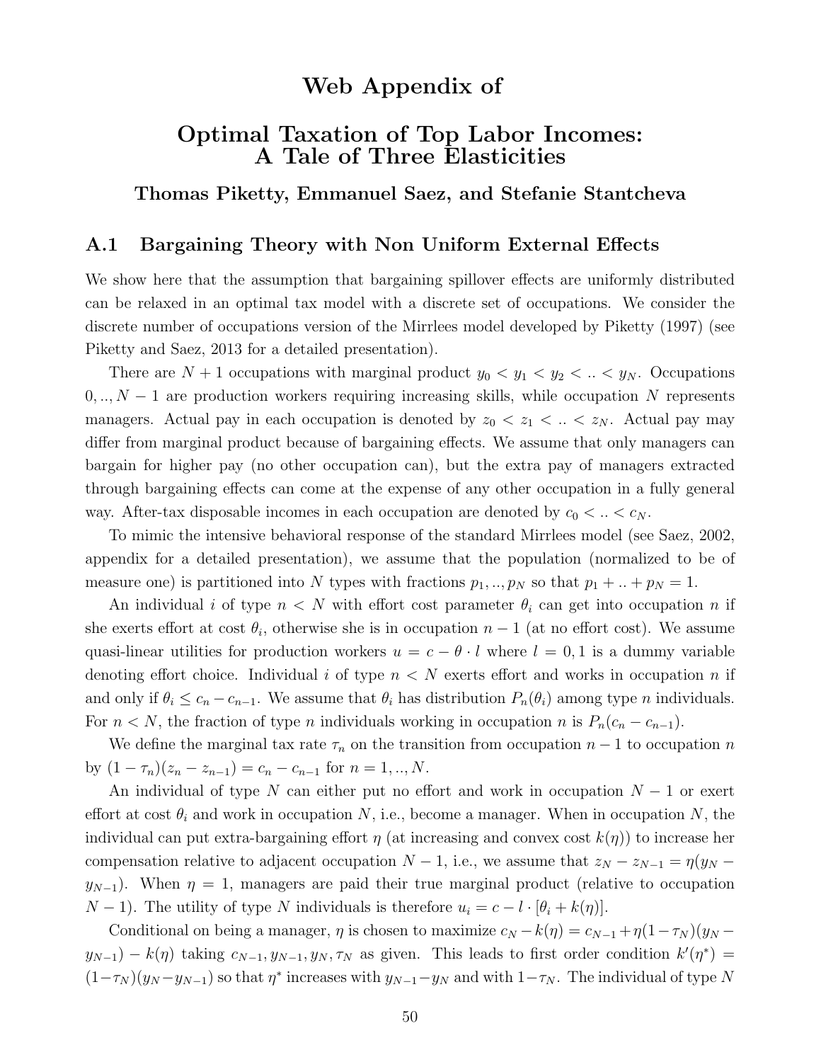# Web Appendix of

# Optimal Taxation of Top Labor Incomes: A Tale of Three Elasticities

**Thomas Piketty, Emmanuel Saez, and Stefanie Stantcheva**

## A.1 Bargaining Theory with Non Uniform External Effects

We show here that the assumption that bargaining spillover effects are uniformly distributed can be relaxed in an optimal tax model with a discrete set of occupations. We consider the discrete number of occupations version of the Mirrlees model developed by Piketty (1997) (see Piketty and Saez, 2013 for a detailed presentation).

There are $N+1$ occupations with marginal product $y_0 < y_1 < y_2 < .. < y_N$. Occupations $0, .., N-1$ are production workers requiring increasing skills, while occupation $N$ represents managers. Actual pay in each occupation is denoted by $z_0 < z_1 < .. < z_N$. Actual pay may differ from marginal product because of bargaining effects. We assume that only managers can bargain for higher pay (no other occupation can), but the extra pay of managers extracted through bargaining effects can come at the expense of any other occupation in a fully general way. After-tax disposable incomes in each occupation are denoted by $c_0 < .. < c_N$.

To mimic the intensive behavioral response of the standard Mirrlees model (see Saez, 2002, appendix for a detailed presentation), we assume that the population (normalized to be of measure one) is partitioned into $N$ types with fractions $p_1, .., p_N$ so that $p_1 + .. + p_N = 1$.

An individual $i$ of type $n < N$ with effort cost parameter $\theta_i$ can get into occupation $n$ if she exerts effort at cost $\theta_i$, otherwise she is in occupation $n-1$ (at no effort cost). We assume quasi-linear utilities for production workers $u = c - \theta \cdot l$ where $l = 0, 1$ is a dummy variable denoting effort choice. Individual $i$ of type $n < N$ exerts effort and works in occupation $n$ if and only if $\theta_i \leq c_n - c_{n-1}$. We assume that $\theta_i$ has distribution $P_n(\theta_i)$ among type $n$ individuals. For $n < N$, the fraction of type $n$ individuals working in occupation $n$ is $P_n(c_n - c_{n-1})$.

We define the marginal tax rate $\tau_n$ on the transition from occupation $n-1$ to occupation $n$ by $(1 - \tau_n)(z_n - z_{n-1}) = c_n - c_{n-1}$ for $n = 1, .., N$.

An individual of type $N$ can either put no effort and work in occupation $N-1$ or exert effort at cost $\theta_i$ and work in occupation $N$, i.e., become a manager. When in occupation $N$, the individual can put extra-bargaining effort $\eta$ (at increasing and convex cost $k(\eta)$) to increase her compensation relative to adjacent occupation $N-1$, i.e., we assume that $z_N - z_{N-1} = \eta(y_N - y_{N-1})$. When $\eta = 1$, managers are paid their true marginal product (relative to occupation $N-1$). The utility of type $N$ individuals is therefore $u_i = c - l \cdot [\theta_i + k(\eta)]$.

Conditional on being a manager, $\eta$ is chosen to maximize $c_N - k(\eta) = c_{N-1} + \eta(1 - \tau_N)(y_N - y_{N-1}) - k(\eta)$ taking $c_{N-1}, y_{N-1}, y_N, \tau_N$ as given. This leads to first order condition $k'(\eta^*) = (1 - \tau_N)(y_N - y_{N-1})$ so that $\eta^*$ increases with $y_{N-1} - y_N$ and with $1 - \tau_N$. The individual of type $N$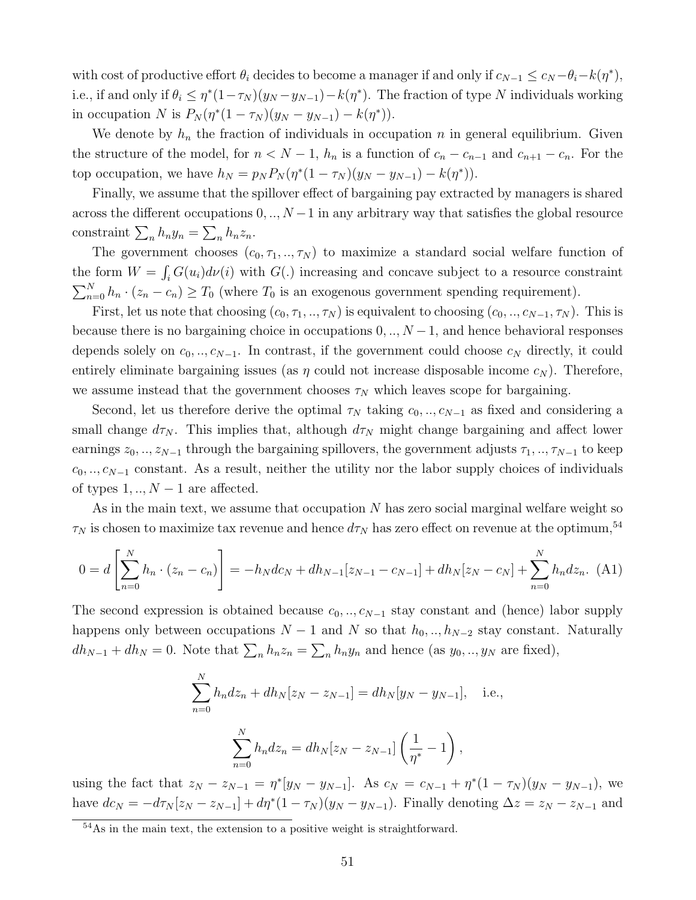with cost of productive effort $\theta_i$ decides to become a manager if and only if $c_{N-1} \leq c_N - \theta_i - k(\eta^*)$, i.e., if and only if $\theta_i \leq \eta^*(1-\tau_N)(y_N - y_{N-1}) - k(\eta^*)$. The fraction of type $N$ individuals working in occupation $N$ is $P_N(\eta^*(1-\tau_N)(y_N - y_{N-1}) - k(\eta^*))$.

We denote by $h_n$ the fraction of individuals in occupation $n$ in general equilibrium. Given the structure of the model, for $n < N-1$, $h_n$ is a function of $c_n - c_{n-1}$ and $c_{n+1} - c_n$. For the top occupation, we have $h_N = p_N P_N(\eta^*(1-\tau_N)(y_N - y_{N-1}) - k(\eta^*))$.

Finally, we assume that the spillover effect of bargaining pay extracted by managers is shared across the different occupations $0, .., N-1$ in any arbitrary way that satisfies the global resource constraint $\sum_n h_n y_n = \sum_n h_n z_n$.

The government chooses $(c_0, \tau_1, .., \tau_N)$ to maximize a standard social welfare function of the form $W = \int_i G(u_i) d\nu(i)$ with $G(.)$ increasing and concave subject to a resource constraint $\sum_{n=0}^{N} h_n \cdot (z_n - c_n) \geq T_0$ (where $T_0$ is an exogenous government spending requirement).

First, let us note that choosing $(c_0, \tau_1, .., \tau_N)$ is equivalent to choosing $(c_0, .., c_{N-1}, \tau_N)$. This is because there is no bargaining choice in occupations $0, .., N-1$, and hence behavioral responses depends solely on $c_0, .., c_{N-1}$. In contrast, if the government could choose $c_N$ directly, it could entirely eliminate bargaining issues (as $\eta$ could not increase disposable income $c_N$). Therefore, we assume instead that the government chooses $\tau_N$ which leaves scope for bargaining.

Second, let us therefore derive the optimal $\tau_N$ taking $c_0, .., c_{N-1}$ as fixed and considering a small change $d\tau_N$. This implies that, although $d\tau_N$ might change bargaining and affect lower earnings $z_0, .., z_{N-1}$ through the bargaining spillovers, the government adjusts $\tau_1, .., \tau_{N-1}$ to keep $c_0, .., c_{N-1}$ constant. As a result, neither the utility nor the labor supply choices of individuals of types $1, .., N-1$ are affected.

As in the main text, we assume that occupation $N$ has zero social marginal welfare weight so $\tau_N$ is chosen to maximize tax revenue and hence $d\tau_N$ has zero effect on revenue at the optimum,[54]

$$0 = d\left[\sum_{n=0}^{N} h_n \cdot (z_n - c_n)\right] = -h_N dc_N + dh_{N-1}[z_{N-1} - c_{N-1}] + dh_N[z_N - c_N] + \sum_{n=0}^{N} h_n dz_n. \quad \text{(A1)}$$

The second expression is obtained because $c_0, .., c_{N-1}$ stay constant and (hence) labor supply happens only between occupations $N-1$ and $N$ so that $h_0, .., h_{N-2}$ stay constant. Naturally $dh_{N-1} + dh_N = 0$. Note that $\sum_n h_n z_n = \sum_n h_n y_n$ and hence (as $y_0, .., y_N$ are fixed),

$$\sum_{n=0}^{N} h_n dz_n + dh_N[z_N - z_{N-1}] = dh_N[y_N - y_{N-1}], \quad \text{i.e.,}$$

$$\sum_{n=0}^{N} h_n dz_n = dh_N[z_N - z_{N-1}]\left(\frac{1}{\eta^*} - 1\right),$$

using the fact that $z_N - z_{N-1} = \eta^*[y_N - y_{N-1}]$. As $c_N = c_{N-1} + \eta^*(1-\tau_N)(y_N - y_{N-1})$, we have $dc_N = -d\tau_N[z_N - z_{N-1}] + d\eta^*(1-\tau_N)(y_N - y_{N-1})$. Finally denoting $\Delta z = z_N - z_{N-1}$ and

[54] As in the main text, the extension to a positive weight is straightforward.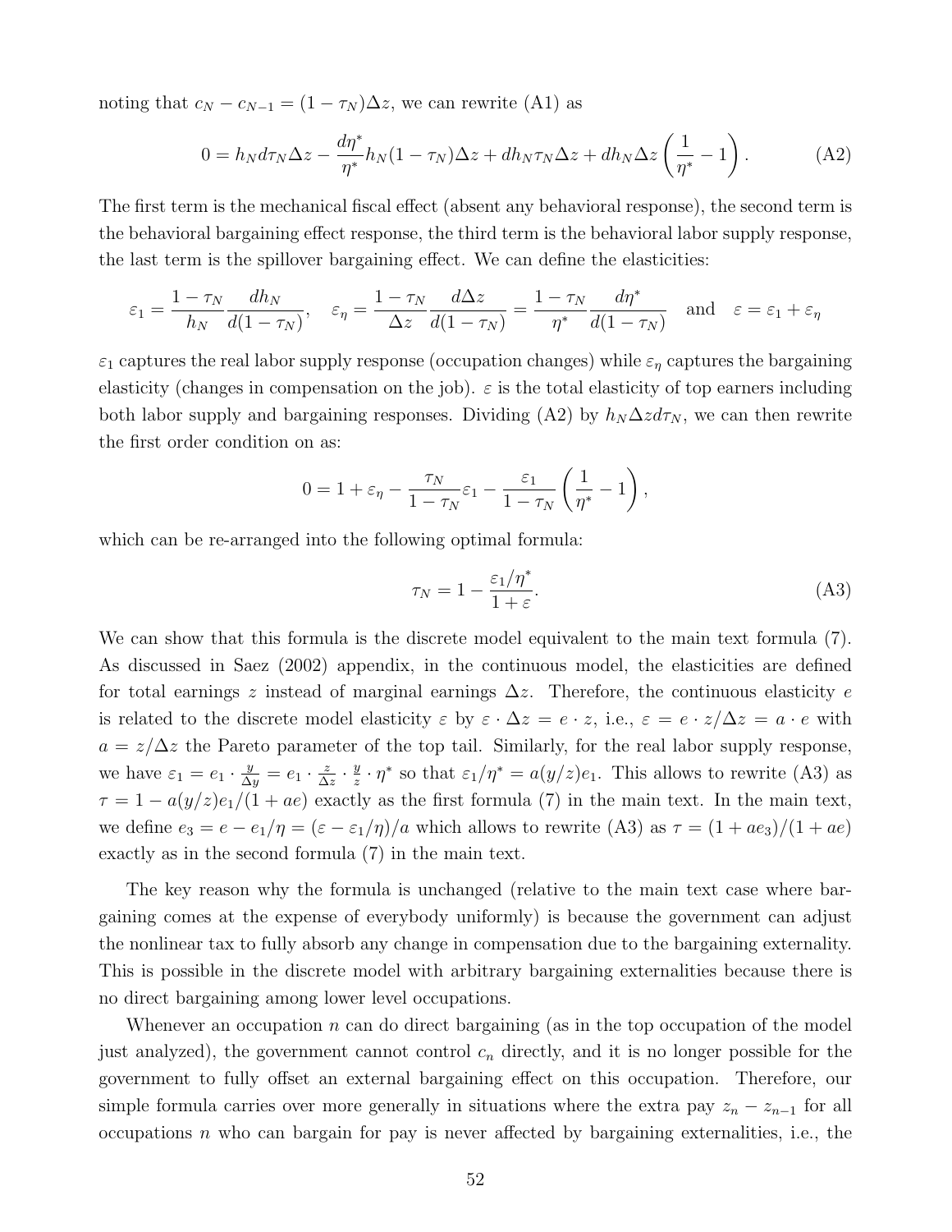noting that $c_N - c_{N-1} = (1-\tau_N)\Delta z$, we can rewrite (A1) as

$$0 = h_N d\tau_N \Delta z - \frac{d\eta^*}{\eta^*} h_N (1-\tau_N)\Delta z + dh_N \tau_N \Delta z + dh_N \Delta z \left(\frac{1}{\eta^*} - 1\right). \tag{A2}$$

The first term is the mechanical fiscal effect (absent any behavioral response), the second term is the behavioral bargaining effect response, the third term is the behavioral labor supply response, the last term is the spillover bargaining effect. We can define the elasticities:

$$\varepsilon_1 = \frac{1-\tau_N}{h_N}\frac{dh_N}{d(1-\tau_N)}, \quad \varepsilon_\eta = \frac{1-\tau_N}{\Delta z}\frac{d\Delta z}{d(1-\tau_N)} = \frac{1-\tau_N}{\eta^*}\frac{d\eta^*}{d(1-\tau_N)} \quad \text{and} \quad \varepsilon = \varepsilon_1 + \varepsilon_\eta$$

$\varepsilon_1$ captures the real labor supply response (occupation changes) while $\varepsilon_\eta$ captures the bargaining elasticity (changes in compensation on the job). $\varepsilon$ is the total elasticity of top earners including both labor supply and bargaining responses. Dividing (A2) by $h_N \Delta z d\tau_N$, we can then rewrite the first order condition on as:

$$0 = 1 + \varepsilon_\eta - \frac{\tau_N}{1-\tau_N}\varepsilon_1 - \frac{\varepsilon_1}{1-\tau_N}\left(\frac{1}{\eta^*} - 1\right),$$

which can be re-arranged into the following optimal formula:

$$\tau_N = 1 - \frac{\varepsilon_1/\eta^*}{1+\varepsilon}. \tag{A3}$$

We can show that this formula is the discrete model equivalent to the main text formula (7). As discussed in Saez (2002) appendix, in the continuous model, the elasticities are defined for total earnings $z$ instead of marginal earnings $\Delta z$. Therefore, the continuous elasticity $e$ is related to the discrete model elasticity $\varepsilon$ by $\varepsilon \cdot \Delta z = e \cdot z$, i.e., $\varepsilon = e \cdot z/\Delta z = a \cdot e$ with $a = z/\Delta z$ the Pareto parameter of the top tail. Similarly, for the real labor supply response, we have $\varepsilon_1 = e_1 \cdot \frac{y}{\Delta y} = e_1 \cdot \frac{z}{\Delta z} \cdot \frac{y}{z} \cdot \eta^*$ so that $\varepsilon_1/\eta^* = a(y/z)e_1$. This allows to rewrite (A3) as $\tau = 1 - a(y/z)e_1/(1+ae)$ exactly as the first formula (7) in the main text. In the main text, we define $e_3 = e - e_1/\eta = (\varepsilon - \varepsilon_1/\eta)/a$ which allows to rewrite (A3) as $\tau = (1+ae_3)/(1+ae)$ exactly as in the second formula (7) in the main text.

The key reason why the formula is unchanged (relative to the main text case where bargaining comes at the expense of everybody uniformly) is because the government can adjust the nonlinear tax to fully absorb any change in compensation due to the bargaining externality. This is possible in the discrete model with arbitrary bargaining externalities because there is no direct bargaining among lower level occupations.

Whenever an occupation $n$ can do direct bargaining (as in the top occupation of the model just analyzed), the government cannot control $c_n$ directly, and it is no longer possible for the government to fully offset an external bargaining effect on this occupation. Therefore, our simple formula carries over more generally in situations where the extra pay $z_n - z_{n-1}$ for all occupations $n$ who can bargain for pay is never affected by bargaining externalities, i.e., the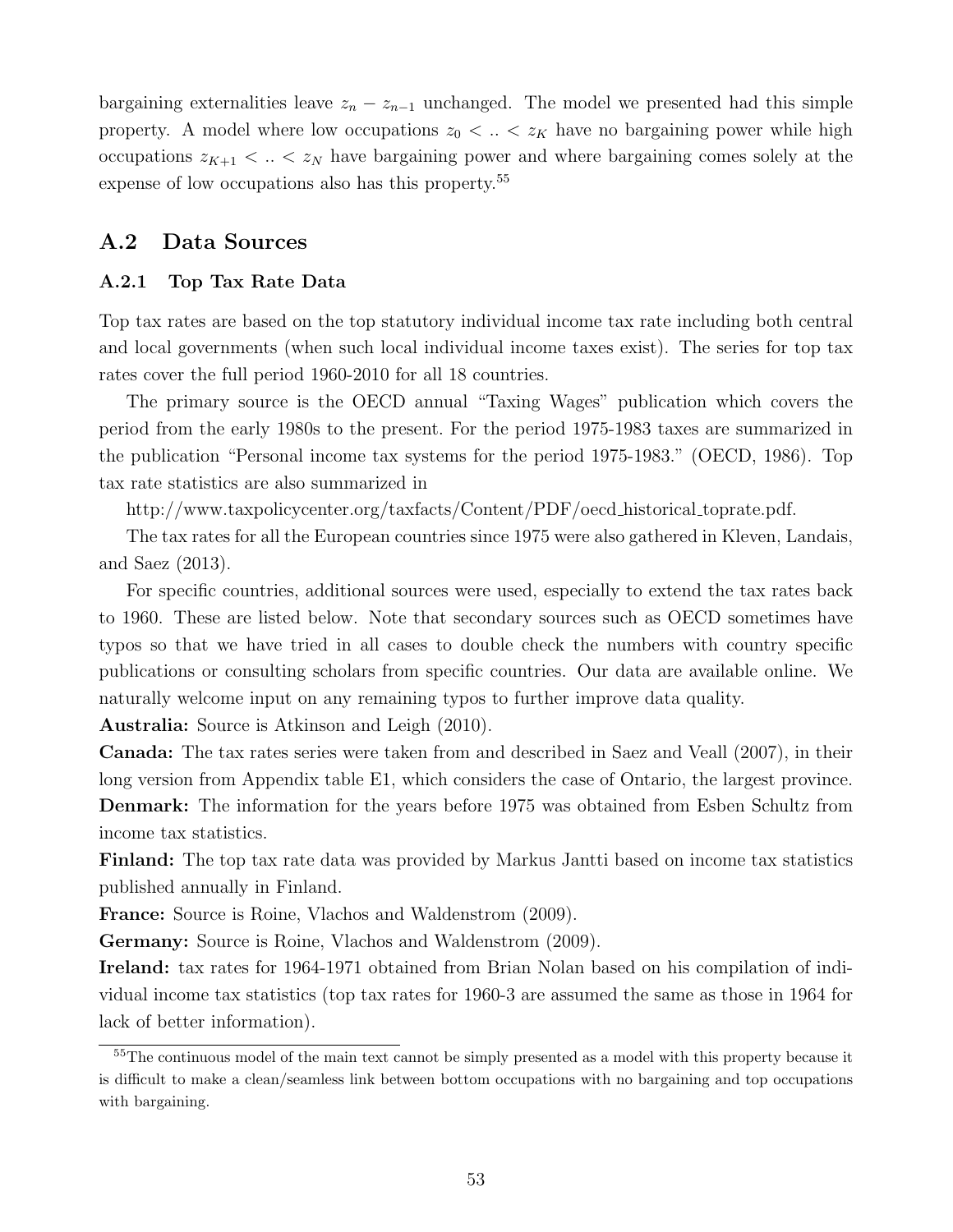bargaining externalities leave $z_n - z_{n-1}$ unchanged. The model we presented had this simple property. A model where low occupations $z_0 < .. < z_K$ have no bargaining power while high occupations $z_{K+1} < .. < z_N$ have bargaining power and where bargaining comes solely at the expense of low occupations also has this property.[55]

## A.2 Data Sources

### A.2.1 Top Tax Rate Data

Top tax rates are based on the top statutory individual income tax rate including both central and local governments (when such local individual income taxes exist). The series for top tax rates cover the full period 1960-2010 for all 18 countries.

The primary source is the OECD annual "Taxing Wages" publication which covers the period from the early 1980s to the present. For the period 1975-1983 taxes are summarized in the publication "Personal income tax systems for the period 1975-1983." (OECD, 1986). Top tax rate statistics are also summarized in

http://www.taxpolicycenter.org/taxfacts/Content/PDF/oecd_historical_toprate.pdf.

The tax rates for all the European countries since 1975 were also gathered in Kleven, Landais, and Saez (2013).

For specific countries, additional sources were used, especially to extend the tax rates back to 1960. These are listed below. Note that secondary sources such as OECD sometimes have typos so that we have tried in all cases to double check the numbers with country specific publications or consulting scholars from specific countries. Our data are available online. We naturally welcome input on any remaining typos to further improve data quality.

**Australia:** Source is Atkinson and Leigh (2010).

**Canada:** The tax rates series were taken from and described in Saez and Veall (2007), in their long version from Appendix table E1, which considers the case of Ontario, the largest province.

**Denmark:** The information for the years before 1975 was obtained from Esben Schultz from income tax statistics.

**Finland:** The top tax rate data was provided by Markus Jantti based on income tax statistics published annually in Finland.

**France:** Source is Roine, Vlachos and Waldenstrom (2009).

**Germany:** Source is Roine, Vlachos and Waldenstrom (2009).

**Ireland:** tax rates for 1964-1971 obtained from Brian Nolan based on his compilation of individual income tax statistics (top tax rates for 1960-3 are assumed the same as those in 1964 for lack of better information).

[55] The continuous model of the main text cannot be simply presented as a model with this property because it is difficult to make a clean/seamless link between bottom occupations with no bargaining and top occupations with bargaining.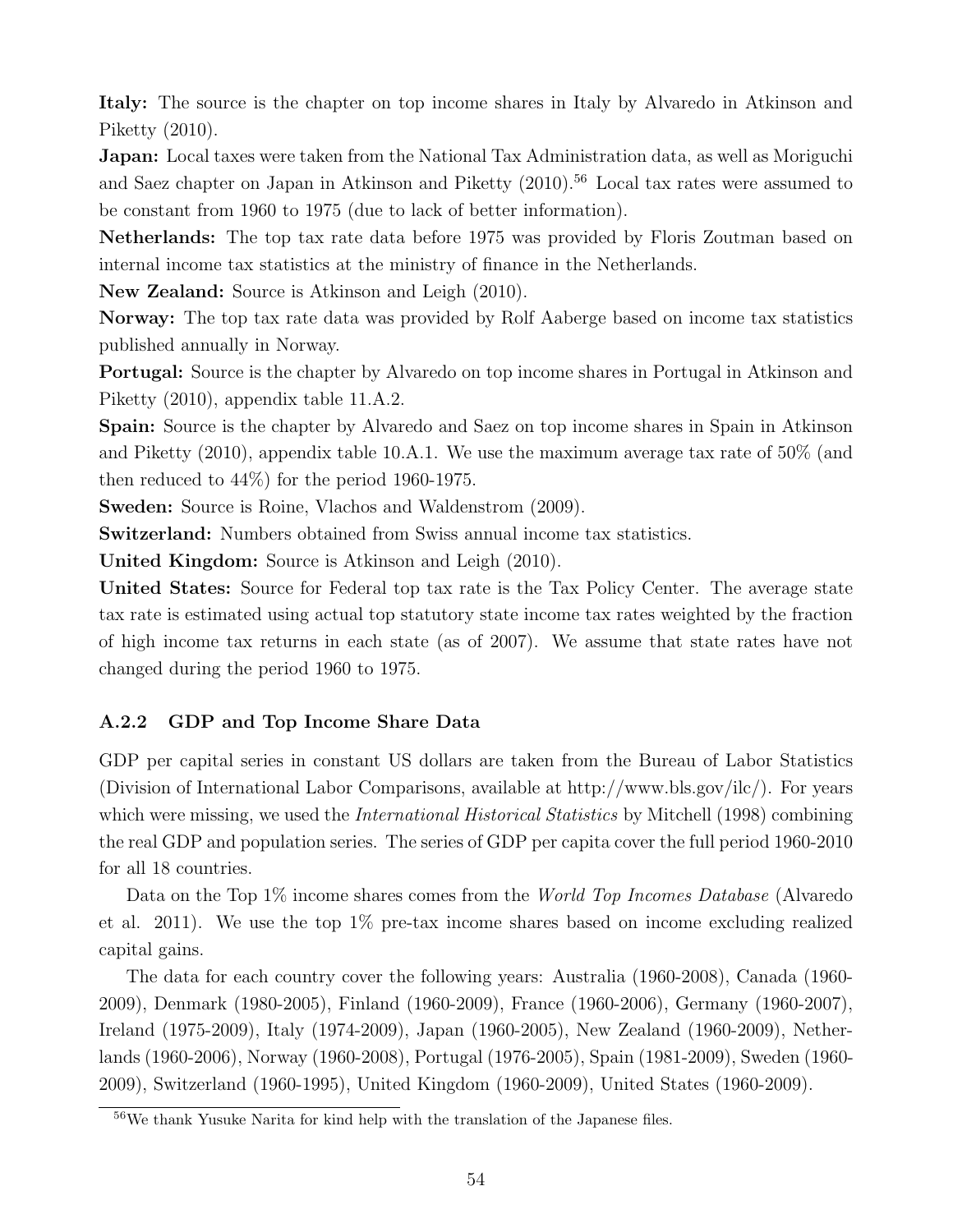**Italy:** The source is the chapter on top income shares in Italy by Alvaredo in Atkinson and Piketty (2010).

**Japan:** Local taxes were taken from the National Tax Administration data, as well as Moriguchi and Saez chapter on Japan in Atkinson and Piketty (2010).[56] Local tax rates were assumed to be constant from 1960 to 1975 (due to lack of better information).

**Netherlands:** The top tax rate data before 1975 was provided by Floris Zoutman based on internal income tax statistics at the ministry of finance in the Netherlands.

**New Zealand:** Source is Atkinson and Leigh (2010).

**Norway:** The top tax rate data was provided by Rolf Aaberge based on income tax statistics published annually in Norway.

**Portugal:** Source is the chapter by Alvaredo on top income shares in Portugal in Atkinson and Piketty (2010), appendix table 11.A.2.

**Spain:** Source is the chapter by Alvaredo and Saez on top income shares in Spain in Atkinson and Piketty (2010), appendix table 10.A.1. We use the maximum average tax rate of 50% (and then reduced to 44%) for the period 1960-1975.

**Sweden:** Source is Roine, Vlachos and Waldenstrom (2009).

**Switzerland:** Numbers obtained from Swiss annual income tax statistics.

**United Kingdom:** Source is Atkinson and Leigh (2010).

**United States:** Source for Federal top tax rate is the Tax Policy Center. The average state tax rate is estimated using actual top statutory state income tax rates weighted by the fraction of high income tax returns in each state (as of 2007). We assume that state rates have not changed during the period 1960 to 1975.

### A.2.2 GDP and Top Income Share Data

GDP per capital series in constant US dollars are taken from the Bureau of Labor Statistics (Division of International Labor Comparisons, available at http://www.bls.gov/ilc/). For years which were missing, we used the *International Historical Statistics* by Mitchell (1998) combining the real GDP and population series. The series of GDP per capita cover the full period 1960-2010 for all 18 countries.

Data on the Top 1% income shares comes from the *World Top Incomes Database* (Alvaredo et al. 2011). We use the top 1% pre-tax income shares based on income excluding realized capital gains.

The data for each country cover the following years: Australia (1960-2008), Canada (1960-2009), Denmark (1980-2005), Finland (1960-2009), France (1960-2006), Germany (1960-2007), Ireland (1975-2009), Italy (1974-2009), Japan (1960-2005), New Zealand (1960-2009), Netherlands (1960-2006), Norway (1960-2008), Portugal (1976-2005), Spain (1981-2009), Sweden (1960-2009), Switzerland (1960-1995), United Kingdom (1960-2009), United States (1960-2009).

[56] We thank Yusuke Narita for kind help with the translation of the Japanese files.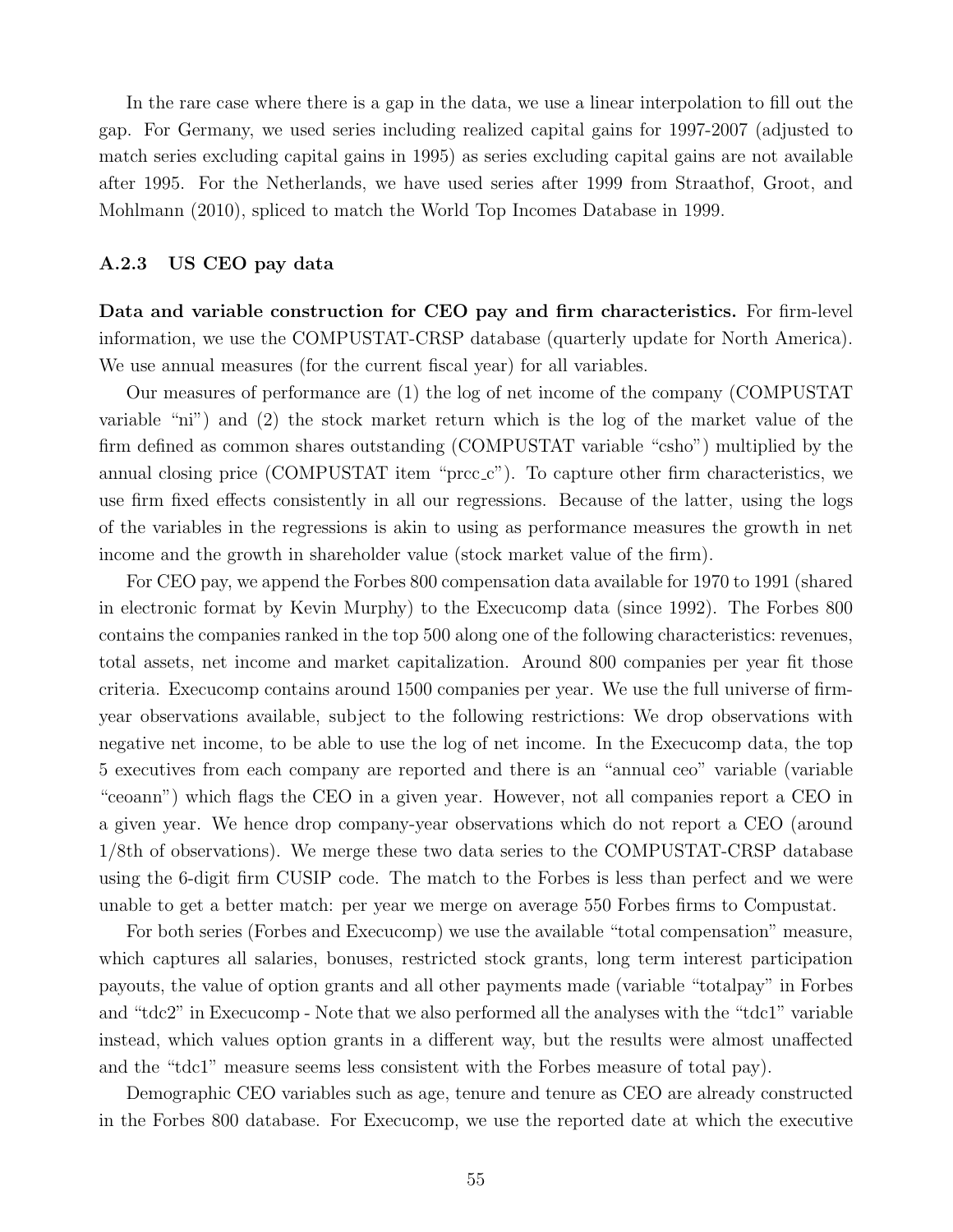In the rare case where there is a gap in the data, we use a linear interpolation to fill out the gap. For Germany, we used series including realized capital gains for 1997-2007 (adjusted to match series excluding capital gains in 1995) as series excluding capital gains are not available after 1995. For the Netherlands, we have used series after 1999 from Straathof, Groot, and Mohlmann (2010), spliced to match the World Top Incomes Database in 1999.

### A.2.3 US CEO pay data

**Data and variable construction for CEO pay and firm characteristics.** For firm-level information, we use the COMPUSTAT-CRSP database (quarterly update for North America). We use annual measures (for the current fiscal year) for all variables.

Our measures of performance are (1) the log of net income of the company (COMPUSTAT variable "ni") and (2) the stock market return which is the log of the market value of the firm defined as common shares outstanding (COMPUSTAT variable "csho") multiplied by the annual closing price (COMPUSTAT item "prcc_c"). To capture other firm characteristics, we use firm fixed effects consistently in all our regressions. Because of the latter, using the logs of the variables in the regressions is akin to using as performance measures the growth in net income and the growth in shareholder value (stock market value of the firm).

For CEO pay, we append the Forbes 800 compensation data available for 1970 to 1991 (shared in electronic format by Kevin Murphy) to the Execucomp data (since 1992). The Forbes 800 contains the companies ranked in the top 500 along one of the following characteristics: revenues, total assets, net income and market capitalization. Around 800 companies per year fit those criteria. Execucomp contains around 1500 companies per year. We use the full universe of firm-year observations available, subject to the following restrictions: We drop observations with negative net income, to be able to use the log of net income. In the Execucomp data, the top 5 executives from each company are reported and there is an "annual ceo" variable (variable "ceoann") which flags the CEO in a given year. However, not all companies report a CEO in a given year. We hence drop company-year observations which do not report a CEO (around 1/8th of observations). We merge these two data series to the COMPUSTAT-CRSP database using the 6-digit firm CUSIP code. The match to the Forbes is less than perfect and we were unable to get a better match: per year we merge on average 550 Forbes firms to Compustat.

For both series (Forbes and Execucomp) we use the available "total compensation" measure, which captures all salaries, bonuses, restricted stock grants, long term interest participation payouts, the value of option grants and all other payments made (variable "totalpay" in Forbes and "tdc2" in Execucomp - Note that we also performed all the analyses with the "tdc1" variable instead, which values option grants in a different way, but the results were almost unaffected and the "tdc1" measure seems less consistent with the Forbes measure of total pay).

Demographic CEO variables such as age, tenure and tenure as CEO are already constructed in the Forbes 800 database. For Execucomp, we use the reported date at which the executive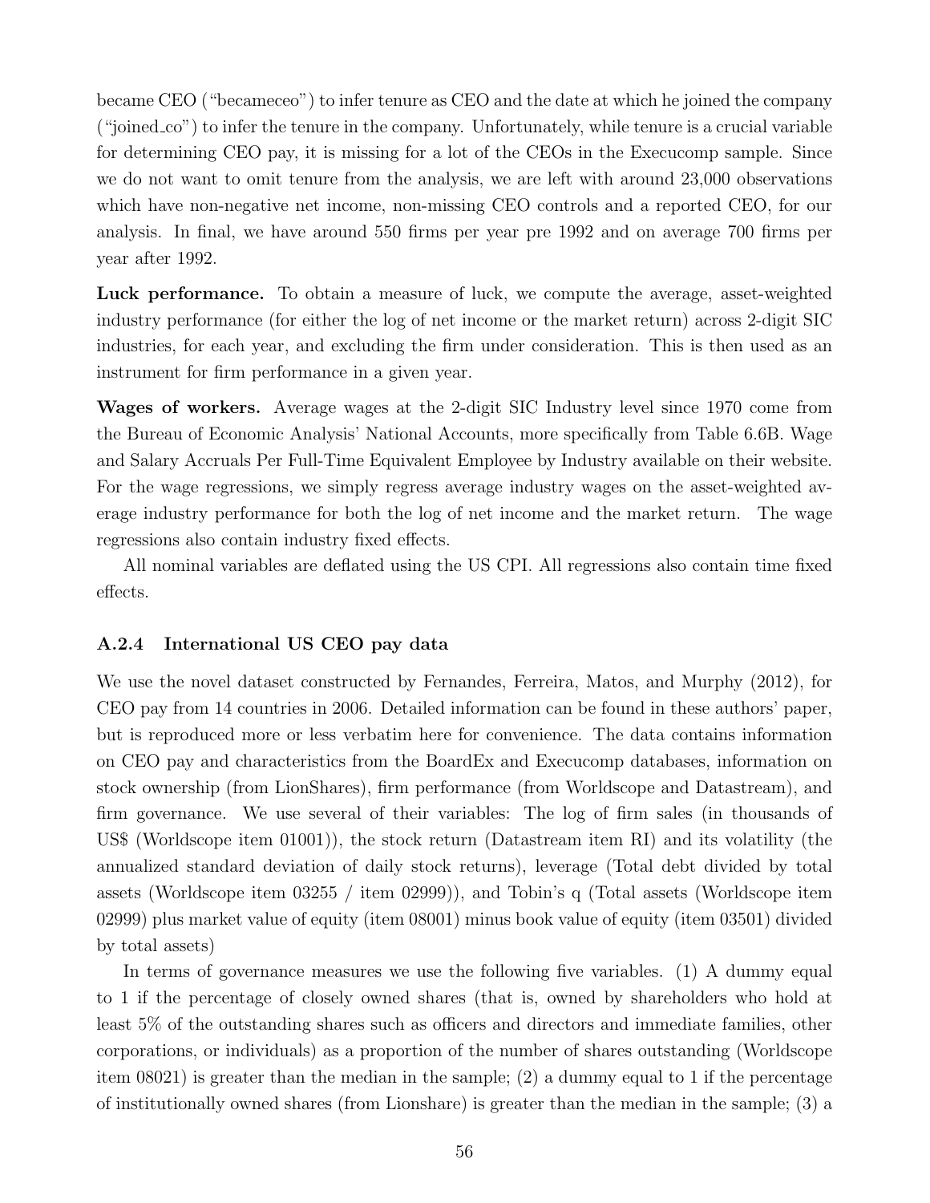became CEO ("becameceo") to infer tenure as CEO and the date at which he joined the company ("joined_co") to infer the tenure in the company. Unfortunately, while tenure is a crucial variable for determining CEO pay, it is missing for a lot of the CEOs in the Execucomp sample. Since we do not want to omit tenure from the analysis, we are left with around 23,000 observations which have non-negative net income, non-missing CEO controls and a reported CEO, for our analysis. In final, we have around 550 firms per year pre 1992 and on average 700 firms per year after 1992.

**Luck performance.** To obtain a measure of luck, we compute the average, asset-weighted industry performance (for either the log of net income or the market return) across 2-digit SIC industries, for each year, and excluding the firm under consideration. This is then used as an instrument for firm performance in a given year.

**Wages of workers.** Average wages at the 2-digit SIC Industry level since 1970 come from the Bureau of Economic Analysis' National Accounts, more specifically from Table 6.6B. Wage and Salary Accruals Per Full-Time Equivalent Employee by Industry available on their website. For the wage regressions, we simply regress average industry wages on the asset-weighted average industry performance for both the log of net income and the market return. The wage regressions also contain industry fixed effects.

All nominal variables are deflated using the US CPI. All regressions also contain time fixed effects.

### A.2.4 International US CEO pay data

We use the novel dataset constructed by Fernandes, Ferreira, Matos, and Murphy (2012), for CEO pay from 14 countries in 2006. Detailed information can be found in these authors' paper, but is reproduced more or less verbatim here for convenience. The data contains information on CEO pay and characteristics from the BoardEx and Execucomp databases, information on stock ownership (from LionShares), firm performance (from Worldscope and Datastream), and firm governance. We use several of their variables: The log of firm sales (in thousands of US$ (Worldscope item 01001)), the stock return (Datastream item RI) and its volatility (the annualized standard deviation of daily stock returns), leverage (Total debt divided by total assets (Worldscope item 03255 / item 02999)), and Tobin's q (Total assets (Worldscope item 02999) plus market value of equity (item 08001) minus book value of equity (item 03501) divided by total assets)

In terms of governance measures we use the following five variables. (1) A dummy equal to 1 if the percentage of closely owned shares (that is, owned by shareholders who hold at least 5% of the outstanding shares such as officers and directors and immediate families, other corporations, or individuals) as a proportion of the number of shares outstanding (Worldscope item 08021) is greater than the median in the sample; (2) a dummy equal to 1 if the percentage of institutionally owned shares (from Lionshare) is greater than the median in the sample; (3) a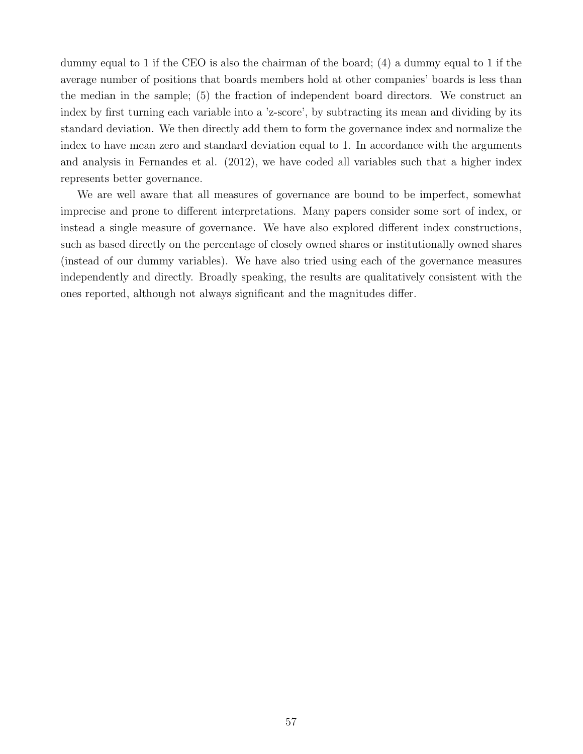dummy equal to 1 if the CEO is also the chairman of the board; (4) a dummy equal to 1 if the average number of positions that boards members hold at other companies' boards is less than the median in the sample; (5) the fraction of independent board directors. We construct an index by first turning each variable into a 'z-score', by subtracting its mean and dividing by its standard deviation. We then directly add them to form the governance index and normalize the index to have mean zero and standard deviation equal to 1. In accordance with the arguments and analysis in Fernandes et al. (2012), we have coded all variables such that a higher index represents better governance.

We are well aware that all measures of governance are bound to be imperfect, somewhat imprecise and prone to different interpretations. Many papers consider some sort of index, or instead a single measure of governance. We have also explored different index constructions, such as based directly on the percentage of closely owned shares or institutionally owned shares (instead of our dummy variables). We have also tried using each of the governance measures independently and directly. Broadly speaking, the results are qualitatively consistent with the ones reported, although not always significant and the magnitudes differ.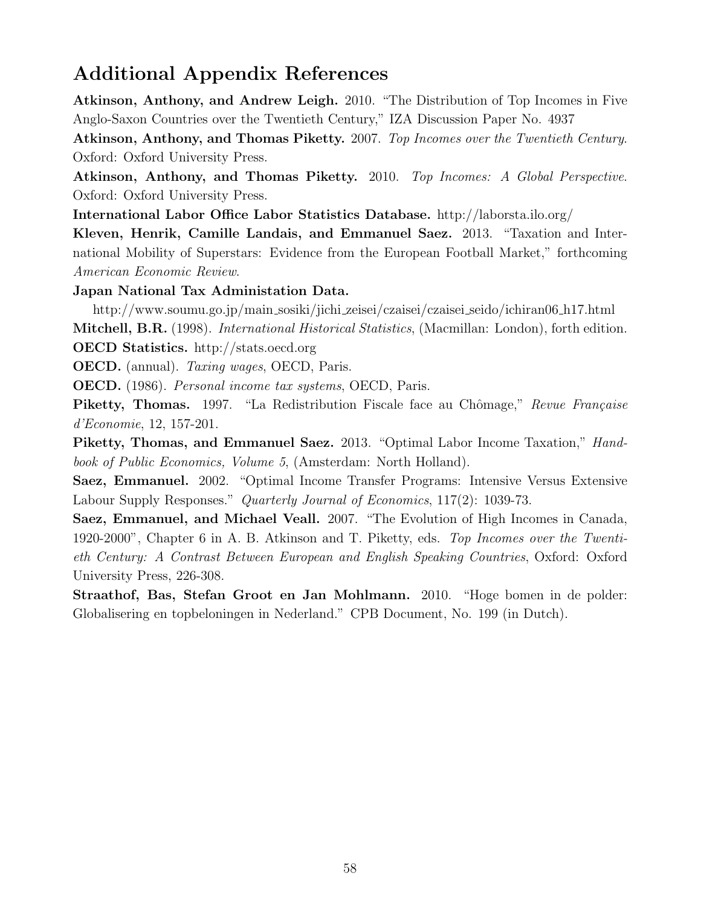## Additional Appendix References

**Atkinson, Anthony, and Andrew Leigh.** 2010. "The Distribution of Top Incomes in Five Anglo-Saxon Countries over the Twentieth Century," IZA Discussion Paper No. 4937

**Atkinson, Anthony, and Thomas Piketty.** 2007. *Top Incomes over the Twentieth Century.* Oxford: Oxford University Press.

**Atkinson, Anthony, and Thomas Piketty.** 2010. *Top Incomes: A Global Perspective.* Oxford: Oxford University Press.

**International Labor Office Labor Statistics Database.** http://laborsta.ilo.org/

**Kleven, Henrik, Camille Landais, and Emmanuel Saez.** 2013. "Taxation and International Mobility of Superstars: Evidence from the European Football Market," forthcoming *American Economic Review*.

**Japan National Tax Administation Data.**
http://www.soumu.go.jp/main_sosiki/jichi_zeisei/czaisei/czaisei_seido/ichiran06_h17.html

**Mitchell, B.R.** (1998). *International Historical Statistics*, (Macmillan: London), forth edition.

**OECD Statistics.** http://stats.oecd.org

**OECD.** (annual). *Taxing wages*, OECD, Paris.

**OECD.** (1986). *Personal income tax systems*, OECD, Paris.

**Piketty, Thomas.** 1997. "La Redistribution Fiscale face au Chômage," *Revue Française d'Economie*, 12, 157-201.

**Piketty, Thomas, and Emmanuel Saez.** 2013. "Optimal Labor Income Taxation," *Handbook of Public Economics, Volume 5*, (Amsterdam: North Holland).

**Saez, Emmanuel.** 2002. "Optimal Income Transfer Programs: Intensive Versus Extensive Labour Supply Responses." *Quarterly Journal of Economics*, 117(2): 1039-73.

**Saez, Emmanuel, and Michael Veall.** 2007. "The Evolution of High Incomes in Canada, 1920-2000", Chapter 6 in A. B. Atkinson and T. Piketty, eds. *Top Incomes over the Twentieth Century: A Contrast Between European and English Speaking Countries*, Oxford: Oxford University Press, 226-308.

**Straathof, Bas, Stefan Groot en Jan Mohlmann.** 2010. "Hoge bomen in de polder: Globalisering en topbeloningen in Nederland." CPB Document, No. 199 (in Dutch).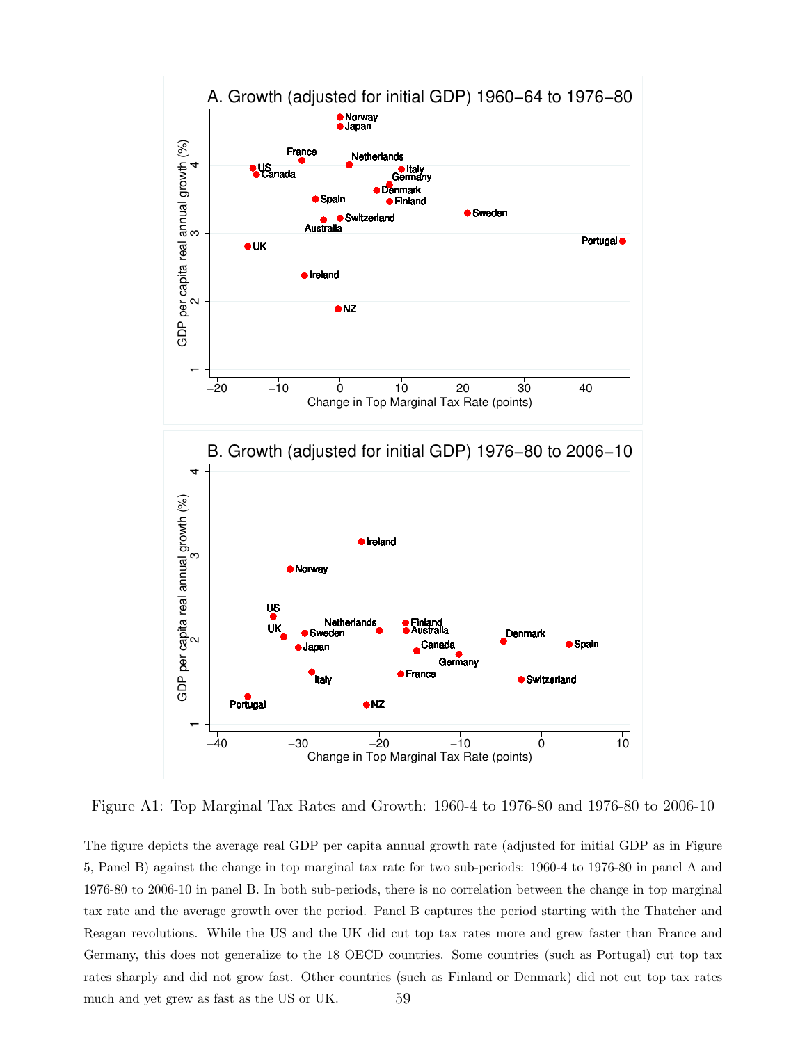A. Growth (adjusted for initial GDP) 1960−64 to 1976−80

GDP per capita real annual growth (%)

1
2
3
4

−20
−10
0
10
20
30
40

Change in Top Marginal Tax Rate (points)

Norway
Japan
France
Netherlands
US
Italy
Canada
Germany
Denmark
Spain
Finland
Sweden
Switzerland
Australia
Portugal
UK
Ireland
NZ

B. Growth (adjusted for initial GDP) 1976−80 to 2006−10

GDP per capita real annual growth (%)

1
2
3
4

−40
−30
−20
−10
0
10

Change in Top Marginal Tax Rate (points)

Ireland
Norway
US
Netherlands
Finland
UK
Sweden
Australia
Denmark
Japan
Canada
Spain
Germany
Italy
France
Switzerland
Portugal
NZ

Figure A1: Top Marginal Tax Rates and Growth: 1960-4 to 1976-80 and 1976-80 to 2006-10

The figure depicts the average real GDP per capita annual growth rate (adjusted for initial GDP as in Figure 5, Panel B) against the change in top marginal tax rate for two sub-periods: 1960-4 to 1976-80 in panel A and 1976-80 to 2006-10 in panel B. In both sub-periods, there is no correlation between the change in top marginal tax rate and the average growth over the period. Panel B captures the period starting with the Thatcher and Reagan revolutions. While the US and the UK did cut top tax rates more and grew faster than France and Germany, this does not generalize to the 18 OECD countries. Some countries (such as Portugal) cut top tax rates sharply and did not grow fast. Other countries (such as Finland or Denmark) did not cut top tax rates much and yet grew as fast as the US or UK.